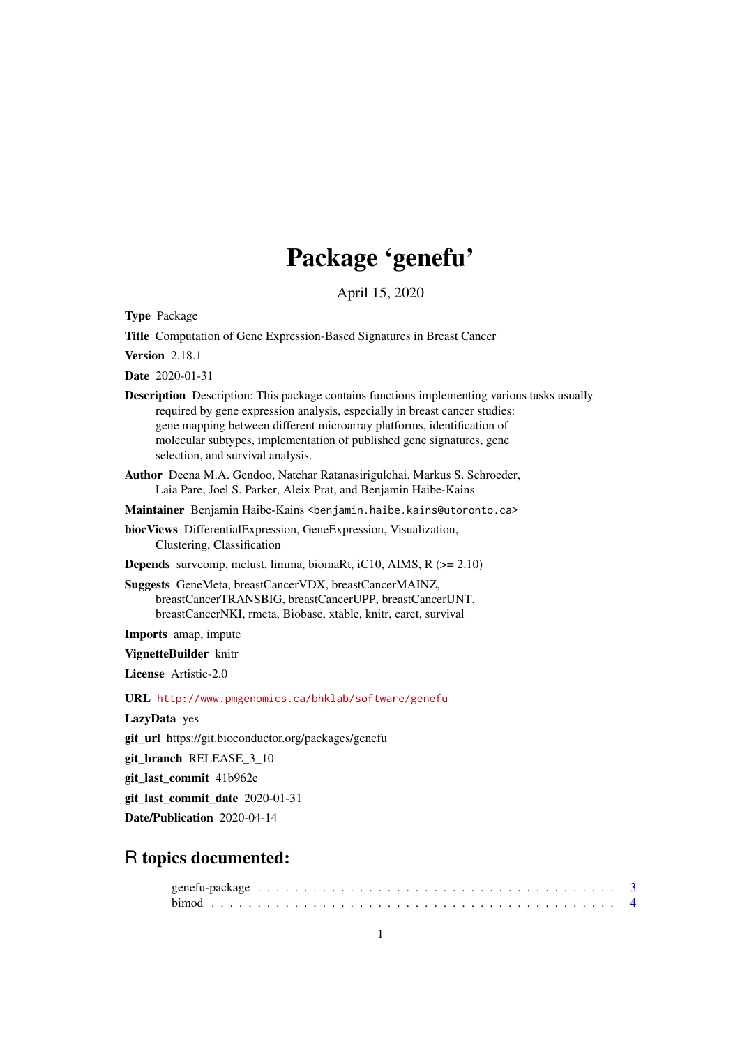# Package 'genefu'

April 15, 2020

**Type** Package

**Title** Computation of Gene Expression-Based Signatures in Breast Cancer

**Version** 2.18.1

**Date** 2020-01-31

**Description** Description: This package contains functions implementing various tasks usually required by gene expression analysis, especially in breast cancer studies: gene mapping between different microarray platforms, identification of molecular subtypes, implementation of published gene signatures, gene selection, and survival analysis.

**Author** Deena M.A. Gendoo, Natchar Ratanasirigulchai, Markus S. Schroeder, Laia Pare, Joel S. Parker, Aleix Prat, and Benjamin Haibe-Kains

**Maintainer** Benjamin Haibe-Kains <benjamin.haibe.kains@utoronto.ca>

**biocViews** DifferentialExpression, GeneExpression, Visualization, Clustering, Classification

**Depends** survcomp, mclust, limma, biomaRt, iC10, AIMS, R (>= 2.10)

**Suggests** GeneMeta, breastCancerVDX, breastCancerMAINZ, breastCancerTRANSBIG, breastCancerUPP, breastCancerUNT, breastCancerNKI, rmeta, Biobase, xtable, knitr, caret, survival

**Imports** amap, impute

**VignetteBuilder** knitr

**License** Artistic-2.0

**URL** http://www.pmgenomics.ca/bhklab/software/genefu

**LazyData** yes

**git_url** https://git.bioconductor.org/packages/genefu

**git_branch** RELEASE_3_10

**git_last_commit** 41b962e

**git_last_commit_date** 2020-01-31

**Date/Publication** 2020-04-14

## R topics documented:

genefu-package . . . . . . . . . . . . . . . . . . . . . . . . . . . . . . . . . . . . . . 3
bimod . . . . . . . . . . . . . . . . . . . . . . . . . . . . . . . . . . . . . . . . . . . . 4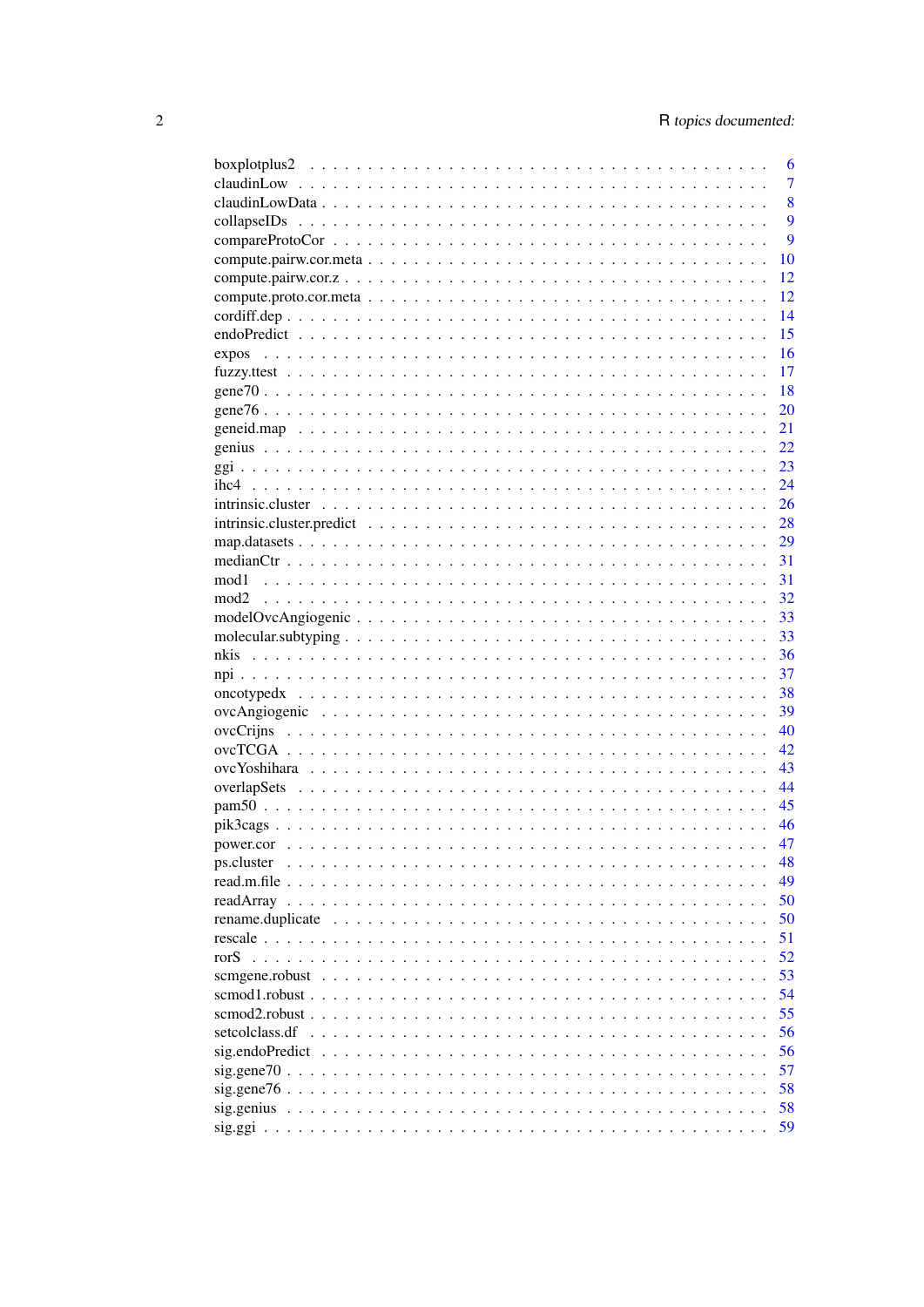boxplotplus2 . . . . . . . . . . . . . . . . . . . . . . . . . . . . . . . . . . . . . . . . 6
claudinLow . . . . . . . . . . . . . . . . . . . . . . . . . . . . . . . . . . . . . . . . 7
claudinLowData . . . . . . . . . . . . . . . . . . . . . . . . . . . . . . . . . . . . . . 8
collapseIDs . . . . . . . . . . . . . . . . . . . . . . . . . . . . . . . . . . . . . . . . 9
compareProtoCor . . . . . . . . . . . . . . . . . . . . . . . . . . . . . . . . . . . . . . 9
compute.pairw.cor.meta . . . . . . . . . . . . . . . . . . . . . . . . . . . . . . . . . . 10
compute.pairw.cor.z . . . . . . . . . . . . . . . . . . . . . . . . . . . . . . . . . . . . 12
compute.proto.cor.meta . . . . . . . . . . . . . . . . . . . . . . . . . . . . . . . . . . 12
cordiff.dep . . . . . . . . . . . . . . . . . . . . . . . . . . . . . . . . . . . . . . . . 14
endoPredict . . . . . . . . . . . . . . . . . . . . . . . . . . . . . . . . . . . . . . . . 15
expos . . . . . . . . . . . . . . . . . . . . . . . . . . . . . . . . . . . . . . . . . . . 16
fuzzy.ttest . . . . . . . . . . . . . . . . . . . . . . . . . . . . . . . . . . . . . . . . 17
gene70 . . . . . . . . . . . . . . . . . . . . . . . . . . . . . . . . . . . . . . . . . . 18
gene76 . . . . . . . . . . . . . . . . . . . . . . . . . . . . . . . . . . . . . . . . . . 20
geneid.map . . . . . . . . . . . . . . . . . . . . . . . . . . . . . . . . . . . . . . . . 21
genius . . . . . . . . . . . . . . . . . . . . . . . . . . . . . . . . . . . . . . . . . . 22
ggi . . . . . . . . . . . . . . . . . . . . . . . . . . . . . . . . . . . . . . . . . . . . 23
ihc4 . . . . . . . . . . . . . . . . . . . . . . . . . . . . . . . . . . . . . . . . . . . 24
intrinsic.cluster . . . . . . . . . . . . . . . . . . . . . . . . . . . . . . . . . . . . . 26
intrinsic.cluster.predict . . . . . . . . . . . . . . . . . . . . . . . . . . . . . . . . . 28
map.datasets . . . . . . . . . . . . . . . . . . . . . . . . . . . . . . . . . . . . . . . 29
medianCtr . . . . . . . . . . . . . . . . . . . . . . . . . . . . . . . . . . . . . . . . . 31
mod1 . . . . . . . . . . . . . . . . . . . . . . . . . . . . . . . . . . . . . . . . . . . 31
mod2 . . . . . . . . . . . . . . . . . . . . . . . . . . . . . . . . . . . . . . . . . . . 32
modelOvcAngiogenic . . . . . . . . . . . . . . . . . . . . . . . . . . . . . . . . . . . . 33
molecular.subtyping . . . . . . . . . . . . . . . . . . . . . . . . . . . . . . . . . . . . 33
nkis . . . . . . . . . . . . . . . . . . . . . . . . . . . . . . . . . . . . . . . . . . . 36
npi . . . . . . . . . . . . . . . . . . . . . . . . . . . . . . . . . . . . . . . . . . . . 37
oncotypedx . . . . . . . . . . . . . . . . . . . . . . . . . . . . . . . . . . . . . . . . 38
ovcAngiogenic . . . . . . . . . . . . . . . . . . . . . . . . . . . . . . . . . . . . . . . 39
ovcCrijns . . . . . . . . . . . . . . . . . . . . . . . . . . . . . . . . . . . . . . . . . 40
ovcTCGA . . . . . . . . . . . . . . . . . . . . . . . . . . . . . . . . . . . . . . . . . . 42
ovcYoshihara . . . . . . . . . . . . . . . . . . . . . . . . . . . . . . . . . . . . . . . 43
overlapSets . . . . . . . . . . . . . . . . . . . . . . . . . . . . . . . . . . . . . . . . 44
pam50 . . . . . . . . . . . . . . . . . . . . . . . . . . . . . . . . . . . . . . . . . . . 45
pik3cags . . . . . . . . . . . . . . . . . . . . . . . . . . . . . . . . . . . . . . . . . 46
power.cor . . . . . . . . . . . . . . . . . . . . . . . . . . . . . . . . . . . . . . . . . 47
ps.cluster . . . . . . . . . . . . . . . . . . . . . . . . . . . . . . . . . . . . . . . . 48
read.m.file . . . . . . . . . . . . . . . . . . . . . . . . . . . . . . . . . . . . . . . . 49
readArray . . . . . . . . . . . . . . . . . . . . . . . . . . . . . . . . . . . . . . . . . 50
rename.duplicate . . . . . . . . . . . . . . . . . . . . . . . . . . . . . . . . . . . . . 50
rescale . . . . . . . . . . . . . . . . . . . . . . . . . . . . . . . . . . . . . . . . . . 51
rorS . . . . . . . . . . . . . . . . . . . . . . . . . . . . . . . . . . . . . . . . . . . 52
scmgene.robust . . . . . . . . . . . . . . . . . . . . . . . . . . . . . . . . . . . . . . 53
scmod1.robust . . . . . . . . . . . . . . . . . . . . . . . . . . . . . . . . . . . . . . . 54
scmod2.robust . . . . . . . . . . . . . . . . . . . . . . . . . . . . . . . . . . . . . . . 55
setcolclass.df . . . . . . . . . . . . . . . . . . . . . . . . . . . . . . . . . . . . . . 56
sig.endoPredict . . . . . . . . . . . . . . . . . . . . . . . . . . . . . . . . . . . . . . 56
sig.gene70 . . . . . . . . . . . . . . . . . . . . . . . . . . . . . . . . . . . . . . . . . 57
sig.gene76 . . . . . . . . . . . . . . . . . . . . . . . . . . . . . . . . . . . . . . . . . 58
sig.genius . . . . . . . . . . . . . . . . . . . . . . . . . . . . . . . . . . . . . . . . . 58
sig.ggi . . . . . . . . . . . . . . . . . . . . . . . . . . . . . . . . . . . . . . . . . . . 59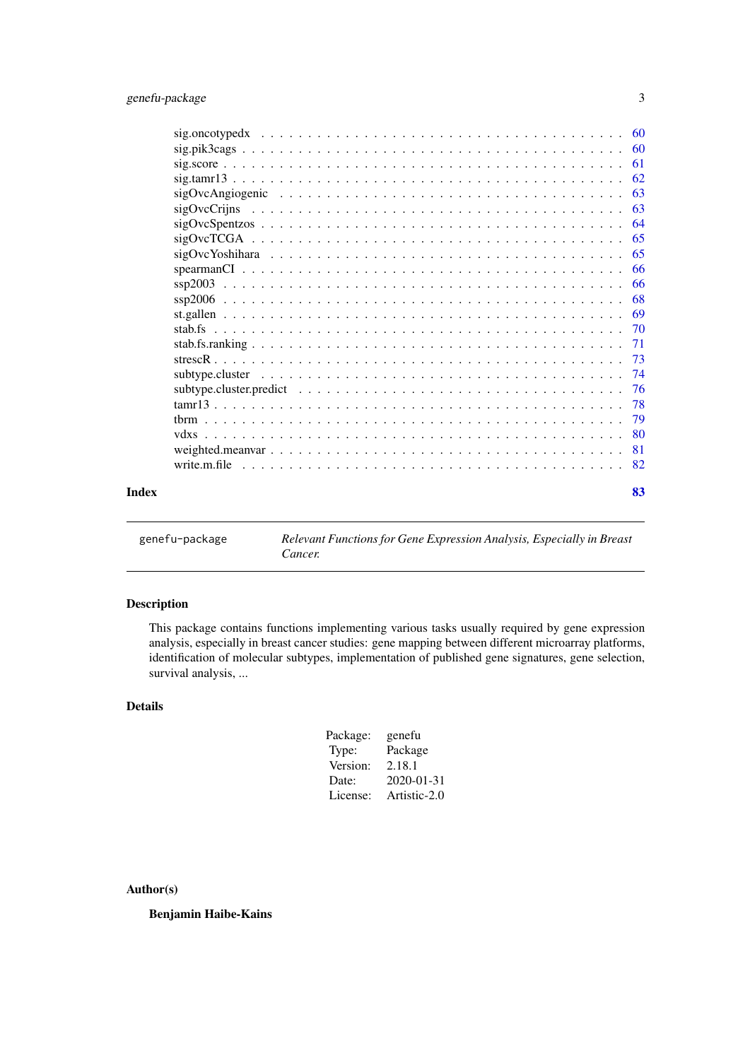| | |
|---|---|
| sig.oncotypedx | 60 |
| sig.pik3cags | 60 |
| sig.score | 61 |
| sig.tamr13 | 62 |
| sigOvcAngiogenic | 63 |
| sigOvcCrijns | 63 |
| sigOvcSpentzos | 64 |
| sigOvcTCGA | 65 |
| sigOvcYoshihara | 65 |
| spearmanCI | 66 |
| ssp2003 | 66 |
| ssp2006 | 68 |
| st.gallen | 69 |
| stab.fs | 70 |
| stab.fs.ranking | 71 |
| strescR | 73 |
| subtype.cluster | 74 |
| subtype.cluster.predict | 76 |
| tamr13 | 78 |
| tbrm | 79 |
| vdxs | 80 |
| weighted.meanvar | 81 |
| write.m.file | 82 |

**Index** **83**

---

`genefu-package` *Relevant Functions for Gene Expression Analysis, Especially in Breast Cancer.*

---

## Description

This package contains functions implementing various tasks usually required by gene expression analysis, especially in breast cancer studies: gene mapping between different microarray platforms, identification of molecular subtypes, implementation of published gene signatures, gene selection, survival analysis, ...

## Details

| | |
|---|---|
| Package: | genefu |
| Type: | Package |
| Version: | 2.18.1 |
| Date: | 2020-01-31 |
| License: | Artistic-2.0 |

## Author(s)

**Benjamin Haibe-Kains**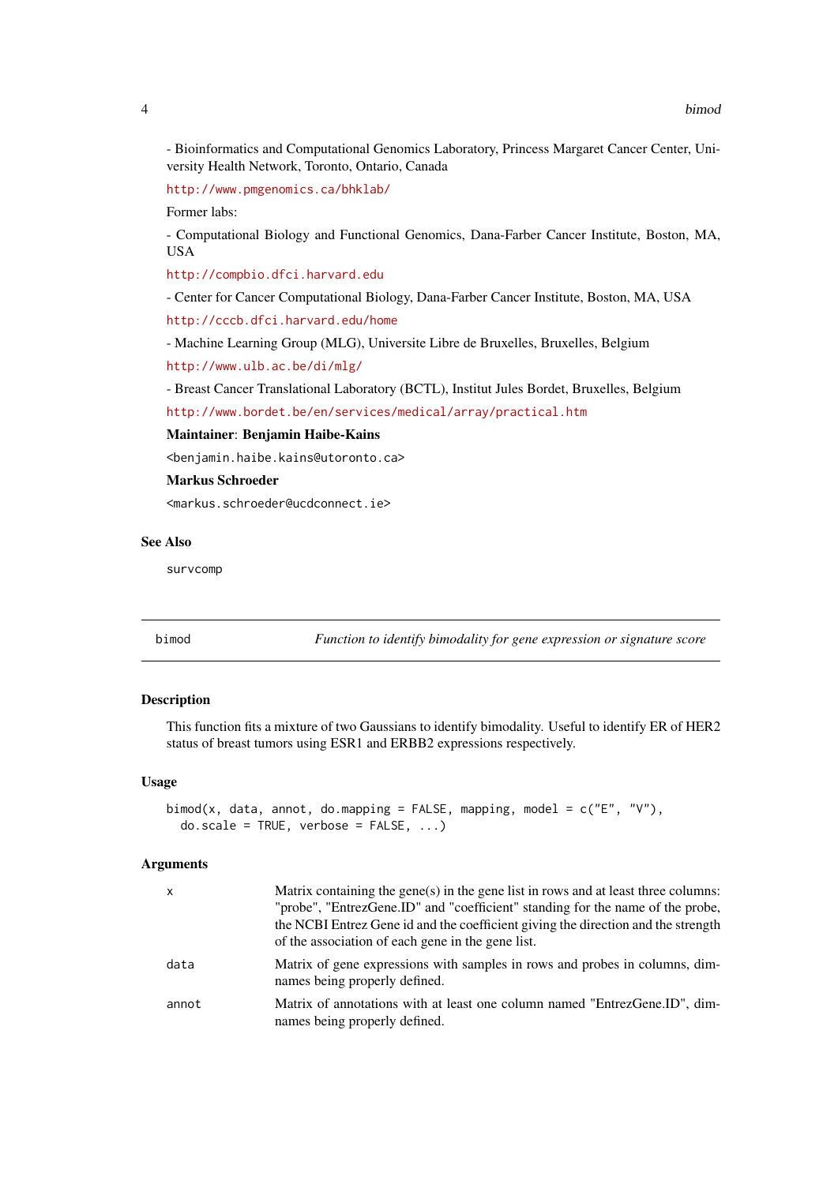- Bioinformatics and Computational Genomics Laboratory, Princess Margaret Cancer Center, University Health Network, Toronto, Ontario, Canada

http://www.pmgenomics.ca/bhklab/

Former labs:

- Computational Biology and Functional Genomics, Dana-Farber Cancer Institute, Boston, MA, USA

http://compbio.dfci.harvard.edu

- Center for Cancer Computational Biology, Dana-Farber Cancer Institute, Boston, MA, USA

http://cccb.dfci.harvard.edu/home

- Machine Learning Group (MLG), Universite Libre de Bruxelles, Bruxelles, Belgium

http://www.ulb.ac.be/di/mlg/

- Breast Cancer Translational Laboratory (BCTL), Institut Jules Bordet, Bruxelles, Belgium

http://www.bordet.be/en/services/medical/array/practical.htm

**Maintainer**: **Benjamin Haibe-Kains**

<benjamin.haibe.kains@utoronto.ca>

**Markus Schroeder**

<markus.schroeder@ucdconnect.ie>

### See Also

survcomp

---

## bimod — *Function to identify bimodality for gene expression or signature score*

### Description

This function fits a mixture of two Gaussians to identify bimodality. Useful to identify ER of HER2 status of breast tumors using ESR1 and ERBB2 expressions respectively.

### Usage

```
bimod(x, data, annot, do.mapping = FALSE, mapping, model = c("E", "V"),
  do.scale = TRUE, verbose = FALSE, ...)
```

### Arguments

| | |
|---|---|
| x | Matrix containing the gene(s) in the gene list in rows and at least three columns: "probe", "EntrezGene.ID" and "coefficient" standing for the name of the probe, the NCBI Entrez Gene id and the coefficient giving the direction and the strength of the association of each gene in the gene list. |
| data | Matrix of gene expressions with samples in rows and probes in columns, dimnames being properly defined. |
| annot | Matrix of annotations with at least one column named "EntrezGene.ID", dimnames being properly defined. |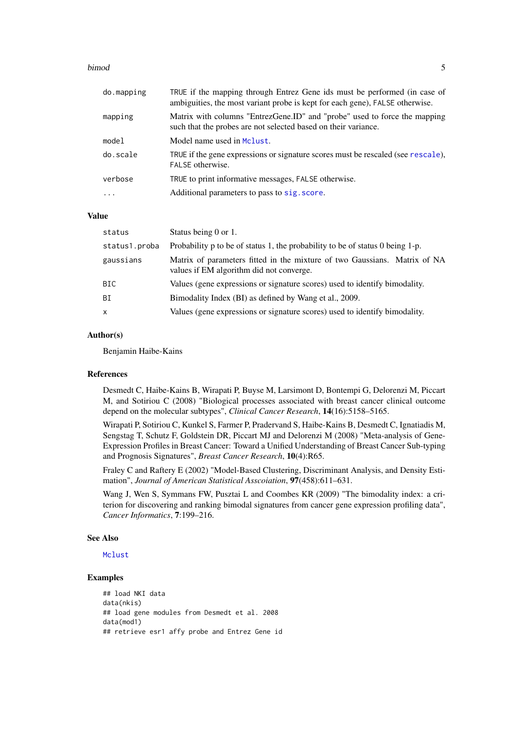| | |
|---|---|
| do.mapping | TRUE if the mapping through Entrez Gene ids must be performed (in case of ambiguities, the most variant probe is kept for each gene), FALSE otherwise. |
| mapping | Matrix with columns "EntrezGene.ID" and "probe" used to force the mapping such that the probes are not selected based on their variance. |
| model | Model name used in Mclust. |
| do.scale | TRUE if the gene expressions or signature scores must be rescaled (see rescale), FALSE otherwise. |
| verbose | TRUE to print informative messages, FALSE otherwise. |
| ... | Additional parameters to pass to sig.score. |

### Value

| | |
|---|---|
| status | Status being 0 or 1. |
| status1.proba | Probability p to be of status 1, the probability to be of status 0 being 1-p. |
| gaussians | Matrix of parameters fitted in the mixture of two Gaussians. Matrix of NA values if EM algorithm did not converge. |
| BIC | Values (gene expressions or signature scores) used to identify bimodality. |
| BI | Bimodality Index (BI) as defined by Wang et al., 2009. |
| x | Values (gene expressions or signature scores) used to identify bimodality. |

### Author(s)

Benjamin Haibe-Kains

### References

Desmedt C, Haibe-Kains B, Wirapati P, Buyse M, Larsimont D, Bontempi G, Delorenzi M, Piccart M, and Sotiriou C (2008) "Biological processes associated with breast cancer clinical outcome depend on the molecular subtypes", *Clinical Cancer Research*, **14**(16):5158–5165.

Wirapati P, Sotiriou C, Kunkel S, Farmer P, Pradervand S, Haibe-Kains B, Desmedt C, Ignatiadis M, Sengstag T, Schutz F, Goldstein DR, Piccart MJ and Delorenzi M (2008) "Meta-analysis of Gene-Expression Profiles in Breast Cancer: Toward a Unified Understanding of Breast Cancer Sub-typing and Prognosis Signatures", *Breast Cancer Research*, **10**(4):R65.

Fraley C and Raftery E (2002) "Model-Based Clustering, Discriminant Analysis, and Density Estimation", *Journal of American Statistical Asscoiation*, **97**(458):611–631.

Wang J, Wen S, Symmans FW, Pusztai L and Coombes KR (2009) "The bimodality index: a criterion for discovering and ranking bimodal signatures from cancer gene expression profiling data", *Cancer Informatics*, **7**:199–216.

### See Also

Mclust

### Examples

```
## load NKI data
data(nkis)
## load gene modules from Desmedt et al. 2008
data(mod1)
## retrieve esr1 affy probe and Entrez Gene id
```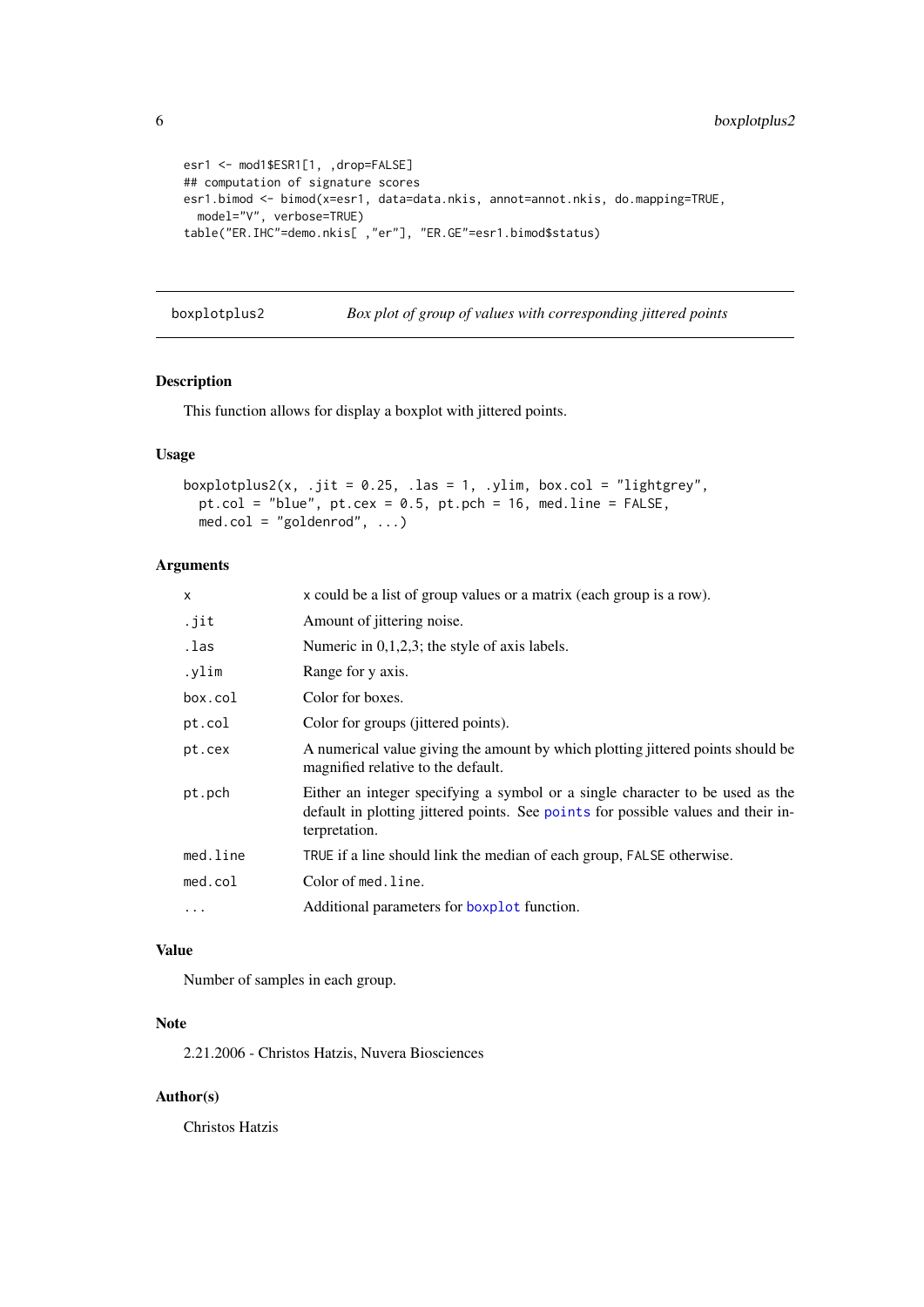```
esr1 <- mod1$ESR1[1, ,drop=FALSE]
## computation of signature scores
esr1.bimod <- bimod(x=esr1, data=data.nkis, annot=annot.nkis, do.mapping=TRUE,
  model="V", verbose=TRUE)
table("ER.IHC"=demo.nkis[ ,"er"], "ER.GE"=esr1.bimod$status)
```

---

## boxplotplus2 — *Box plot of group of values with corresponding jittered points*

---

### Description

This function allows for display a boxplot with jittered points.

### Usage

```
boxplotplus2(x, .jit = 0.25, .las = 1, .ylim, box.col = "lightgrey",
  pt.col = "blue", pt.cex = 0.5, pt.pch = 16, med.line = FALSE,
  med.col = "goldenrod", ...)
```

### Arguments

| | |
|---|---|
| `x` | x could be a list of group values or a matrix (each group is a row). |
| `.jit` | Amount of jittering noise. |
| `.las` | Numeric in 0,1,2,3; the style of axis labels. |
| `.ylim` | Range for y axis. |
| `box.col` | Color for boxes. |
| `pt.col` | Color for groups (jittered points). |
| `pt.cex` | A numerical value giving the amount by which plotting jittered points should be magnified relative to the default. |
| `pt.pch` | Either an integer specifying a symbol or a single character to be used as the default in plotting jittered points. See `points` for possible values and their interpretation. |
| `med.line` | `TRUE` if a line should link the median of each group, `FALSE` otherwise. |
| `med.col` | Color of `med.line`. |
| `...` | Additional parameters for `boxplot` function. |

### Value

Number of samples in each group.

### Note

2.21.2006 - Christos Hatzis, Nuvera Biosciences

### Author(s)

Christos Hatzis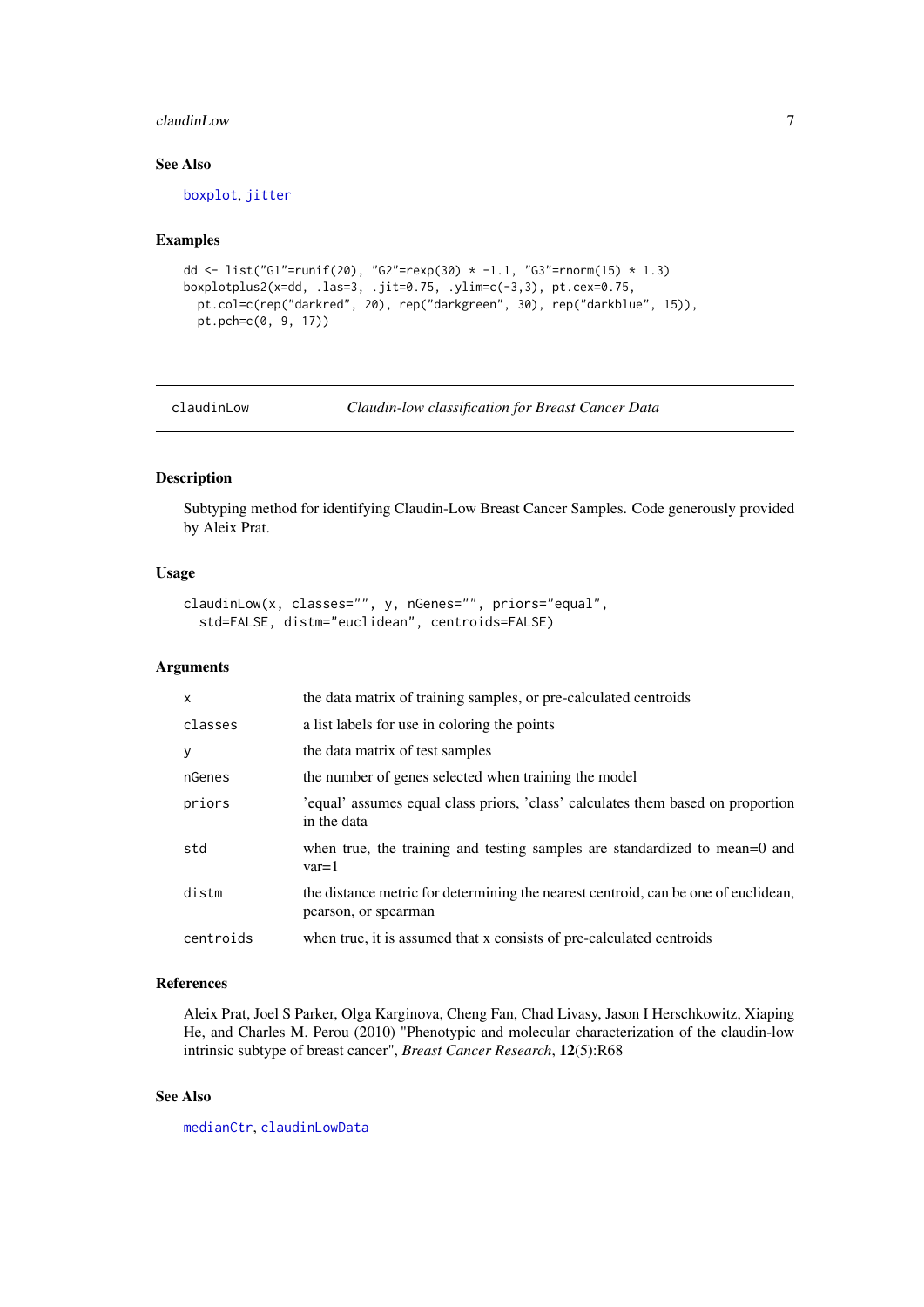## See Also

boxplot, jitter

## Examples

```
dd <- list("G1"=runif(20), "G2"=rexp(30) * -1.1, "G3"=rnorm(15) * 1.3)
boxplotplus2(x=dd, .las=3, .jit=0.75, .ylim=c(-3,3), pt.cex=0.75,
  pt.col=c(rep("darkred", 20), rep("darkgreen", 30), rep("darkblue", 15)),
  pt.pch=c(0, 9, 17))
```

---

# claudinLow &emsp; *Claudin-low classification for Breast Cancer Data*

---

## Description

Subtyping method for identifying Claudin-Low Breast Cancer Samples. Code generously provided by Aleix Prat.

## Usage

```
claudinLow(x, classes="", y, nGenes="", priors="equal",
  std=FALSE, distm="euclidean", centroids=FALSE)
```

## Arguments

| | |
|---|---|
| x | the data matrix of training samples, or pre-calculated centroids |
| classes | a list labels for use in coloring the points |
| y | the data matrix of test samples |
| nGenes | the number of genes selected when training the model |
| priors | 'equal' assumes equal class priors, 'class' calculates them based on proportion in the data |
| std | when true, the training and testing samples are standardized to mean=0 and var=1 |
| distm | the distance metric for determining the nearest centroid, can be one of euclidean, pearson, or spearman |
| centroids | when true, it is assumed that x consists of pre-calculated centroids |

## References

Aleix Prat, Joel S Parker, Olga Karginova, Cheng Fan, Chad Livasy, Jason I Herschkowitz, Xiaping He, and Charles M. Perou (2010) "Phenotypic and molecular characterization of the claudin-low intrinsic subtype of breast cancer", *Breast Cancer Research*, **12**(5):R68

## See Also

medianCtr, claudinLowData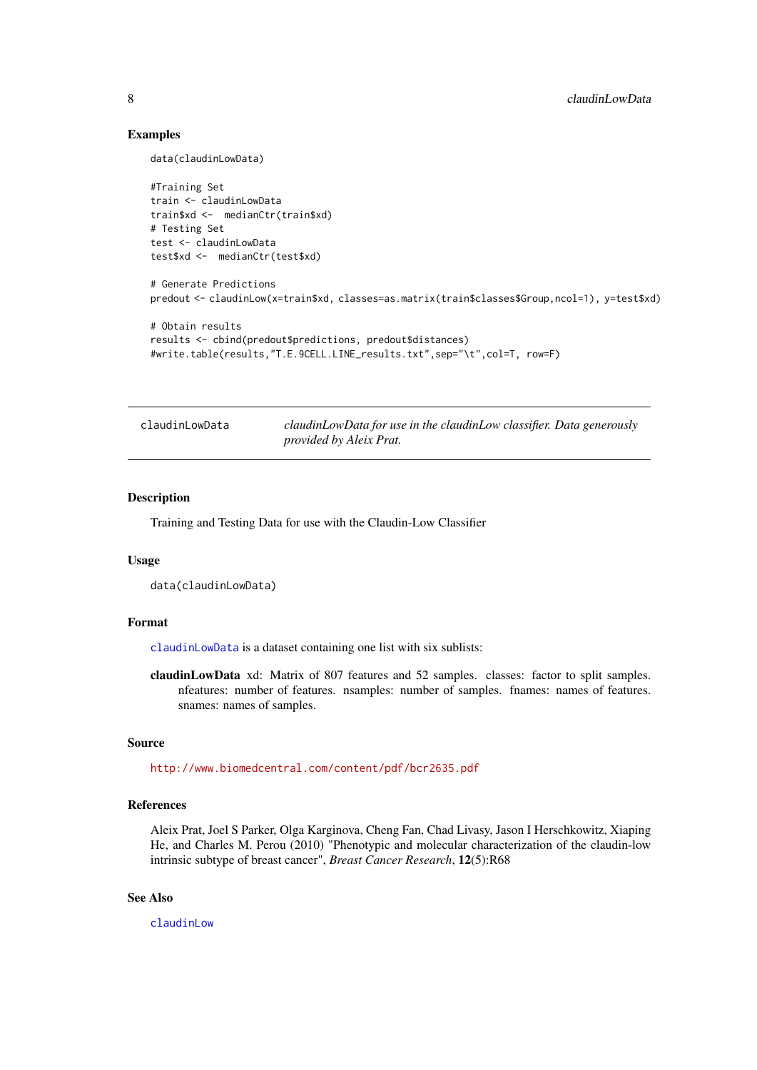### Examples

```
data(claudinLowData)

#Training Set
train <- claudinLowData
train$xd <-  medianCtr(train$xd)
# Testing Set
test <- claudinLowData
test$xd <-  medianCtr(test$xd)

# Generate Predictions
predout <- claudinLow(x=train$xd, classes=as.matrix(train$classes$Group,ncol=1), y=test$xd)

# Obtain results
results <- cbind(predout$predictions, predout$distances)
#write.table(results,"T.E.9CELL.LINE_results.txt",sep="\t",col=T, row=F)
```

---

## claudinLowData — *claudinLowData for use in the claudinLow classifier. Data generously provided by Aleix Prat.*

---

### Description

Training and Testing Data for use with the Claudin-Low Classifier

### Usage

```
data(claudinLowData)
```

### Format

claudinLowData is a dataset containing one list with six sublists:

**claudinLowData** xd: Matrix of 807 features and 52 samples. classes: factor to split samples. nfeatures: number of features. nsamples: number of samples. fnames: names of features. snames: names of samples.

### Source

http://www.biomedcentral.com/content/pdf/bcr2635.pdf

### References

Aleix Prat, Joel S Parker, Olga Karginova, Cheng Fan, Chad Livasy, Jason I Herschkowitz, Xiaping He, and Charles M. Perou (2010) "Phenotypic and molecular characterization of the claudin-low intrinsic subtype of breast cancer", *Breast Cancer Research*, **12**(5):R68

### See Also

claudinLow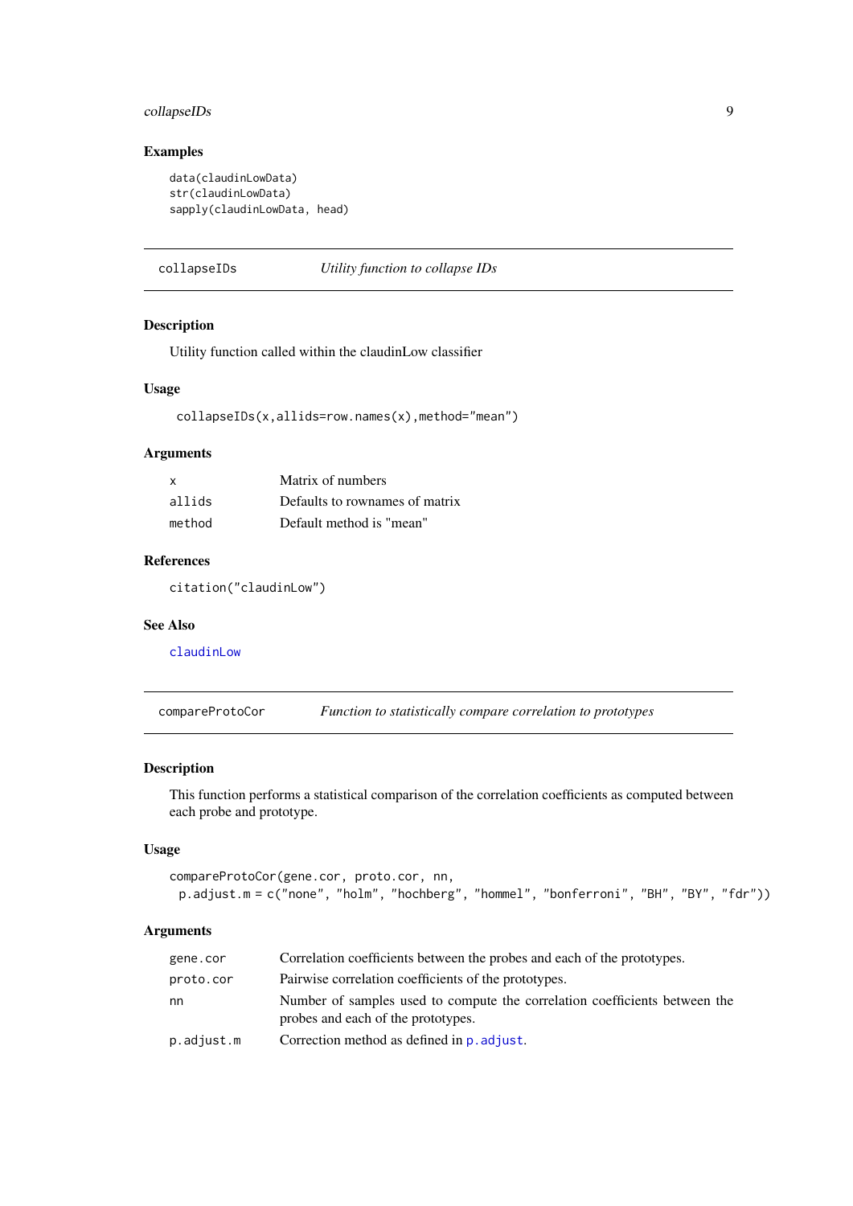### Examples

```
data(claudinLowData)
str(claudinLowData)
sapply(claudinLowData, head)
```

---

## collapseIDs *Utility function to collapse IDs*

### Description

Utility function called within the claudinLow classifier

### Usage

```
collapseIDs(x,allids=row.names(x),method="mean")
```

### Arguments

| | |
|---|---|
| `x` | Matrix of numbers |
| `allids` | Defaults to rownames of matrix |
| `method` | Default method is "mean" |

### References

`citation("claudinLow")`

### See Also

`claudinLow`

---

## compareProtoCor *Function to statistically compare correlation to prototypes*

### Description

This function performs a statistical comparison of the correlation coefficients as computed between each probe and prototype.

### Usage

```
compareProtoCor(gene.cor, proto.cor, nn,
  p.adjust.m = c("none", "holm", "hochberg", "hommel", "bonferroni", "BH", "BY", "fdr"))
```

### Arguments

| | |
|---|---|
| `gene.cor` | Correlation coefficients between the probes and each of the prototypes. |
| `proto.cor` | Pairwise correlation coefficients of the prototypes. |
| `nn` | Number of samples used to compute the correlation coefficients between the probes and each of the prototypes. |
| `p.adjust.m` | Correction method as defined in `p.adjust`. |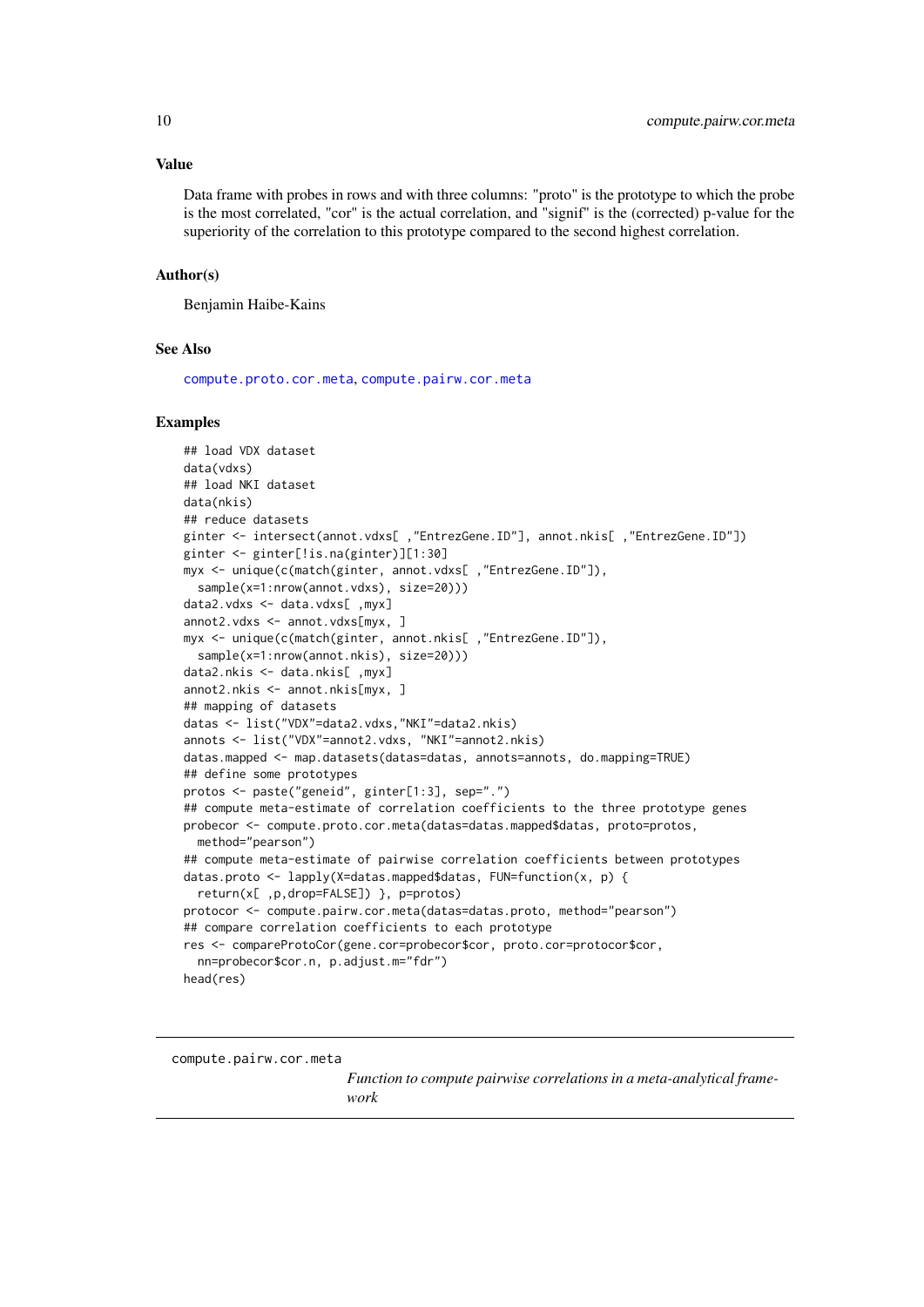### Value

Data frame with probes in rows and with three columns: "proto" is the prototype to which the probe is the most correlated, "cor" is the actual correlation, and "signif" is the (corrected) p-value for the superiority of the correlation to this prototype compared to the second highest correlation.

### Author(s)

Benjamin Haibe-Kains

### See Also

compute.proto.cor.meta, compute.pairw.cor.meta

### Examples

```
## load VDX dataset
data(vdxs)
## load NKI dataset
data(nkis)
## reduce datasets
ginter <- intersect(annot.vdxs[ ,"EntrezGene.ID"], annot.nkis[ ,"EntrezGene.ID"])
ginter <- ginter[!is.na(ginter)][1:30]
myx <- unique(c(match(ginter, annot.vdxs[ ,"EntrezGene.ID"]),
  sample(x=1:nrow(annot.vdxs), size=20)))
data2.vdxs <- data.vdxs[ ,myx]
annot2.vdxs <- annot.vdxs[myx, ]
myx <- unique(c(match(ginter, annot.nkis[ ,"EntrezGene.ID"]),
  sample(x=1:nrow(annot.nkis), size=20)))
data2.nkis <- data.nkis[ ,myx]
annot2.nkis <- annot.nkis[myx, ]
## mapping of datasets
datas <- list("VDX"=data2.vdxs,"NKI"=data2.nkis)
annots <- list("VDX"=annot2.vdxs, "NKI"=annot2.nkis)
datas.mapped <- map.datasets(datas=datas, annots=annots, do.mapping=TRUE)
## define some prototypes
protos <- paste("geneid", ginter[1:3], sep=".")
## compute meta-estimate of correlation coefficients to the three prototype genes
probecor <- compute.proto.cor.meta(datas=datas.mapped$datas, proto=protos,
  method="pearson")
## compute meta-estimate of pairwise correlation coefficients between prototypes
datas.proto <- lapply(X=datas.mapped$datas, FUN=function(x, p) {
  return(x[ ,p,drop=FALSE]) }, p=protos)
protocor <- compute.pairw.cor.meta(datas=datas.proto, method="pearson")
## compare correlation coefficients to each prototype
res <- compareProtoCor(gene.cor=probecor$cor, proto.cor=protocor$cor,
  nn=probecor$cor.n, p.adjust.m="fdr")
head(res)
```

---

## compute.pairw.cor.meta

*Function to compute pairwise correlations in a meta-analytical framework*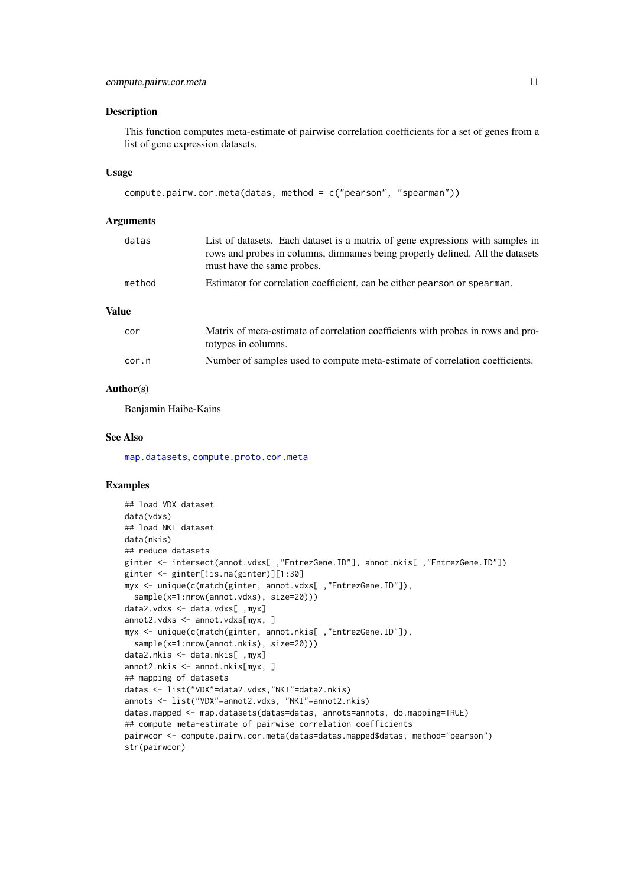### Description

This function computes meta-estimate of pairwise correlation coefficients for a set of genes from a list of gene expression datasets.

### Usage

```
compute.pairw.cor.meta(datas, method = c("pearson", "spearman"))
```

### Arguments

| | |
|---|---|
| datas | List of datasets. Each dataset is a matrix of gene expressions with samples in rows and probes in columns, dimnames being properly defined. All the datasets must have the same probes. |
| method | Estimator for correlation coefficient, can be either pearson or spearman. |

### Value

| | |
|---|---|
| cor | Matrix of meta-estimate of correlation coefficients with probes in rows and prototypes in columns. |
| cor.n | Number of samples used to compute meta-estimate of correlation coefficients. |

### Author(s)

Benjamin Haibe-Kains

### See Also

map.datasets, compute.proto.cor.meta

### Examples

```
## load VDX dataset
data(vdxs)
## load NKI dataset
data(nkis)
## reduce datasets
ginter <- intersect(annot.vdxs[ ,"EntrezGene.ID"], annot.nkis[ ,"EntrezGene.ID"])
ginter <- ginter[!is.na(ginter)][1:30]
myx <- unique(c(match(ginter, annot.vdxs[ ,"EntrezGene.ID"]),
  sample(x=1:nrow(annot.vdxs), size=20)))
data2.vdxs <- data.vdxs[ ,myx]
annot2.vdxs <- annot.vdxs[myx, ]
myx <- unique(c(match(ginter, annot.nkis[ ,"EntrezGene.ID"]),
  sample(x=1:nrow(annot.nkis), size=20)))
data2.nkis <- data.nkis[ ,myx]
annot2.nkis <- annot.nkis[myx, ]
## mapping of datasets
datas <- list("VDX"=data2.vdxs,"NKI"=data2.nkis)
annots <- list("VDX"=annot2.vdxs, "NKI"=annot2.nkis)
datas.mapped <- map.datasets(datas=datas, annots=annots, do.mapping=TRUE)
## compute meta-estimate of pairwise correlation coefficients
pairwcor <- compute.pairw.cor.meta(datas=datas.mapped$datas, method="pearson")
str(pairwcor)
```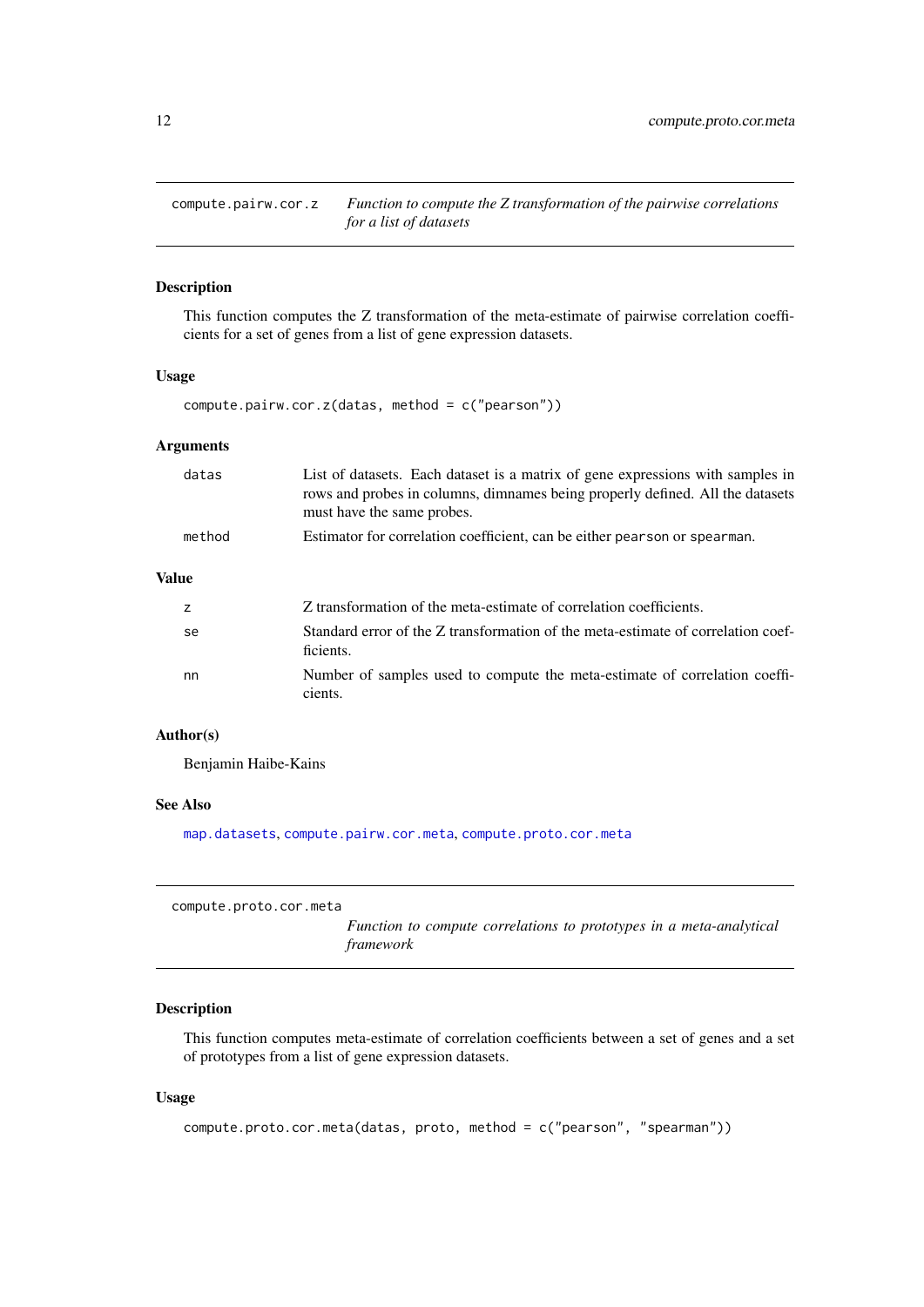## compute.pairw.cor.z

*Function to compute the Z transformation of the pairwise correlations for a list of datasets*

### Description

This function computes the Z transformation of the meta-estimate of pairwise correlation coefficients for a set of genes from a list of gene expression datasets.

### Usage

```
compute.pairw.cor.z(datas, method = c("pearson"))
```

### Arguments

| | |
|---|---|
| datas | List of datasets. Each dataset is a matrix of gene expressions with samples in rows and probes in columns, dimnames being properly defined. All the datasets must have the same probes. |
| method | Estimator for correlation coefficient, can be either pearson or spearman. |

### Value

| | |
|---|---|
| z | Z transformation of the meta-estimate of correlation coefficients. |
| se | Standard error of the Z transformation of the meta-estimate of correlation coefficients. |
| nn | Number of samples used to compute the meta-estimate of correlation coefficients. |

### Author(s)

Benjamin Haibe-Kains

### See Also

map.datasets, compute.pairw.cor.meta, compute.proto.cor.meta

## compute.proto.cor.meta

*Function to compute correlations to prototypes in a meta-analytical framework*

### Description

This function computes meta-estimate of correlation coefficients between a set of genes and a set of prototypes from a list of gene expression datasets.

### Usage

```
compute.proto.cor.meta(datas, proto, method = c("pearson", "spearman"))
```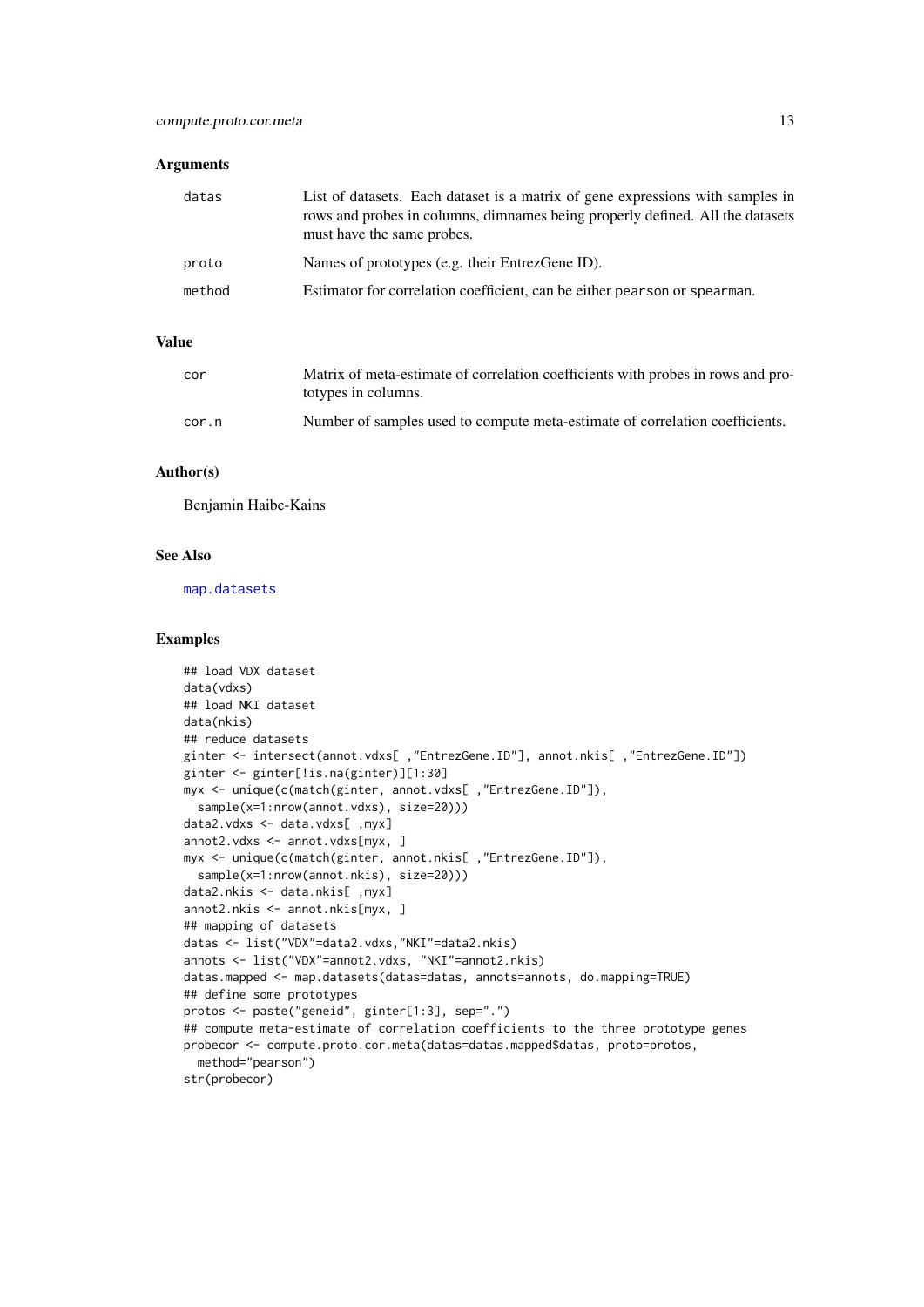## Arguments

| | |
|---|---|
| datas | List of datasets. Each dataset is a matrix of gene expressions with samples in rows and probes in columns, dimnames being properly defined. All the datasets must have the same probes. |
| proto | Names of prototypes (e.g. their EntrezGene ID). |
| method | Estimator for correlation coefficient, can be either pearson or spearman. |

## Value

| | |
|---|---|
| cor | Matrix of meta-estimate of correlation coefficients with probes in rows and prototypes in columns. |
| cor.n | Number of samples used to compute meta-estimate of correlation coefficients. |

## Author(s)

Benjamin Haibe-Kains

## See Also

map.datasets

## Examples

```
## load VDX dataset
data(vdxs)
## load NKI dataset
data(nkis)
## reduce datasets
ginter <- intersect(annot.vdxs[ ,"EntrezGene.ID"], annot.nkis[ ,"EntrezGene.ID"])
ginter <- ginter[!is.na(ginter)][1:30]
myx <- unique(c(match(ginter, annot.vdxs[ ,"EntrezGene.ID"]),
  sample(x=1:nrow(annot.vdxs), size=20)))
data2.vdxs <- data.vdxs[ ,myx]
annot2.vdxs <- annot.vdxs[myx, ]
myx <- unique(c(match(ginter, annot.nkis[ ,"EntrezGene.ID"]),
  sample(x=1:nrow(annot.nkis), size=20)))
data2.nkis <- data.nkis[ ,myx]
annot2.nkis <- annot.nkis[myx, ]
## mapping of datasets
datas <- list("VDX"=data2.vdxs,"NKI"=data2.nkis)
annots <- list("VDX"=annot2.vdxs, "NKI"=annot2.nkis)
datas.mapped <- map.datasets(datas=datas, annots=annots, do.mapping=TRUE)
## define some prototypes
protos <- paste("geneid", ginter[1:3], sep=".")
## compute meta-estimate of correlation coefficients to the three prototype genes
probecor <- compute.proto.cor.meta(datas=datas.mapped$datas, proto=protos,
  method="pearson")
str(probecor)
```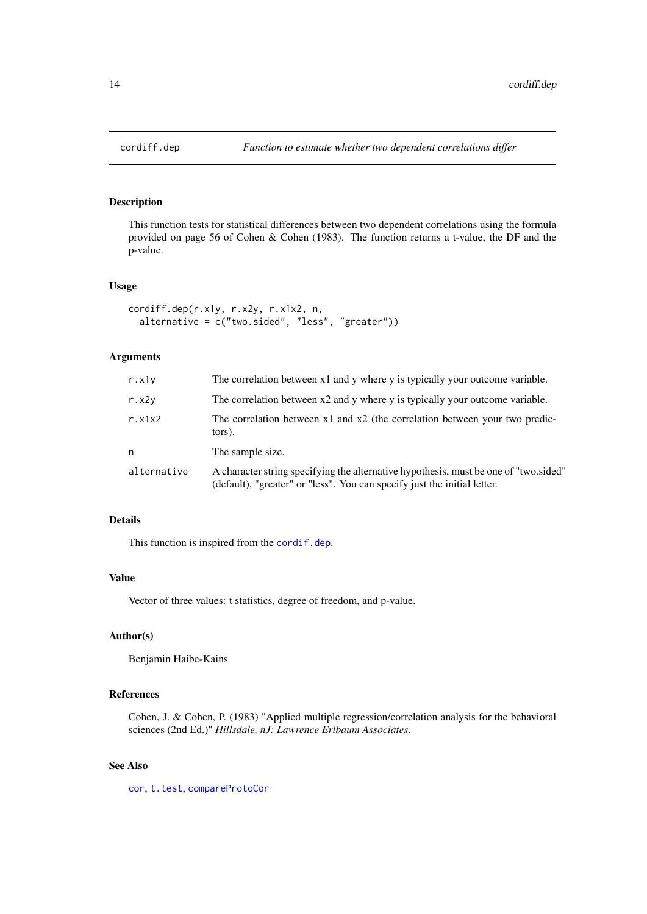# cordiff.dep — *Function to estimate whether two dependent correlations differ*

## Description

This function tests for statistical differences between two dependent correlations using the formula provided on page 56 of Cohen & Cohen (1983). The function returns a t-value, the DF and the p-value.

## Usage

```
cordiff.dep(r.x1y, r.x2y, r.x1x2, n,
  alternative = c("two.sided", "less", "greater"))
```

## Arguments

| | |
|---|---|
| `r.x1y` | The correlation between x1 and y where y is typically your outcome variable. |
| `r.x2y` | The correlation between x2 and y where y is typically your outcome variable. |
| `r.x1x2` | The correlation between x1 and x2 (the correlation between your two predictors). |
| `n` | The sample size. |
| `alternative` | A character string specifying the alternative hypothesis, must be one of "two.sided" (default), "greater" or "less". You can specify just the initial letter. |

## Details

This function is inspired from the `cordif.dep`.

## Value

Vector of three values: t statistics, degree of freedom, and p-value.

## Author(s)

Benjamin Haibe-Kains

## References

Cohen, J. & Cohen, P. (1983) "Applied multiple regression/correlation analysis for the behavioral sciences (2nd Ed.)" *Hillsdale, nJ: Lawrence Erlbaum Associates*.

## See Also

`cor`, `t.test`, `compareProtoCor`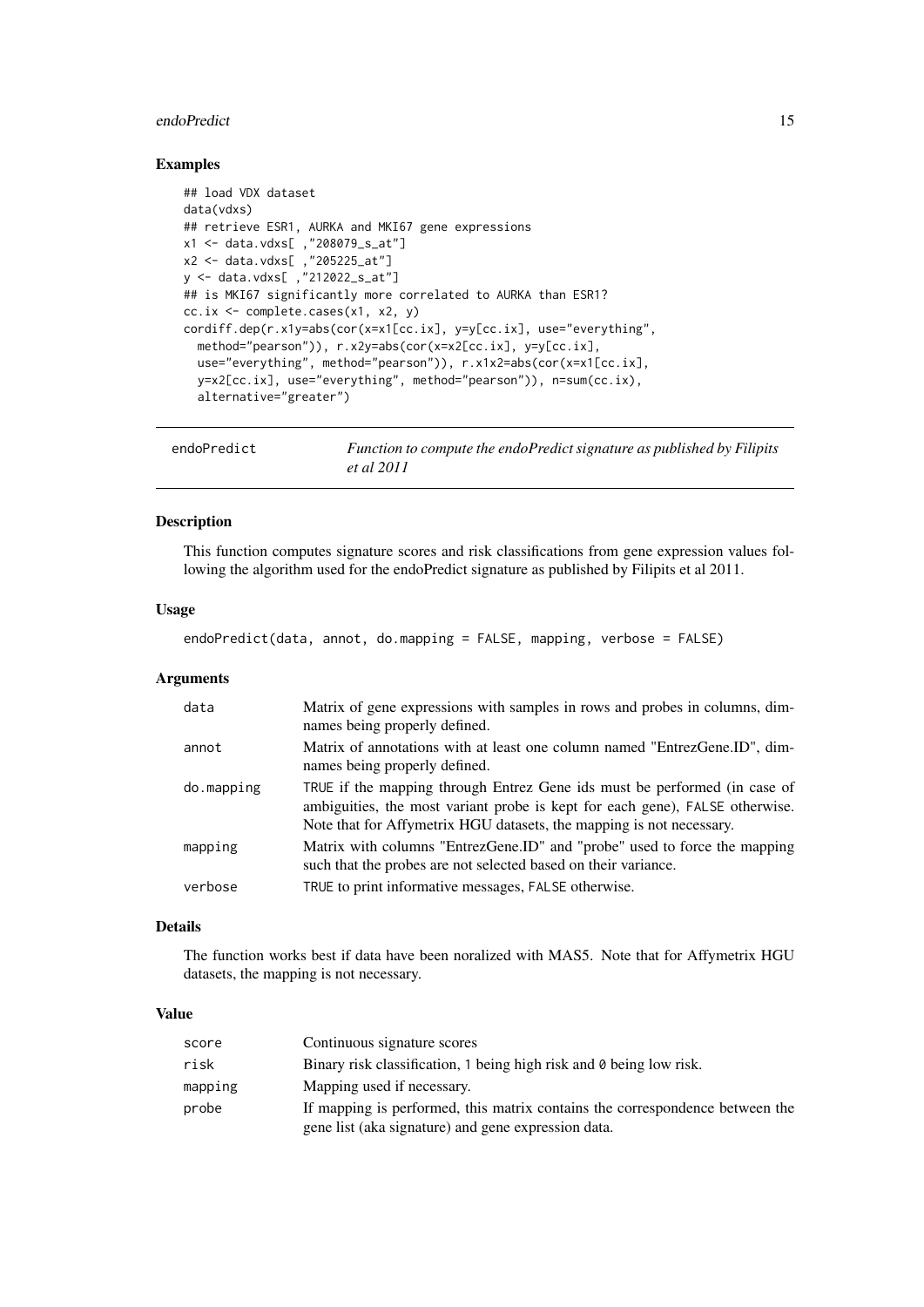### Examples

```
## load VDX dataset
data(vdxs)
## retrieve ESR1, AURKA and MKI67 gene expressions
x1 <- data.vdxs[ ,"208079_s_at"]
x2 <- data.vdxs[ ,"205225_at"]
y <- data.vdxs[ ,"212022_s_at"]
## is MKI67 significantly more correlated to AURKA than ESR1?
cc.ix <- complete.cases(x1, x2, y)
cordiff.dep(r.x1y=abs(cor(x=x1[cc.ix], y=y[cc.ix], use="everything",
  method="pearson")), r.x2y=abs(cor(x=x2[cc.ix], y=y[cc.ix],
  use="everything", method="pearson")), r.x1x2=abs(cor(x=x1[cc.ix],
  y=x2[cc.ix], use="everything", method="pearson")), n=sum(cc.ix),
  alternative="greater")
```

## endoPredict — *Function to compute the endoPredict signature as published by Filipits et al 2011*

### Description

This function computes signature scores and risk classifications from gene expression values following the algorithm used for the endoPredict signature as published by Filipits et al 2011.

### Usage

```
endoPredict(data, annot, do.mapping = FALSE, mapping, verbose = FALSE)
```

### Arguments

| | |
|---|---|
| data | Matrix of gene expressions with samples in rows and probes in columns, dimnames being properly defined. |
| annot | Matrix of annotations with at least one column named "EntrezGene.ID", dimnames being properly defined. |
| do.mapping | TRUE if the mapping through Entrez Gene ids must be performed (in case of ambiguities, the most variant probe is kept for each gene), FALSE otherwise. Note that for Affymetrix HGU datasets, the mapping is not necessary. |
| mapping | Matrix with columns "EntrezGene.ID" and "probe" used to force the mapping such that the probes are not selected based on their variance. |
| verbose | TRUE to print informative messages, FALSE otherwise. |

### Details

The function works best if data have been noralized with MAS5. Note that for Affymetrix HGU datasets, the mapping is not necessary.

### Value

| | |
|---|---|
| score | Continuous signature scores |
| risk | Binary risk classification, 1 being high risk and 0 being low risk. |
| mapping | Mapping used if necessary. |
| probe | If mapping is performed, this matrix contains the correspondence between the gene list (aka signature) and gene expression data. |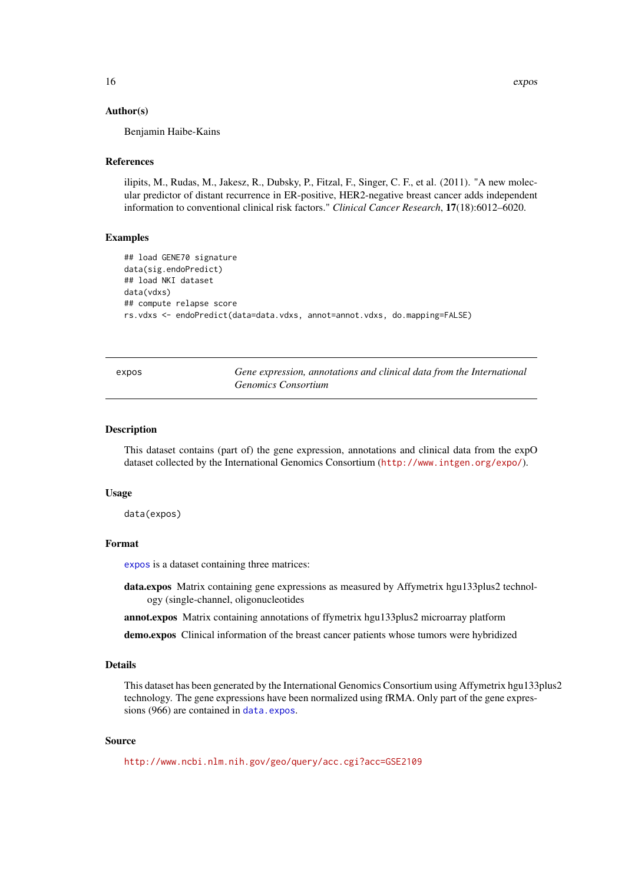### Author(s)

Benjamin Haibe-Kains

### References

ilipits, M., Rudas, M., Jakesz, R., Dubsky, P., Fitzal, F., Singer, C. F., et al. (2011). "A new molecular predictor of distant recurrence in ER-positive, HER2-negative breast cancer adds independent information to conventional clinical risk factors." *Clinical Cancer Research*, **17**(18):6012–6020.

### Examples

```
## load GENE70 signature
data(sig.endoPredict)
## load NKI dataset
data(vdxs)
## compute relapse score
rs.vdxs <- endoPredict(data=data.vdxs, annot=annot.vdxs, do.mapping=FALSE)
```

---

## expos — *Gene expression, annotations and clinical data from the International Genomics Consortium*

---

### Description

This dataset contains (part of) the gene expression, annotations and clinical data from the expO dataset collected by the International Genomics Consortium (http://www.intgen.org/expo/).

### Usage

```
data(expos)
```

### Format

expos is a dataset containing three matrices:

**data.expos** Matrix containing gene expressions as measured by Affymetrix hgu133plus2 technology (single-channel, oligonucleotides

**annot.expos** Matrix containing annotations of ffymetrix hgu133plus2 microarray platform

**demo.expos** Clinical information of the breast cancer patients whose tumors were hybridized

### Details

This dataset has been generated by the International Genomics Consortium using Affymetrix hgu133plus2 technology. The gene expressions have been normalized using fRMA. Only part of the gene expressions (966) are contained in data.expos.

### Source

http://www.ncbi.nlm.nih.gov/geo/query/acc.cgi?acc=GSE2109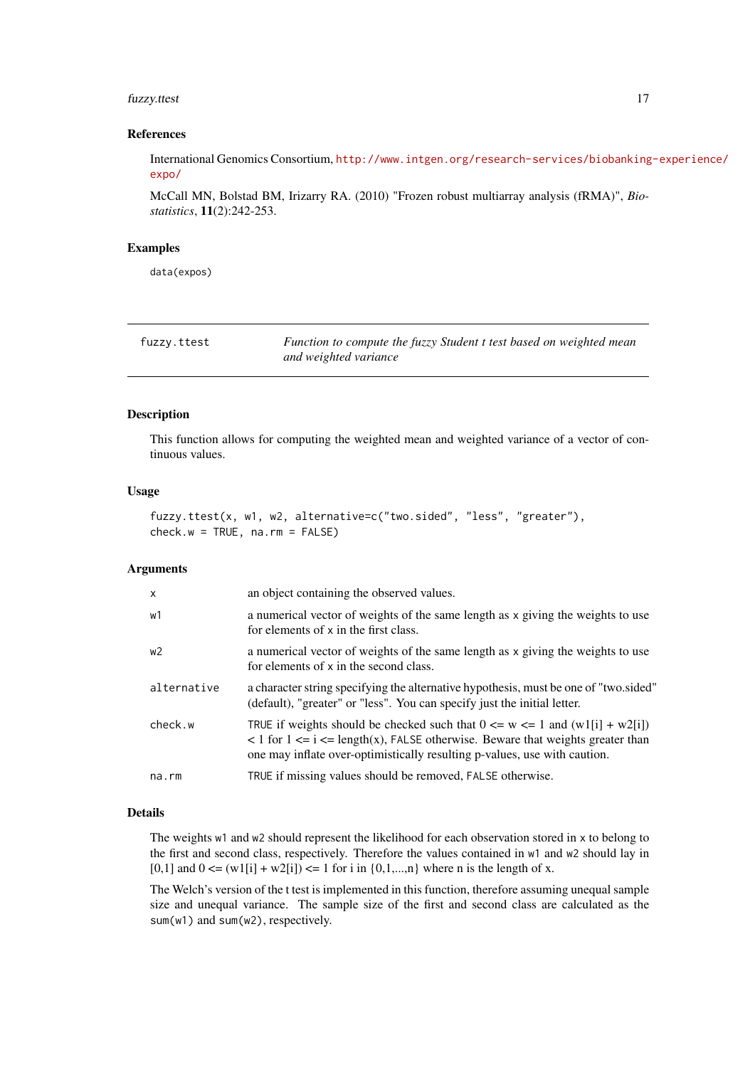### References

International Genomics Consortium, http://www.intgen.org/research-services/biobanking-experience/expo/

McCall MN, Bolstad BM, Irizarry RA. (2010) "Frozen robust multiarray analysis (fRMA)", *Biostatistics*, **11**(2):242-253.

### Examples

```
data(expos)
```

---

## fuzzy.ttest — *Function to compute the fuzzy Student t test based on weighted mean and weighted variance*

---

### Description

This function allows for computing the weighted mean and weighted variance of a vector of continuous values.

### Usage

```
fuzzy.ttest(x, w1, w2, alternative=c("two.sided", "less", "greater"),
check.w = TRUE, na.rm = FALSE)
```

### Arguments

| | |
|---|---|
| `x` | an object containing the observed values. |
| `w1` | a numerical vector of weights of the same length as `x` giving the weights to use for elements of `x` in the first class. |
| `w2` | a numerical vector of weights of the same length as `x` giving the weights to use for elements of `x` in the second class. |
| `alternative` | a character string specifying the alternative hypothesis, must be one of "two.sided" (default), "greater" or "less". You can specify just the initial letter. |
| `check.w` | `TRUE` if weights should be checked such that 0 <= w <= 1 and (w1[i] + w2[i]) < 1 for 1 <= i <= length(x), `FALSE` otherwise. Beware that weights greater than one may inflate over-optimistically resulting p-values, use with caution. |
| `na.rm` | `TRUE` if missing values should be removed, `FALSE` otherwise. |

### Details

The weights `w1` and `w2` should represent the likelihood for each observation stored in `x` to belong to the first and second class, respectively. Therefore the values contained in `w1` and `w2` should lay in [0,1] and 0 <= (w1[i] + w2[i]) <= 1 for i in {0,1,...,n} where n is the length of x.

The Welch's version of the t test is implemented in this function, therefore assuming unequal sample size and unequal variance. The sample size of the first and second class are calculated as the `sum(w1)` and `sum(w2)`, respectively.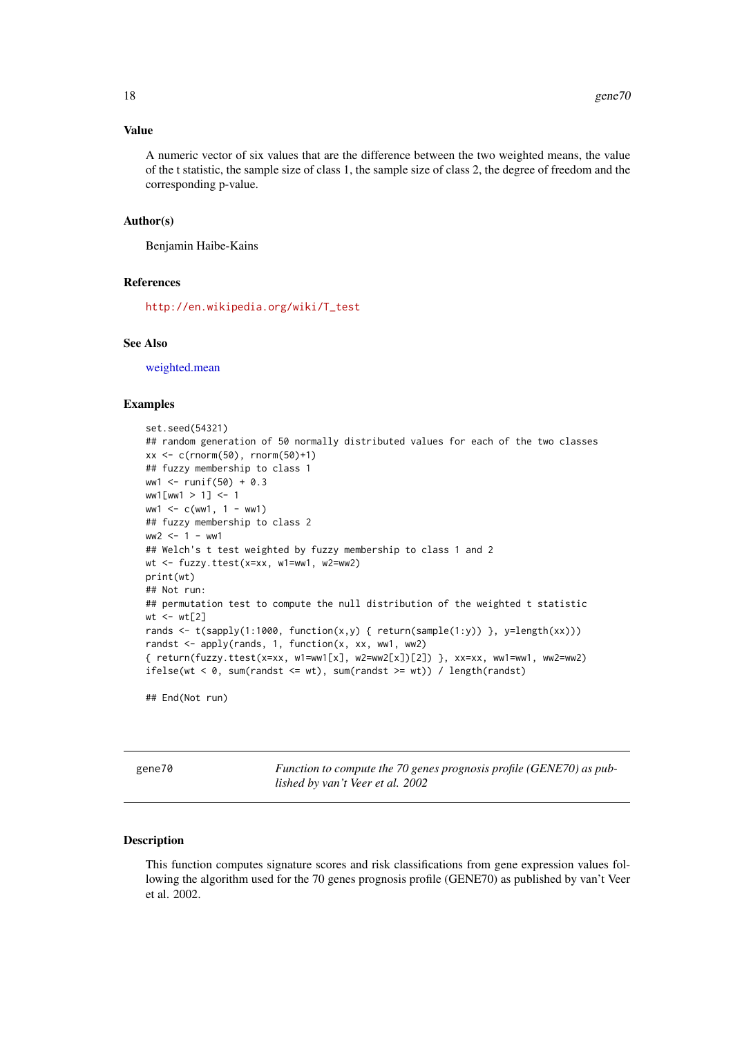### Value

A numeric vector of six values that are the difference between the two weighted means, the value of the t statistic, the sample size of class 1, the sample size of class 2, the degree of freedom and the corresponding p-value.

### Author(s)

Benjamin Haibe-Kains

### References

http://en.wikipedia.org/wiki/T_test

### See Also

weighted.mean

### Examples

```
set.seed(54321)
## random generation of 50 normally distributed values for each of the two classes
xx <- c(rnorm(50), rnorm(50)+1)
## fuzzy membership to class 1
ww1 <- runif(50) + 0.3
ww1[ww1 > 1] <- 1
ww1 <- c(ww1, 1 - ww1)
## fuzzy membership to class 2
ww2 <- 1 - ww1
## Welch's t test weighted by fuzzy membership to class 1 and 2
wt <- fuzzy.ttest(x=xx, w1=ww1, w2=ww2)
print(wt)
## Not run:
## permutation test to compute the null distribution of the weighted t statistic
wt <- wt[2]
rands <- t(sapply(1:1000, function(x,y) { return(sample(1:y)) }, y=length(xx)))
randst <- apply(rands, 1, function(x, xx, ww1, ww2)
{ return(fuzzy.ttest(x=xx, w1=ww1[x], w2=ww2[x])[2]) }, xx=xx, ww1=ww1, ww2=ww2)
ifelse(wt < 0, sum(randst <= wt), sum(randst >= wt)) / length(randst)

## End(Not run)
```

---

## gene70 — *Function to compute the 70 genes prognosis profile (GENE70) as published by van't Veer et al. 2002*

---

### Description

This function computes signature scores and risk classifications from gene expression values following the algorithm used for the 70 genes prognosis profile (GENE70) as published by van't Veer et al. 2002.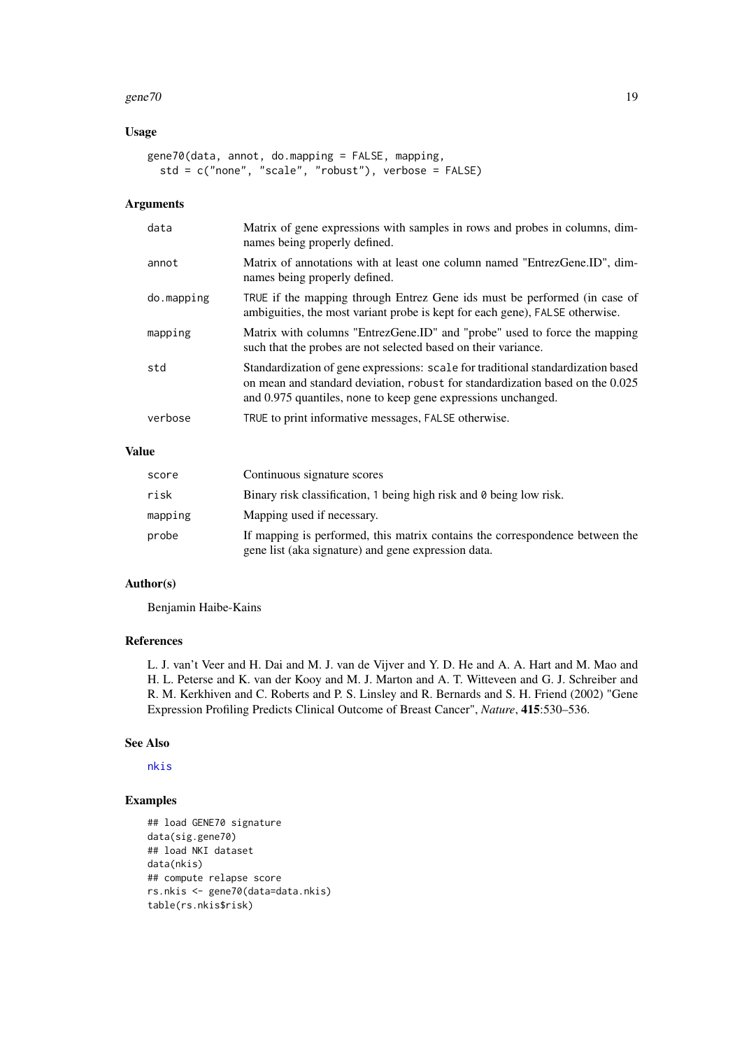## Usage

```
gene70(data, annot, do.mapping = FALSE, mapping,
  std = c("none", "scale", "robust"), verbose = FALSE)
```

## Arguments

| | |
|---|---|
| data | Matrix of gene expressions with samples in rows and probes in columns, dimnames being properly defined. |
| annot | Matrix of annotations with at least one column named "EntrezGene.ID", dimnames being properly defined. |
| do.mapping | TRUE if the mapping through Entrez Gene ids must be performed (in case of ambiguities, the most variant probe is kept for each gene), FALSE otherwise. |
| mapping | Matrix with columns "EntrezGene.ID" and "probe" used to force the mapping such that the probes are not selected based on their variance. |
| std | Standardization of gene expressions: scale for traditional standardization based on mean and standard deviation, robust for standardization based on the 0.025 and 0.975 quantiles, none to keep gene expressions unchanged. |
| verbose | TRUE to print informative messages, FALSE otherwise. |

## Value

| | |
|---|---|
| score | Continuous signature scores |
| risk | Binary risk classification, 1 being high risk and 0 being low risk. |
| mapping | Mapping used if necessary. |
| probe | If mapping is performed, this matrix contains the correspondence between the gene list (aka signature) and gene expression data. |

## Author(s)

Benjamin Haibe-Kains

## References

L. J. van't Veer and H. Dai and M. J. van de Vijver and Y. D. He and A. A. Hart and M. Mao and H. L. Peterse and K. van der Kooy and M. J. Marton and A. T. Witteveen and G. J. Schreiber and R. M. Kerkhiven and C. Roberts and P. S. Linsley and R. Bernards and S. H. Friend (2002) "Gene Expression Profiling Predicts Clinical Outcome of Breast Cancer", *Nature*, **415**:530–536.

## See Also

nkis

## Examples

```
## load GENE70 signature
data(sig.gene70)
## load NKI dataset
data(nkis)
## compute relapse score
rs.nkis <- gene70(data=data.nkis)
table(rs.nkis$risk)
```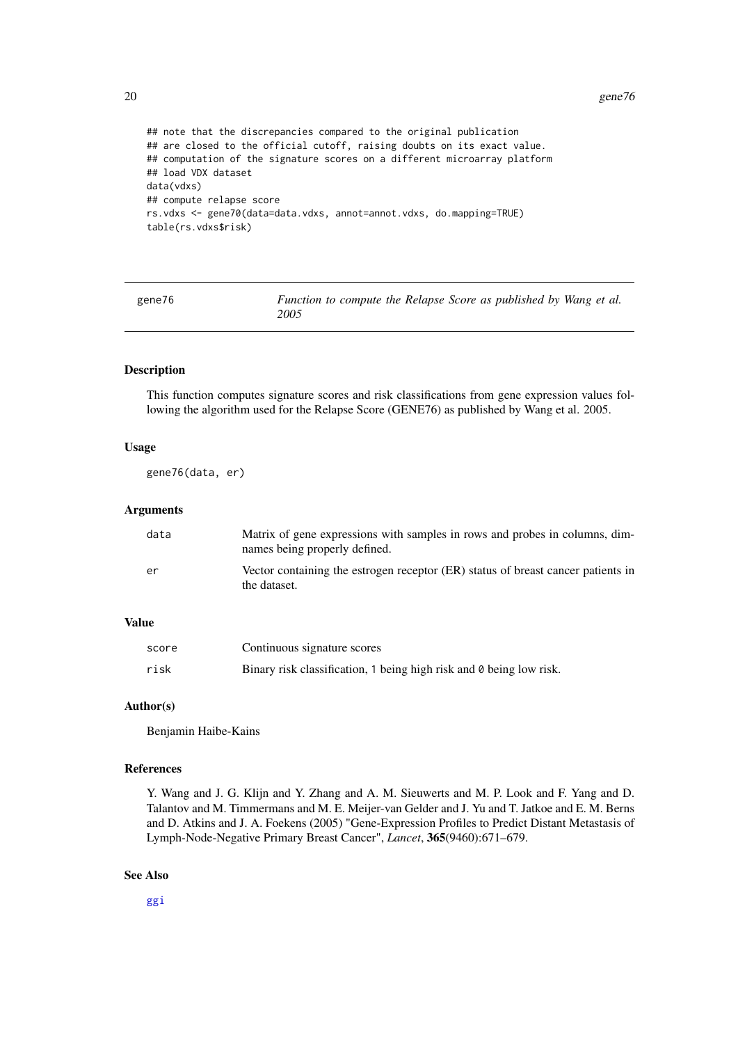```
## note that the discrepancies compared to the original publication
## are closed to the official cutoff, raising doubts on its exact value.
## computation of the signature scores on a different microarray platform
## load VDX dataset
data(vdxs)
## compute relapse score
rs.vdxs <- gene70(data=data.vdxs, annot=annot.vdxs, do.mapping=TRUE)
table(rs.vdxs$risk)
```

## gene76 — *Function to compute the Relapse Score as published by Wang et al. 2005*

### Description

This function computes signature scores and risk classifications from gene expression values following the algorithm used for the Relapse Score (GENE76) as published by Wang et al. 2005.

### Usage

```
gene76(data, er)
```

### Arguments

| | |
|---|---|
| `data` | Matrix of gene expressions with samples in rows and probes in columns, dimnames being properly defined. |
| `er` | Vector containing the estrogen receptor (ER) status of breast cancer patients in the dataset. |

### Value

| | |
|---|---|
| `score` | Continuous signature scores |
| `risk` | Binary risk classification, `1` being high risk and `0` being low risk. |

### Author(s)

Benjamin Haibe-Kains

### References

Y. Wang and J. G. Klijn and Y. Zhang and A. M. Sieuwerts and M. P. Look and F. Yang and D. Talantov and M. Timmermans and M. E. Meijer-van Gelder and J. Yu and T. Jatkoe and E. M. Berns and D. Atkins and J. A. Foekens (2005) "Gene-Expression Profiles to Predict Distant Metastasis of Lymph-Node-Negative Primary Breast Cancer", *Lancet*, **365**(9460):671–679.

### See Also

ggi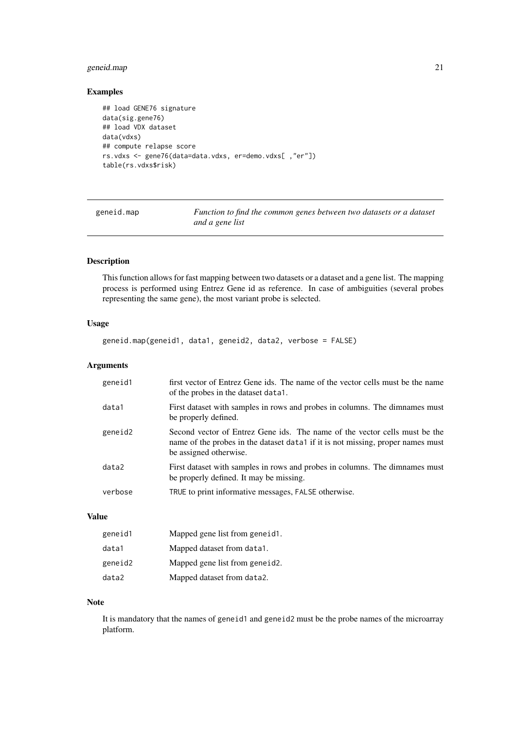### Examples

```
## load GENE76 signature
data(sig.gene76)
## load VDX dataset
data(vdxs)
## compute relapse score
rs.vdxs <- gene76(data=data.vdxs, er=demo.vdxs[ ,"er"])
table(rs.vdxs$risk)
```

---

## geneid.map — *Function to find the common genes between two datasets or a dataset and a gene list*

---

### Description

This function allows for fast mapping between two datasets or a dataset and a gene list. The mapping process is performed using Entrez Gene id as reference. In case of ambiguities (several probes representing the same gene), the most variant probe is selected.

### Usage

```
geneid.map(geneid1, data1, geneid2, data2, verbose = FALSE)
```

### Arguments

| | |
|---|---|
| geneid1 | first vector of Entrez Gene ids. The name of the vector cells must be the name of the probes in the dataset data1. |
| data1 | First dataset with samples in rows and probes in columns. The dimnames must be properly defined. |
| geneid2 | Second vector of Entrez Gene ids. The name of the vector cells must be the name of the probes in the dataset data1 if it is not missing, proper names must be assigned otherwise. |
| data2 | First dataset with samples in rows and probes in columns. The dimnames must be properly defined. It may be missing. |
| verbose | TRUE to print informative messages, FALSE otherwise. |

### Value

| | |
|---|---|
| geneid1 | Mapped gene list from geneid1. |
| data1 | Mapped dataset from data1. |
| geneid2 | Mapped gene list from geneid2. |
| data2 | Mapped dataset from data2. |

### Note

It is mandatory that the names of geneid1 and geneid2 must be the probe names of the microarray platform.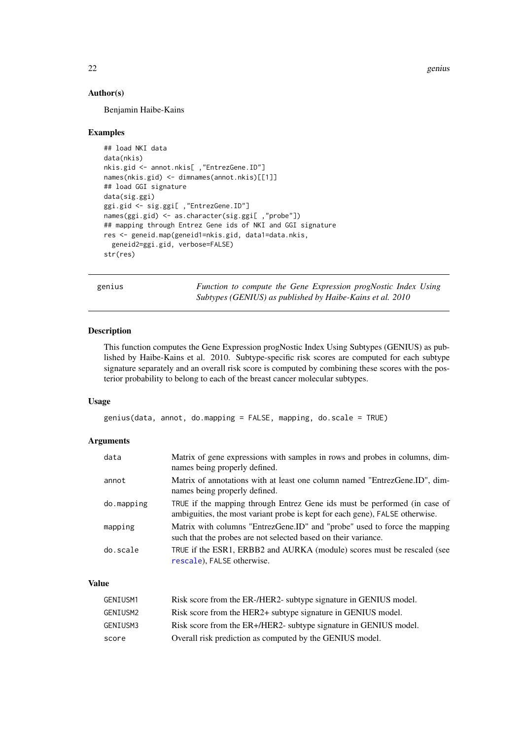### Author(s)

Benjamin Haibe-Kains

### Examples

```
## load NKI data
data(nkis)
nkis.gid <- annot.nkis[ ,"EntrezGene.ID"]
names(nkis.gid) <- dimnames(annot.nkis)[[1]]
## load GGI signature
data(sig.ggi)
ggi.gid <- sig.ggi[ ,"EntrezGene.ID"]
names(ggi.gid) <- as.character(sig.ggi[ ,"probe"])
## mapping through Entrez Gene ids of NKI and GGI signature
res <- geneid.map(geneid1=nkis.gid, data1=data.nkis,
  geneid2=ggi.gid, verbose=FALSE)
str(res)
```

---

## genius — *Function to compute the Gene Expression progNostic Index Using Subtypes (GENIUS) as published by Haibe-Kains et al. 2010*

### Description

This function computes the Gene Expression progNostic Index Using Subtypes (GENIUS) as published by Haibe-Kains et al. 2010. Subtype-specific risk scores are computed for each subtype signature separately and an overall risk score is computed by combining these scores with the posterior probability to belong to each of the breast cancer molecular subtypes.

### Usage

```
genius(data, annot, do.mapping = FALSE, mapping, do.scale = TRUE)
```

### Arguments

| | |
|---|---|
| `data` | Matrix of gene expressions with samples in rows and probes in columns, dimnames being properly defined. |
| `annot` | Matrix of annotations with at least one column named "EntrezGene.ID", dimnames being properly defined. |
| `do.mapping` | `TRUE` if the mapping through Entrez Gene ids must be performed (in case of ambiguities, the most variant probe is kept for each gene), `FALSE` otherwise. |
| `mapping` | Matrix with columns "EntrezGene.ID" and "probe" used to force the mapping such that the probes are not selected based on their variance. |
| `do.scale` | `TRUE` if the ESR1, ERBB2 and AURKA (module) scores must be rescaled (see `rescale`), `FALSE` otherwise. |

### Value

| | |
|---|---|
| `GENIUSM1` | Risk score from the ER-/HER2- subtype signature in GENIUS model. |
| `GENIUSM2` | Risk score from the HER2+ subtype signature in GENIUS model. |
| `GENIUSM3` | Risk score from the ER+/HER2- subtype signature in GENIUS model. |
| `score` | Overall risk prediction as computed by the GENIUS model. |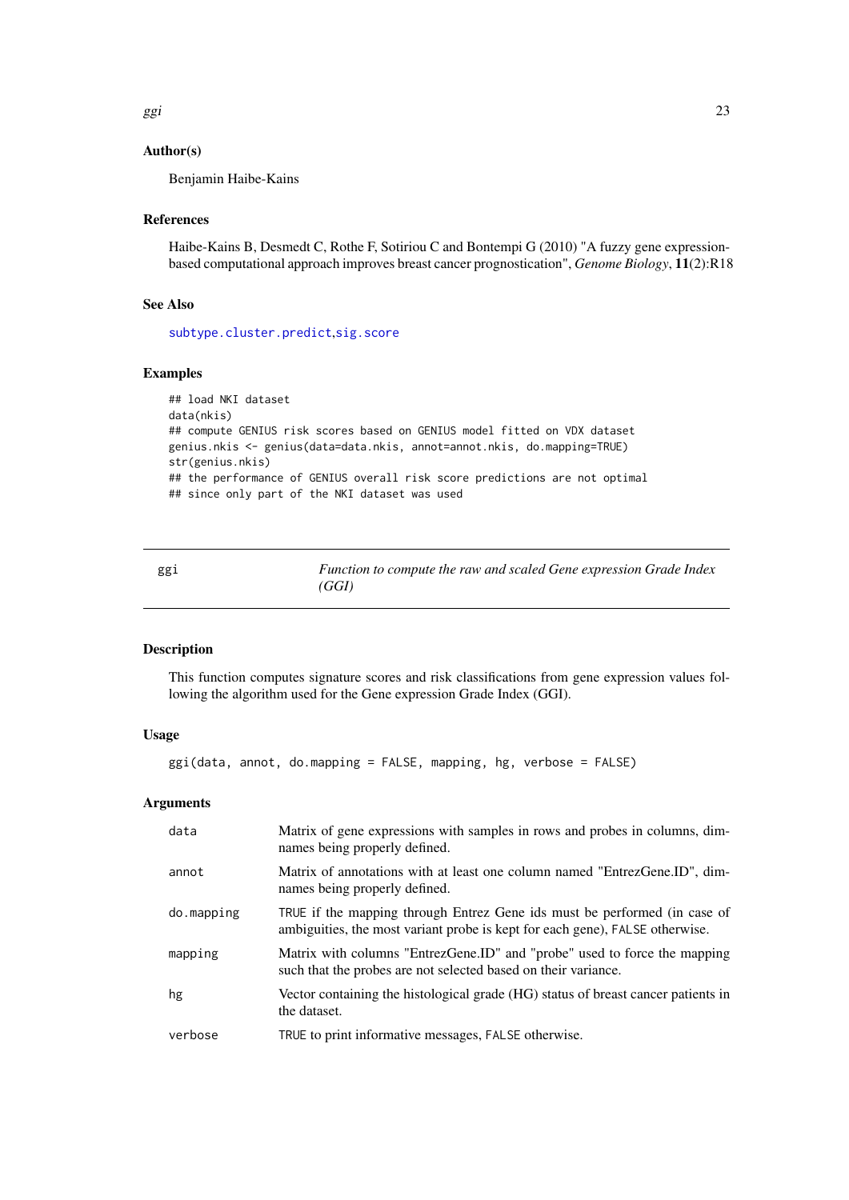### Author(s)

Benjamin Haibe-Kains

### References

Haibe-Kains B, Desmedt C, Rothe F, Sotiriou C and Bontempi G (2010) "A fuzzy gene expression-based computational approach improves breast cancer prognostication", *Genome Biology*, **11**(2):R18

### See Also

subtype.cluster.predict,sig.score

### Examples

```
## load NKI dataset
data(nkis)
## compute GENIUS risk scores based on GENIUS model fitted on VDX dataset
genius.nkis <- genius(data=data.nkis, annot=annot.nkis, do.mapping=TRUE)
str(genius.nkis)
## the performance of GENIUS overall risk score predictions are not optimal
## since only part of the NKI dataset was used
```

---

## ggi — *Function to compute the raw and scaled Gene expression Grade Index (GGI)*

---

### Description

This function computes signature scores and risk classifications from gene expression values following the algorithm used for the Gene expression Grade Index (GGI).

### Usage

```
ggi(data, annot, do.mapping = FALSE, mapping, hg, verbose = FALSE)
```

### Arguments

| | |
|---|---|
| `data` | Matrix of gene expressions with samples in rows and probes in columns, dimnames being properly defined. |
| `annot` | Matrix of annotations with at least one column named "EntrezGene.ID", dimnames being properly defined. |
| `do.mapping` | `TRUE` if the mapping through Entrez Gene ids must be performed (in case of ambiguities, the most variant probe is kept for each gene), `FALSE` otherwise. |
| `mapping` | Matrix with columns "EntrezGene.ID" and "probe" used to force the mapping such that the probes are not selected based on their variance. |
| `hg` | Vector containing the histological grade (HG) status of breast cancer patients in the dataset. |
| `verbose` | `TRUE` to print informative messages, `FALSE` otherwise. |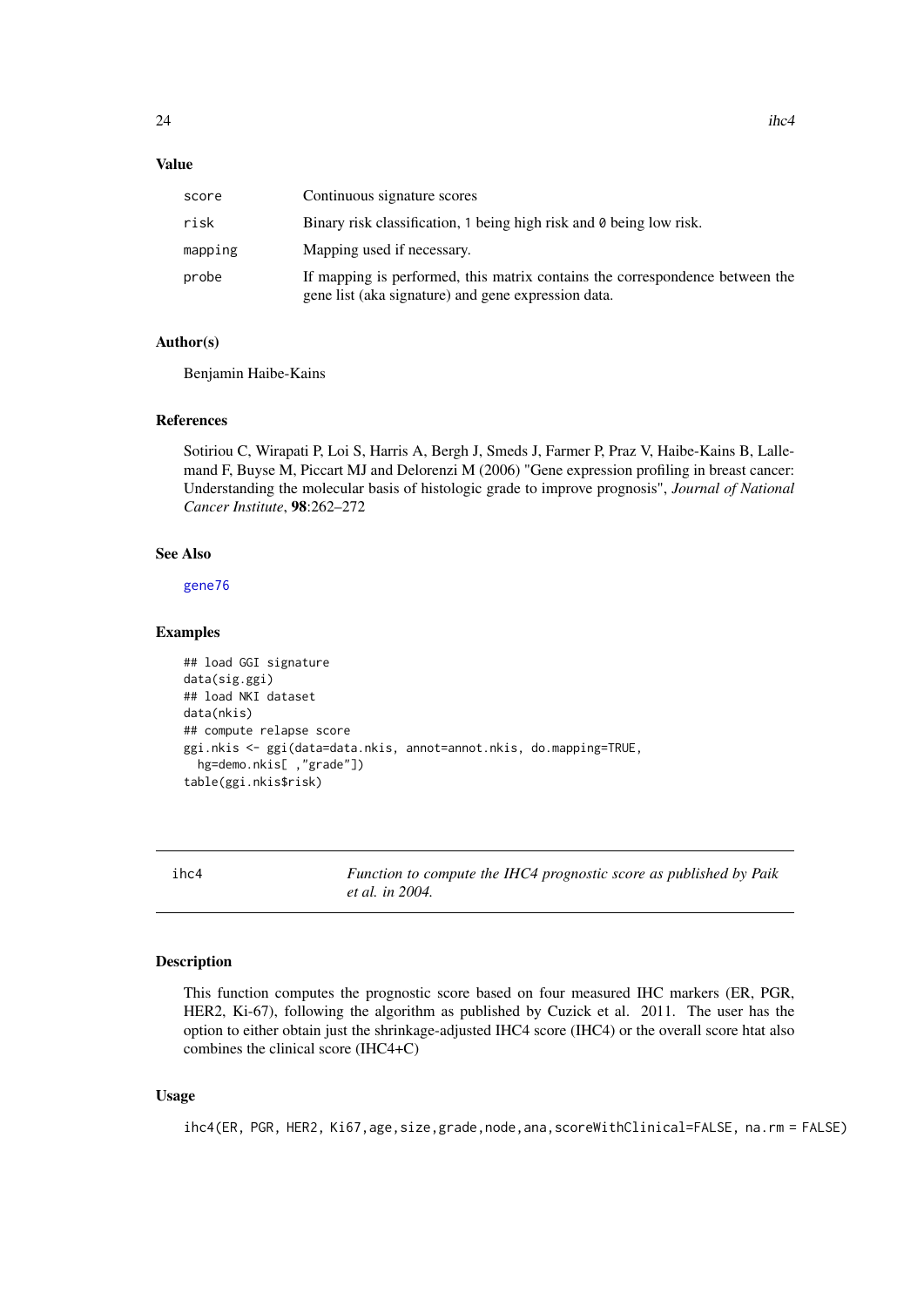### Value

| | |
|---|---|
| score | Continuous signature scores |
| risk | Binary risk classification, 1 being high risk and 0 being low risk. |
| mapping | Mapping used if necessary. |
| probe | If mapping is performed, this matrix contains the correspondence between the gene list (aka signature) and gene expression data. |

### Author(s)

Benjamin Haibe-Kains

### References

Sotiriou C, Wirapati P, Loi S, Harris A, Bergh J, Smeds J, Farmer P, Praz V, Haibe-Kains B, Lallemand F, Buyse M, Piccart MJ and Delorenzi M (2006) "Gene expression profiling in breast cancer: Understanding the molecular basis of histologic grade to improve prognosis", *Journal of National Cancer Institute*, **98**:262–272

### See Also

gene76

### Examples

```
## load GGI signature
data(sig.ggi)
## load NKI dataset
data(nkis)
## compute relapse score
ggi.nkis <- ggi(data=data.nkis, annot=annot.nkis, do.mapping=TRUE,
  hg=demo.nkis[ ,"grade"])
table(ggi.nkis$risk)
```

---

## ihc4 — *Function to compute the IHC4 prognostic score as published by Paik et al. in 2004.*

### Description

This function computes the prognostic score based on four measured IHC markers (ER, PGR, HER2, Ki-67), following the algorithm as published by Cuzick et al. 2011. The user has the option to either obtain just the shrinkage-adjusted IHC4 score (IHC4) or the overall score htat also combines the clinical score (IHC4+C)

### Usage

```
ihc4(ER, PGR, HER2, Ki67,age,size,grade,node,ana,scoreWithClinical=FALSE, na.rm = FALSE)
```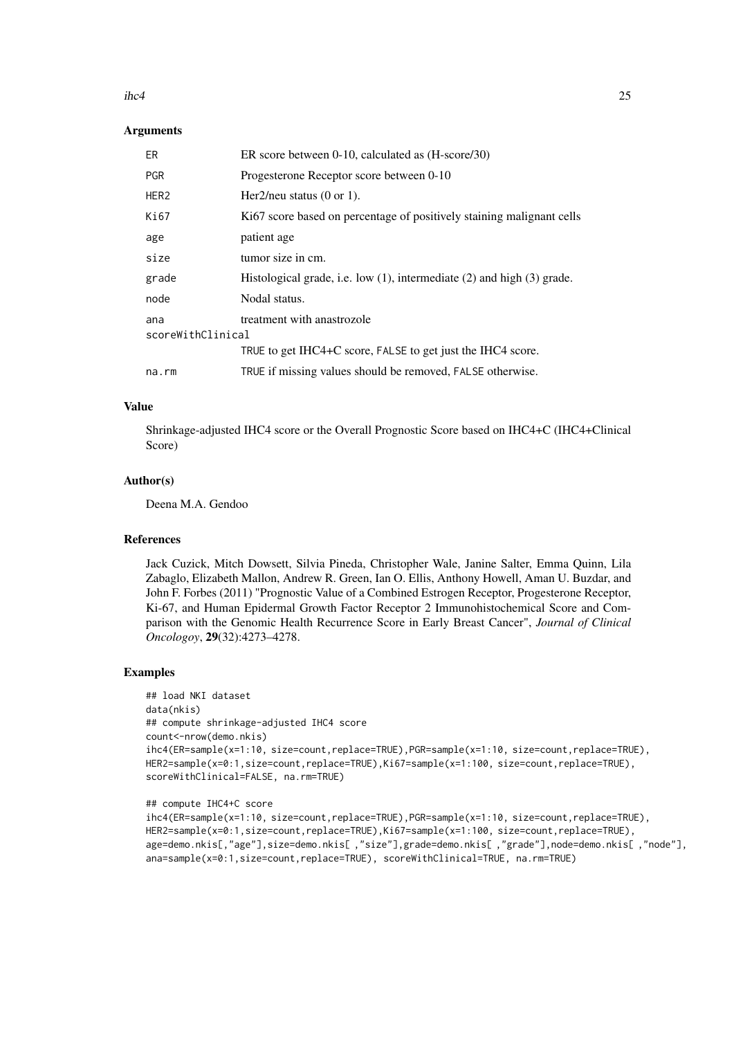## Arguments

| | |
|---|---|
| ER | ER score between 0-10, calculated as (H-score/30) |
| PGR | Progesterone Receptor score between 0-10 |
| HER2 | Her2/neu status (0 or 1). |
| Ki67 | Ki67 score based on percentage of positively staining malignant cells |
| age | patient age |
| size | tumor size in cm. |
| grade | Histological grade, i.e. low (1), intermediate (2) and high (3) grade. |
| node | Nodal status. |
| ana | treatment with anastrozole |
| scoreWithClinical | TRUE to get IHC4+C score, FALSE to get just the IHC4 score. |
| na.rm | TRUE if missing values should be removed, FALSE otherwise. |

## Value

Shrinkage-adjusted IHC4 score or the Overall Prognostic Score based on IHC4+C (IHC4+Clinical Score)

## Author(s)

Deena M.A. Gendoo

## References

Jack Cuzick, Mitch Dowsett, Silvia Pineda, Christopher Wale, Janine Salter, Emma Quinn, Lila Zabaglo, Elizabeth Mallon, Andrew R. Green, Ian O. Ellis, Anthony Howell, Aman U. Buzdar, and John F. Forbes (2011) "Prognostic Value of a Combined Estrogen Receptor, Progesterone Receptor, Ki-67, and Human Epidermal Growth Factor Receptor 2 Immunohistochemical Score and Comparison with the Genomic Health Recurrence Score in Early Breast Cancer", *Journal of Clinical Oncologoy*, **29**(32):4273–4278.

## Examples

```
## load NKI dataset
data(nkis)
## compute shrinkage-adjusted IHC4 score
count<-nrow(demo.nkis)
ihc4(ER=sample(x=1:10, size=count,replace=TRUE),PGR=sample(x=1:10, size=count,replace=TRUE),
HER2=sample(x=0:1,size=count,replace=TRUE),Ki67=sample(x=1:100, size=count,replace=TRUE),
scoreWithClinical=FALSE, na.rm=TRUE)

## compute IHC4+C score
ihc4(ER=sample(x=1:10, size=count,replace=TRUE),PGR=sample(x=1:10, size=count,replace=TRUE),
HER2=sample(x=0:1,size=count,replace=TRUE),Ki67=sample(x=1:100, size=count,replace=TRUE),
age=demo.nkis[,"age"],size=demo.nkis[ ,"size"],grade=demo.nkis[ ,"grade"],node=demo.nkis[ ,"node"],
ana=sample(x=0:1,size=count,replace=TRUE), scoreWithClinical=TRUE, na.rm=TRUE)
```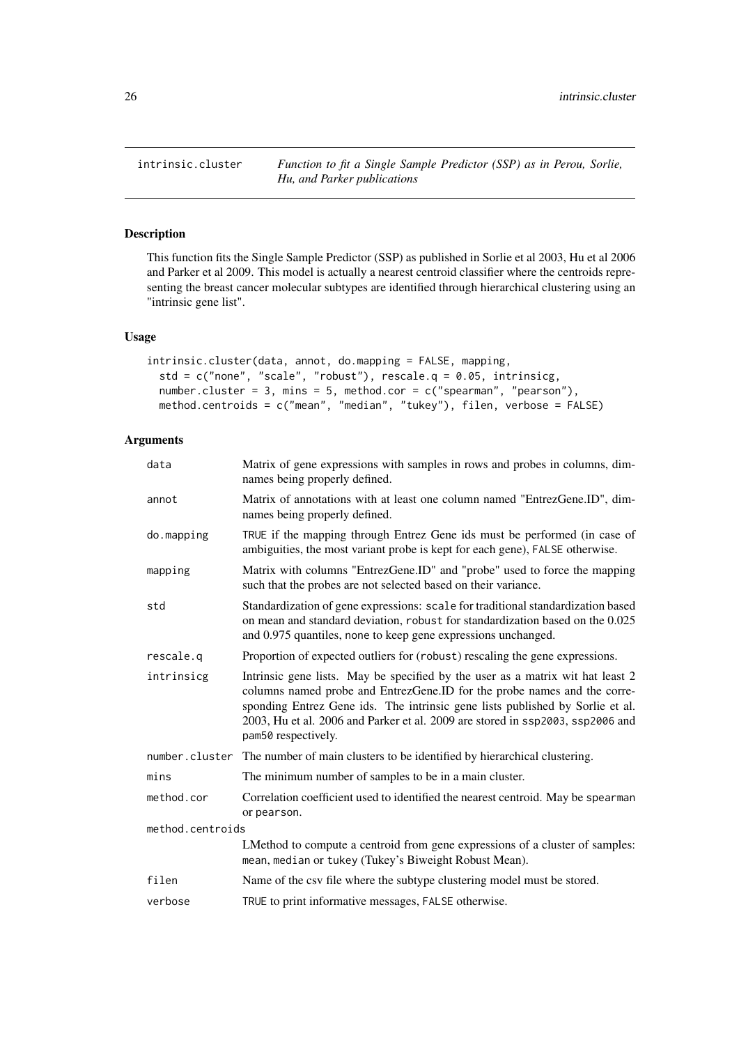intrinsic.cluster *Function to fit a Single Sample Predictor (SSP) as in Perou, Sorlie, Hu, and Parker publications*

## Description

This function fits the Single Sample Predictor (SSP) as published in Sorlie et al 2003, Hu et al 2006 and Parker et al 2009. This model is actually a nearest centroid classifier where the centroids representing the breast cancer molecular subtypes are identified through hierarchical clustering using an "intrinsic gene list".

## Usage

```
intrinsic.cluster(data, annot, do.mapping = FALSE, mapping,
  std = c("none", "scale", "robust"), rescale.q = 0.05, intrinsicg,
  number.cluster = 3, mins = 5, method.cor = c("spearman", "pearson"),
  method.centroids = c("mean", "median", "tukey"), filen, verbose = FALSE)
```

## Arguments

| | |
|---|---|
| data | Matrix of gene expressions with samples in rows and probes in columns, dimnames being properly defined. |
| annot | Matrix of annotations with at least one column named "EntrezGene.ID", dimnames being properly defined. |
| do.mapping | TRUE if the mapping through Entrez Gene ids must be performed (in case of ambiguities, the most variant probe is kept for each gene), FALSE otherwise. |
| mapping | Matrix with columns "EntrezGene.ID" and "probe" used to force the mapping such that the probes are not selected based on their variance. |
| std | Standardization of gene expressions: scale for traditional standardization based on mean and standard deviation, robust for standardization based on the 0.025 and 0.975 quantiles, none to keep gene expressions unchanged. |
| rescale.q | Proportion of expected outliers for (robust) rescaling the gene expressions. |
| intrinsicg | Intrinsic gene lists. May be specified by the user as a matrix wit hat least 2 columns named probe and EntrezGene.ID for the probe names and the corresponding Entrez Gene ids. The intrinsic gene lists published by Sorlie et al. 2003, Hu et al. 2006 and Parker et al. 2009 are stored in ssp2003, ssp2006 and pam50 respectively. |
| number.cluster | The number of main clusters to be identified by hierarchical clustering. |
| mins | The minimum number of samples to be in a main cluster. |
| method.cor | Correlation coefficient used to identified the nearest centroid. May be spearman or pearson. |
| method.centroids | LMethod to compute a centroid from gene expressions of a cluster of samples: mean, median or tukey (Tukey's Biweight Robust Mean). |
| filen | Name of the csv file where the subtype clustering model must be stored. |
| verbose | TRUE to print informative messages, FALSE otherwise. |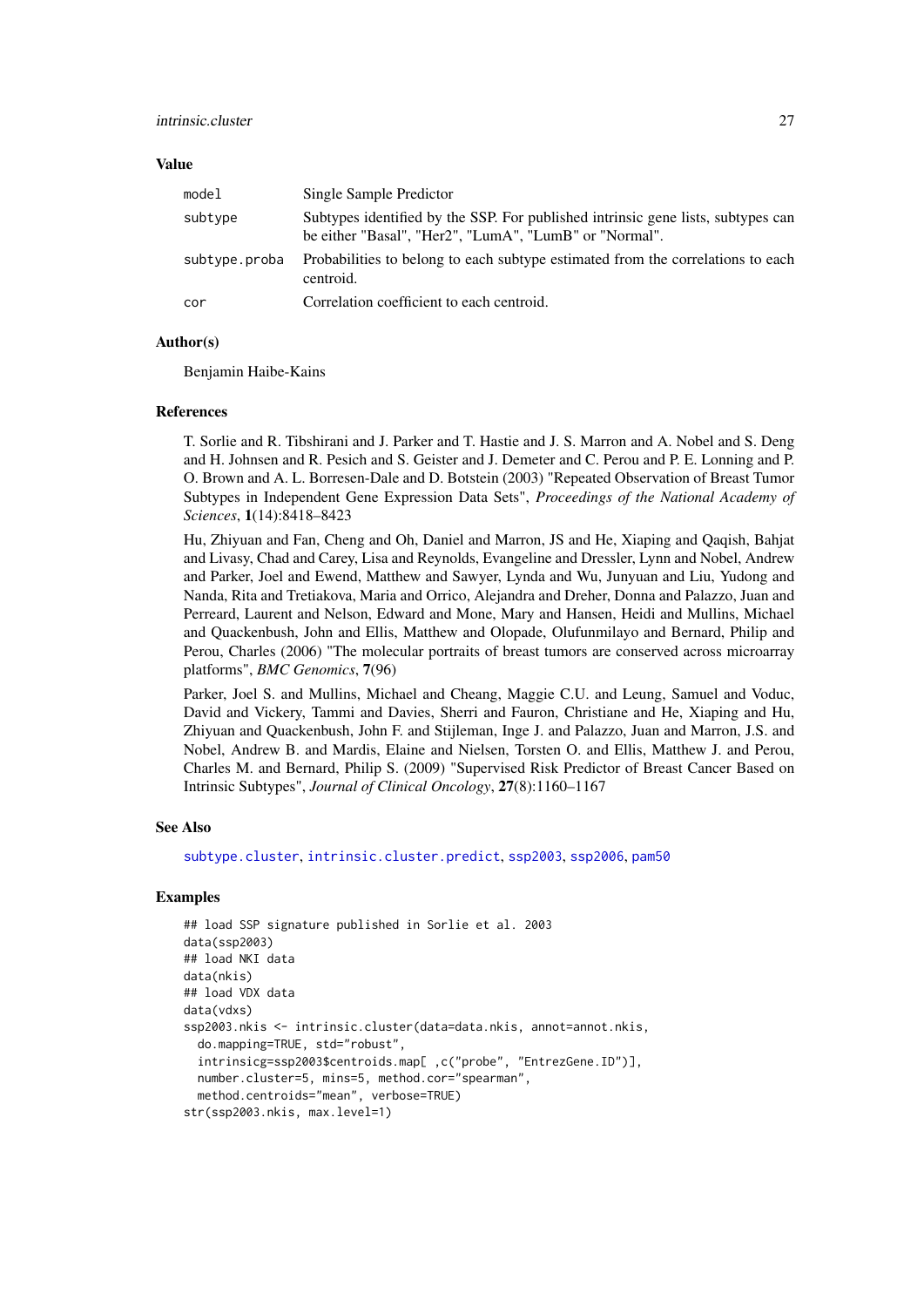## Value

| | |
|---|---|
| model | Single Sample Predictor |
| subtype | Subtypes identified by the SSP. For published intrinsic gene lists, subtypes can be either "Basal", "Her2", "LumA", "LumB" or "Normal". |
| subtype.proba | Probabilities to belong to each subtype estimated from the correlations to each centroid. |
| cor | Correlation coefficient to each centroid. |

## Author(s)

Benjamin Haibe-Kains

## References

T. Sorlie and R. Tibshirani and J. Parker and T. Hastie and J. S. Marron and A. Nobel and S. Deng and H. Johnsen and R. Pesich and S. Geister and J. Demeter and C. Perou and P. E. Lonning and P. O. Brown and A. L. Borresen-Dale and D. Botstein (2003) "Repeated Observation of Breast Tumor Subtypes in Independent Gene Expression Data Sets", *Proceedings of the National Academy of Sciences*, **1**(14):8418–8423

Hu, Zhiyuan and Fan, Cheng and Oh, Daniel and Marron, JS and He, Xiaping and Qaqish, Bahjat and Livasy, Chad and Carey, Lisa and Reynolds, Evangeline and Dressler, Lynn and Nobel, Andrew and Parker, Joel and Ewend, Matthew and Sawyer, Lynda and Wu, Junyuan and Liu, Yudong and Nanda, Rita and Tretiakova, Maria and Orrico, Alejandra and Dreher, Donna and Palazzo, Juan and Perreard, Laurent and Nelson, Edward and Mone, Mary and Hansen, Heidi and Mullins, Michael and Quackenbush, John and Ellis, Matthew and Olopade, Olufunmilayo and Bernard, Philip and Perou, Charles (2006) "The molecular portraits of breast tumors are conserved across microarray platforms", *BMC Genomics*, **7**(96)

Parker, Joel S. and Mullins, Michael and Cheang, Maggie C.U. and Leung, Samuel and Voduc, David and Vickery, Tammi and Davies, Sherri and Fauron, Christiane and He, Xiaping and Hu, Zhiyuan and Quackenbush, John F. and Stijleman, Inge J. and Palazzo, Juan and Marron, J.S. and Nobel, Andrew B. and Mardis, Elaine and Nielsen, Torsten O. and Ellis, Matthew J. and Perou, Charles M. and Bernard, Philip S. (2009) "Supervised Risk Predictor of Breast Cancer Based on Intrinsic Subtypes", *Journal of Clinical Oncology*, **27**(8):1160–1167

## See Also

subtype.cluster, intrinsic.cluster.predict, ssp2003, ssp2006, pam50

## Examples

```
## load SSP signature published in Sorlie et al. 2003
data(ssp2003)
## load NKI data
data(nkis)
## load VDX data
data(vdxs)
ssp2003.nkis <- intrinsic.cluster(data=data.nkis, annot=annot.nkis,
  do.mapping=TRUE, std="robust",
  intrinsicg=ssp2003$centroids.map[ ,c("probe", "EntrezGene.ID")],
  number.cluster=5, mins=5, method.cor="spearman",
  method.centroids="mean", verbose=TRUE)
str(ssp2003.nkis, max.level=1)
```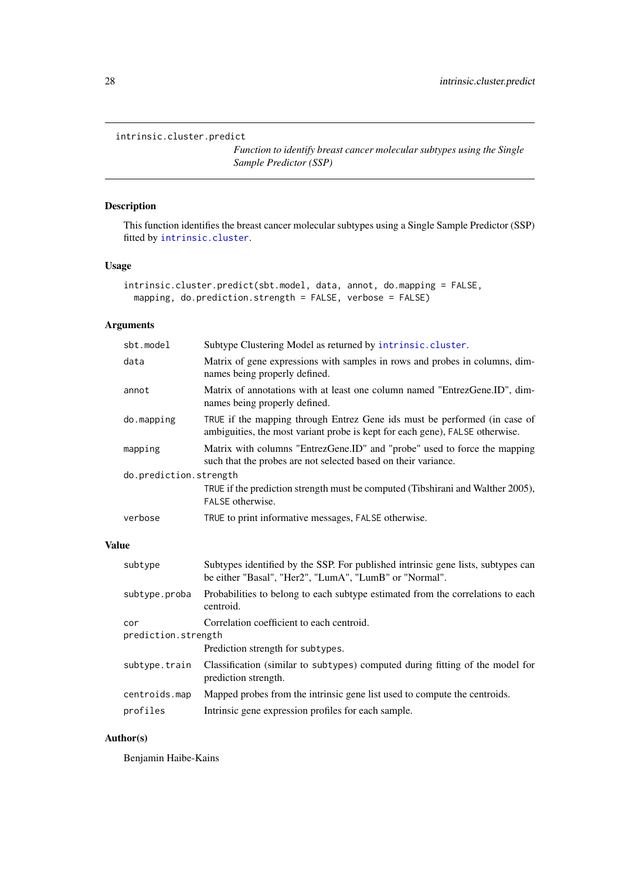`intrinsic.cluster.predict`

*Function to identify breast cancer molecular subtypes using the Single Sample Predictor (SSP)*

## Description

This function identifies the breast cancer molecular subtypes using a Single Sample Predictor (SSP) fitted by `intrinsic.cluster`.

## Usage

```
intrinsic.cluster.predict(sbt.model, data, annot, do.mapping = FALSE,
  mapping, do.prediction.strength = FALSE, verbose = FALSE)
```

## Arguments

| | |
|---|---|
| `sbt.model` | Subtype Clustering Model as returned by `intrinsic.cluster`. |
| `data` | Matrix of gene expressions with samples in rows and probes in columns, dimnames being properly defined. |
| `annot` | Matrix of annotations with at least one column named "EntrezGene.ID", dimnames being properly defined. |
| `do.mapping` | `TRUE` if the mapping through Entrez Gene ids must be performed (in case of ambiguities, the most variant probe is kept for each gene), `FALSE` otherwise. |
| `mapping` | Matrix with columns "EntrezGene.ID" and "probe" used to force the mapping such that the probes are not selected based on their variance. |
| `do.prediction.strength` | `TRUE` if the prediction strength must be computed (Tibshirani and Walther 2005), `FALSE` otherwise. |
| `verbose` | `TRUE` to print informative messages, `FALSE` otherwise. |

## Value

| | |
|---|---|
| `subtype` | Subtypes identified by the SSP. For published intrinsic gene lists, subtypes can be either "Basal", "Her2", "LumA", "LumB" or "Normal". |
| `subtype.proba` | Probabilities to belong to each subtype estimated from the correlations to each centroid. |
| `cor` | Correlation coefficient to each centroid. |
| `prediction.strength` | Prediction strength for `subtypes`. |
| `subtype.train` | Classification (similar to `subtypes`) computed during fitting of the model for prediction strength. |
| `centroids.map` | Mapped probes from the intrinsic gene list used to compute the centroids. |
| `profiles` | Intrinsic gene expression profiles for each sample. |

## Author(s)

Benjamin Haibe-Kains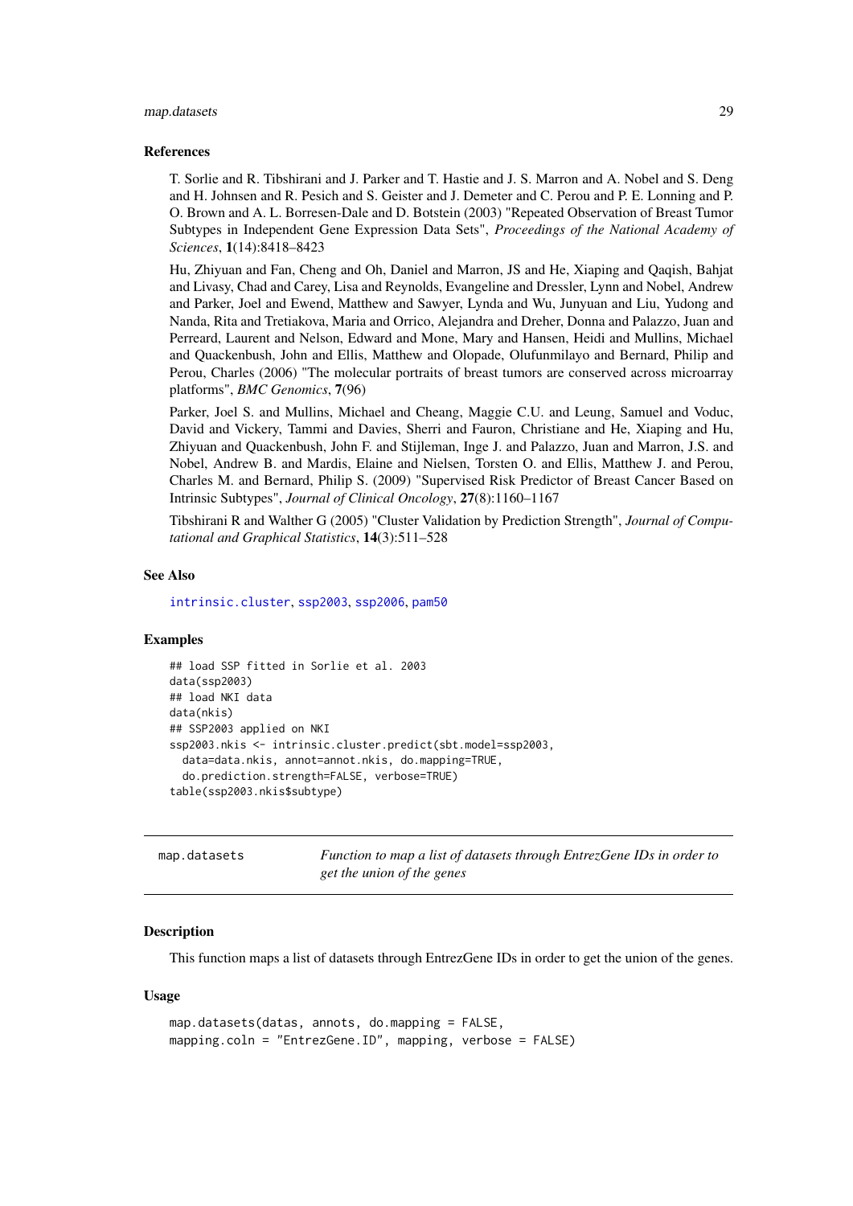### References

T. Sorlie and R. Tibshirani and J. Parker and T. Hastie and J. S. Marron and A. Nobel and S. Deng and H. Johnsen and R. Pesich and S. Geister and J. Demeter and C. Perou and P. E. Lonning and P. O. Brown and A. L. Borresen-Dale and D. Botstein (2003) "Repeated Observation of Breast Tumor Subtypes in Independent Gene Expression Data Sets", *Proceedings of the National Academy of Sciences*, **1**(14):8418–8423

Hu, Zhiyuan and Fan, Cheng and Oh, Daniel and Marron, JS and He, Xiaping and Qaqish, Bahjat and Livasy, Chad and Carey, Lisa and Reynolds, Evangeline and Dressler, Lynn and Nobel, Andrew and Parker, Joel and Ewend, Matthew and Sawyer, Lynda and Wu, Junyuan and Liu, Yudong and Nanda, Rita and Tretiakova, Maria and Orrico, Alejandra and Dreher, Donna and Palazzo, Juan and Perreard, Laurent and Nelson, Edward and Mone, Mary and Hansen, Heidi and Mullins, Michael and Quackenbush, John and Ellis, Matthew and Olopade, Olufunmilayo and Bernard, Philip and Perou, Charles (2006) "The molecular portraits of breast tumors are conserved across microarray platforms", *BMC Genomics*, **7**(96)

Parker, Joel S. and Mullins, Michael and Cheang, Maggie C.U. and Leung, Samuel and Voduc, David and Vickery, Tammi and Davies, Sherri and Fauron, Christiane and He, Xiaping and Hu, Zhiyuan and Quackenbush, John F. and Stijleman, Inge J. and Palazzo, Juan and Marron, J.S. and Nobel, Andrew B. and Mardis, Elaine and Nielsen, Torsten O. and Ellis, Matthew J. and Perou, Charles M. and Bernard, Philip S. (2009) "Supervised Risk Predictor of Breast Cancer Based on Intrinsic Subtypes", *Journal of Clinical Oncology*, **27**(8):1160–1167

Tibshirani R and Walther G (2005) "Cluster Validation by Prediction Strength", *Journal of Computational and Graphical Statistics*, **14**(3):511–528

### See Also

intrinsic.cluster, ssp2003, ssp2006, pam50

### Examples

```
## load SSP fitted in Sorlie et al. 2003
data(ssp2003)
## load NKI data
data(nkis)
## SSP2003 applied on NKI
ssp2003.nkis <- intrinsic.cluster.predict(sbt.model=ssp2003,
  data=data.nkis, annot=annot.nkis, do.mapping=TRUE,
  do.prediction.strength=FALSE, verbose=TRUE)
table(ssp2003.nkis$subtype)
```

---

## map.datasets — *Function to map a list of datasets through EntrezGene IDs in order to get the union of the genes*

### Description

This function maps a list of datasets through EntrezGene IDs in order to get the union of the genes.

### Usage

```
map.datasets(datas, annots, do.mapping = FALSE,
mapping.coln = "EntrezGene.ID", mapping, verbose = FALSE)
```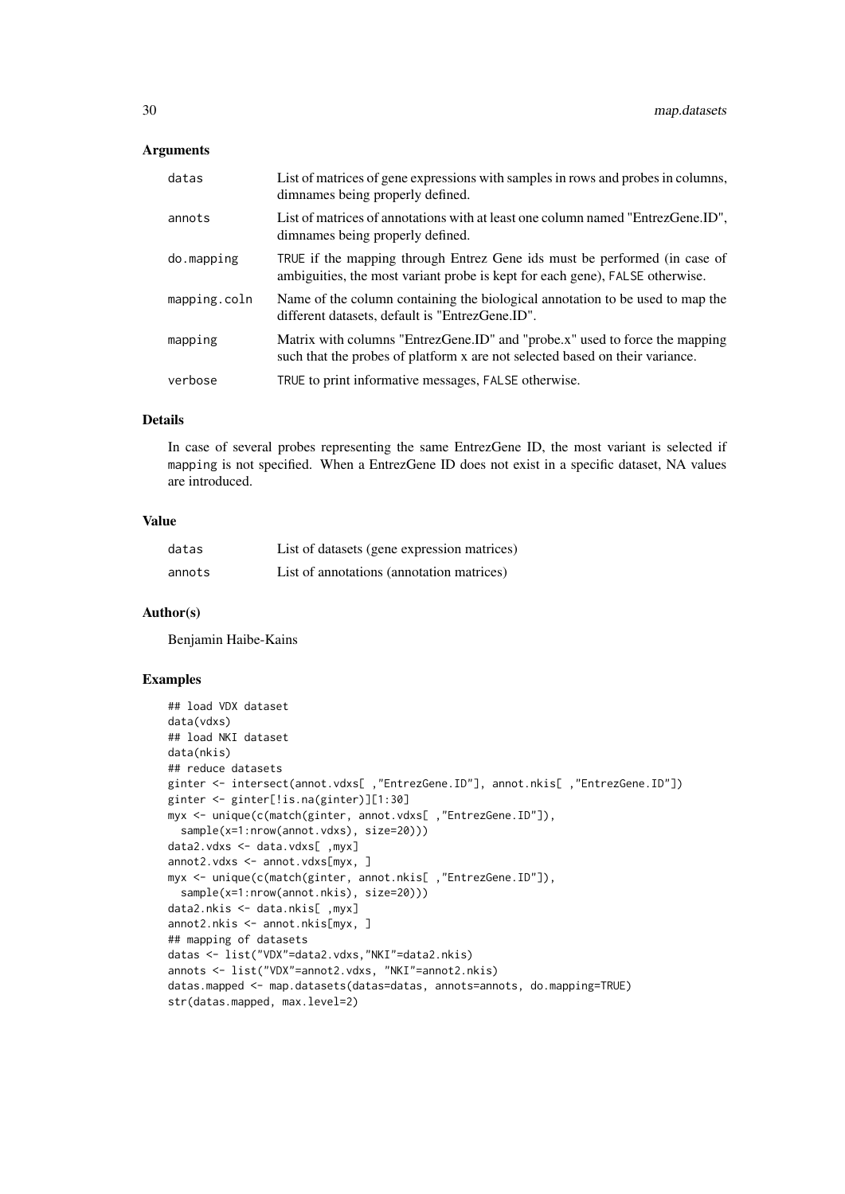### Arguments

| | |
|---|---|
| `datas` | List of matrices of gene expressions with samples in rows and probes in columns, dimnames being properly defined. |
| `annots` | List of matrices of annotations with at least one column named "EntrezGene.ID", dimnames being properly defined. |
| `do.mapping` | TRUE if the mapping through Entrez Gene ids must be performed (in case of ambiguities, the most variant probe is kept for each gene), FALSE otherwise. |
| `mapping.coln` | Name of the column containing the biological annotation to be used to map the different datasets, default is "EntrezGene.ID". |
| `mapping` | Matrix with columns "EntrezGene.ID" and "probe.x" used to force the mapping such that the probes of platform x are not selected based on their variance. |
| `verbose` | TRUE to print informative messages, FALSE otherwise. |

### Details

In case of several probes representing the same EntrezGene ID, the most variant is selected if `mapping` is not specified. When a EntrezGene ID does not exist in a specific dataset, NA values are introduced.

### Value

| | |
|---|---|
| `datas` | List of datasets (gene expression matrices) |
| `annots` | List of annotations (annotation matrices) |

### Author(s)

Benjamin Haibe-Kains

### Examples

```
## load VDX dataset
data(vdxs)
## load NKI dataset
data(nkis)
## reduce datasets
ginter <- intersect(annot.vdxs[ ,"EntrezGene.ID"], annot.nkis[ ,"EntrezGene.ID"])
ginter <- ginter[!is.na(ginter)][1:30]
myx <- unique(c(match(ginter, annot.vdxs[ ,"EntrezGene.ID"]),
  sample(x=1:nrow(annot.vdxs), size=20)))
data2.vdxs <- data.vdxs[ ,myx]
annot2.vdxs <- annot.vdxs[myx, ]
myx <- unique(c(match(ginter, annot.nkis[ ,"EntrezGene.ID"]),
  sample(x=1:nrow(annot.nkis), size=20)))
data2.nkis <- data.nkis[ ,myx]
annot2.nkis <- annot.nkis[myx, ]
## mapping of datasets
datas <- list("VDX"=data2.vdxs,"NKI"=data2.nkis)
annots <- list("VDX"=annot2.vdxs, "NKI"=annot2.nkis)
datas.mapped <- map.datasets(datas=datas, annots=annots, do.mapping=TRUE)
str(datas.mapped, max.level=2)
```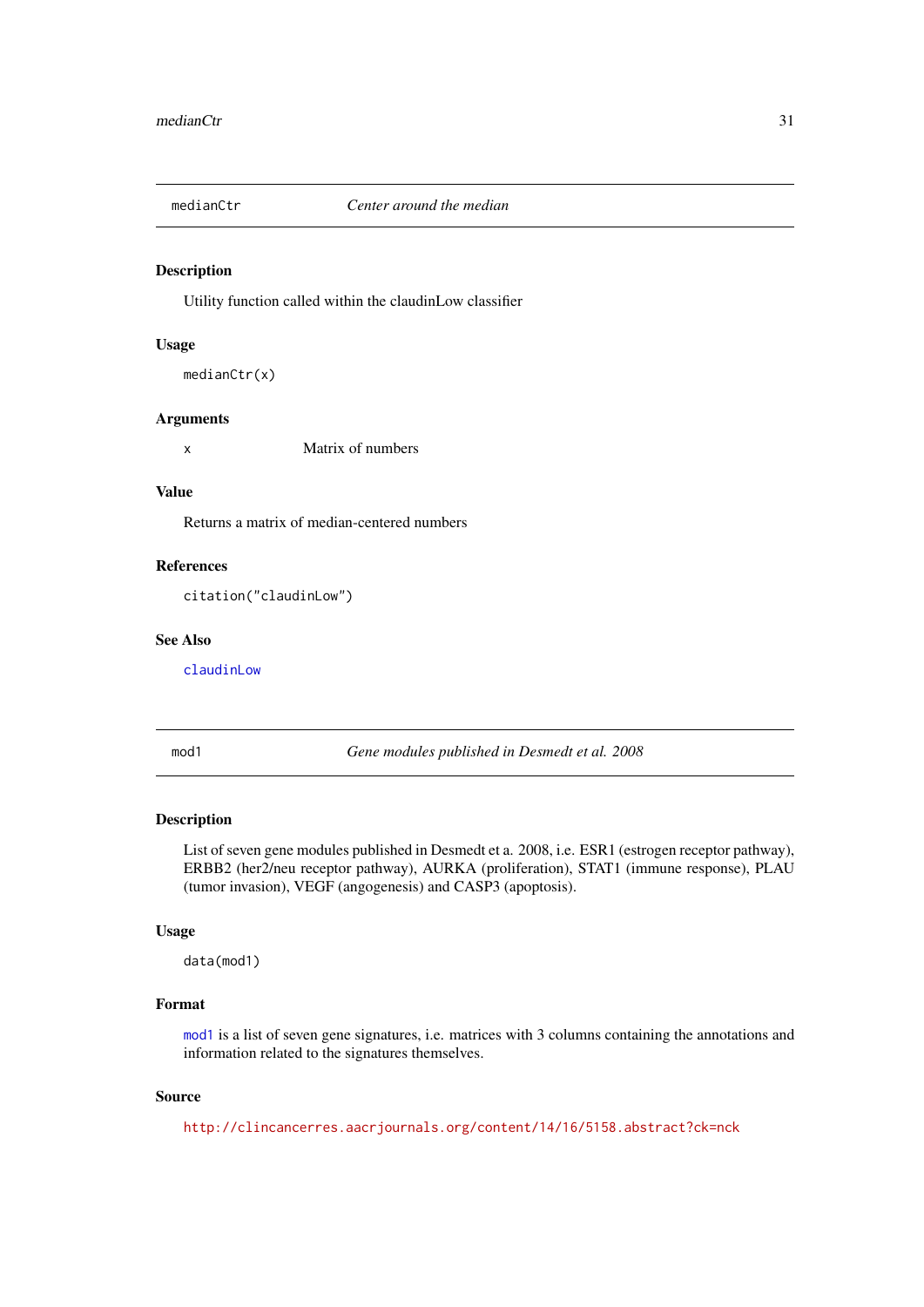## medianCtr — *Center around the median*

### Description

Utility function called within the claudinLow classifier

### Usage

```
medianCtr(x)
```

### Arguments

| | |
|---|---|
| x | Matrix of numbers |

### Value

Returns a matrix of median-centered numbers

### References

```
citation("claudinLow")
```

### See Also

claudinLow

## mod1 — *Gene modules published in Desmedt et al. 2008*

### Description

List of seven gene modules published in Desmedt et a. 2008, i.e. ESR1 (estrogen receptor pathway), ERBB2 (her2/neu receptor pathway), AURKA (proliferation), STAT1 (immune response), PLAU (tumor invasion), VEGF (angogenesis) and CASP3 (apoptosis).

### Usage

```
data(mod1)
```

### Format

mod1 is a list of seven gene signatures, i.e. matrices with 3 columns containing the annotations and information related to the signatures themselves.

### Source

http://clincancerres.aacrjournals.org/content/14/16/5158.abstract?ck=nck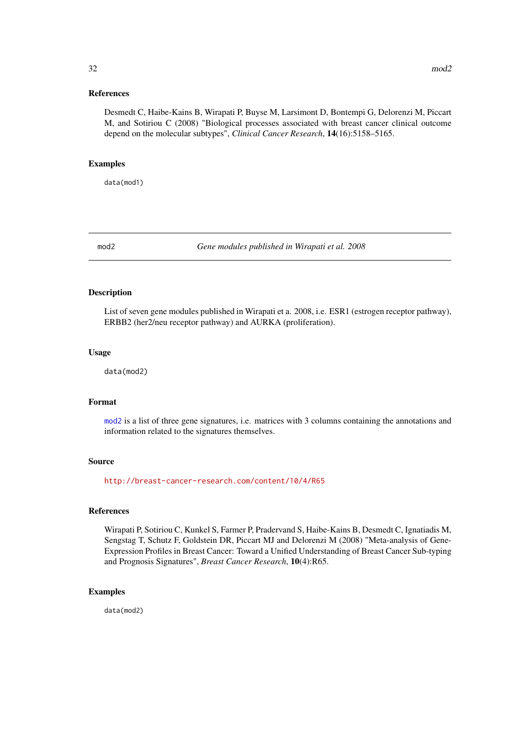## References

Desmedt C, Haibe-Kains B, Wirapati P, Buyse M, Larsimont D, Bontempi G, Delorenzi M, Piccart M, and Sotiriou C (2008) "Biological processes associated with breast cancer clinical outcome depend on the molecular subtypes", *Clinical Cancer Research*, **14**(16):5158–5165.

## Examples

```
data(mod1)
```

---

# mod2 — *Gene modules published in Wirapati et al. 2008*

## Description

List of seven gene modules published in Wirapati et a. 2008, i.e. ESR1 (estrogen receptor pathway), ERBB2 (her2/neu receptor pathway) and AURKA (proliferation).

## Usage

```
data(mod2)
```

## Format

mod2 is a list of three gene signatures, i.e. matrices with 3 columns containing the annotations and information related to the signatures themselves.

## Source

http://breast-cancer-research.com/content/10/4/R65

## References

Wirapati P, Sotiriou C, Kunkel S, Farmer P, Pradervand S, Haibe-Kains B, Desmedt C, Ignatiadis M, Sengstag T, Schutz F, Goldstein DR, Piccart MJ and Delorenzi M (2008) "Meta-analysis of Gene-Expression Profiles in Breast Cancer: Toward a Unified Understanding of Breast Cancer Sub-typing and Prognosis Signatures", *Breast Cancer Research*, **10**(4):R65.

## Examples

```
data(mod2)
```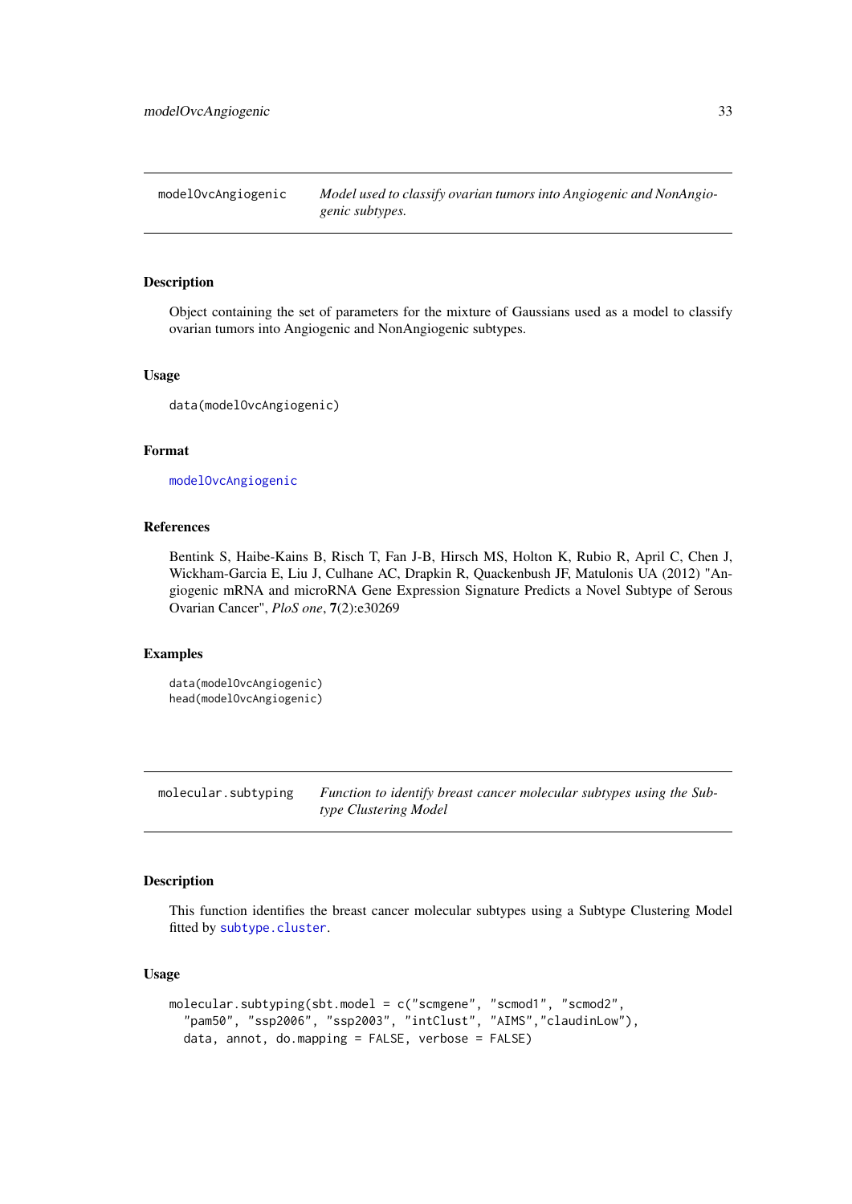## modelOvcAngiogenic — *Model used to classify ovarian tumors into Angiogenic and NonAngiogenic subtypes.*

### Description

Object containing the set of parameters for the mixture of Gaussians used as a model to classify ovarian tumors into Angiogenic and NonAngiogenic subtypes.

### Usage

```
data(modelOvcAngiogenic)
```

### Format

modelOvcAngiogenic

### References

Bentink S, Haibe-Kains B, Risch T, Fan J-B, Hirsch MS, Holton K, Rubio R, April C, Chen J, Wickham-Garcia E, Liu J, Culhane AC, Drapkin R, Quackenbush JF, Matulonis UA (2012) "Angiogenic mRNA and microRNA Gene Expression Signature Predicts a Novel Subtype of Serous Ovarian Cancer", *PloS one*, **7**(2):e30269

### Examples

```
data(modelOvcAngiogenic)
head(modelOvcAngiogenic)
```

## molecular.subtyping — *Function to identify breast cancer molecular subtypes using the Subtype Clustering Model*

### Description

This function identifies the breast cancer molecular subtypes using a Subtype Clustering Model fitted by subtype.cluster.

### Usage

```
molecular.subtyping(sbt.model = c("scmgene", "scmod1", "scmod2",
  "pam50", "ssp2006", "ssp2003", "intClust", "AIMS","claudinLow"),
  data, annot, do.mapping = FALSE, verbose = FALSE)
```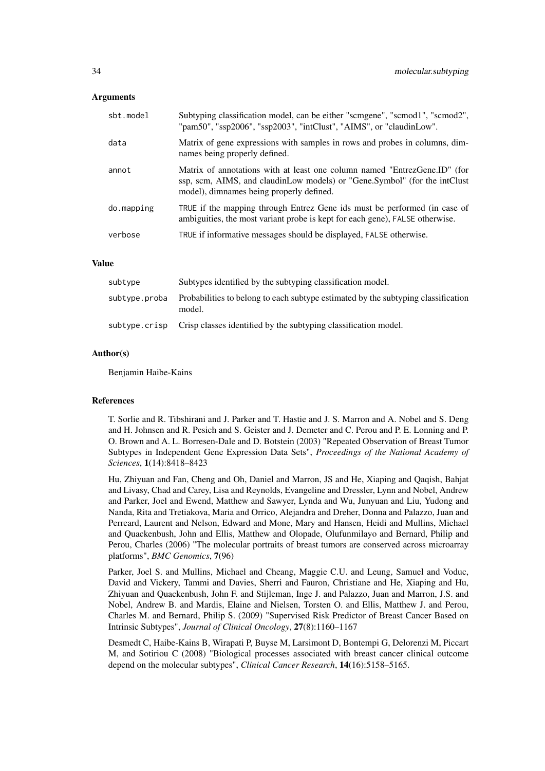## Arguments

| | |
|---|---|
| sbt.model | Subtyping classification model, can be either "scmgene", "scmod1", "scmod2", "pam50", "ssp2006", "ssp2003", "intClust", "AIMS", or "claudinLow". |
| data | Matrix of gene expressions with samples in rows and probes in columns, dimnames being properly defined. |
| annot | Matrix of annotations with at least one column named "EntrezGene.ID" (for ssp, scm, AIMS, and claudinLow models) or "Gene.Symbol" (for the intClust model), dimnames being properly defined. |
| do.mapping | TRUE if the mapping through Entrez Gene ids must be performed (in case of ambiguities, the most variant probe is kept for each gene), FALSE otherwise. |
| verbose | TRUE if informative messages should be displayed, FALSE otherwise. |

## Value

| | |
|---|---|
| subtype | Subtypes identified by the subtyping classification model. |
| subtype.proba | Probabilities to belong to each subtype estimated by the subtyping classification model. |
| subtype.crisp | Crisp classes identified by the subtyping classification model. |

## Author(s)

Benjamin Haibe-Kains

## References

T. Sorlie and R. Tibshirani and J. Parker and T. Hastie and J. S. Marron and A. Nobel and S. Deng and H. Johnsen and R. Pesich and S. Geister and J. Demeter and C. Perou and P. E. Lonning and P. O. Brown and A. L. Borresen-Dale and D. Botstein (2003) "Repeated Observation of Breast Tumor Subtypes in Independent Gene Expression Data Sets", *Proceedings of the National Academy of Sciences*, **1**(14):8418–8423

Hu, Zhiyuan and Fan, Cheng and Oh, Daniel and Marron, JS and He, Xiaping and Qaqish, Bahjat and Livasy, Chad and Carey, Lisa and Reynolds, Evangeline and Dressler, Lynn and Nobel, Andrew and Parker, Joel and Ewend, Matthew and Sawyer, Lynda and Wu, Junyuan and Liu, Yudong and Nanda, Rita and Tretiakova, Maria and Orrico, Alejandra and Dreher, Donna and Palazzo, Juan and Perreard, Laurent and Nelson, Edward and Mone, Mary and Hansen, Heidi and Mullins, Michael and Quackenbush, John and Ellis, Matthew and Olopade, Olufunmilayo and Bernard, Philip and Perou, Charles (2006) "The molecular portraits of breast tumors are conserved across microarray platforms", *BMC Genomics*, **7**(96)

Parker, Joel S. and Mullins, Michael and Cheang, Maggie C.U. and Leung, Samuel and Voduc, David and Vickery, Tammi and Davies, Sherri and Fauron, Christiane and He, Xiaping and Hu, Zhiyuan and Quackenbush, John F. and Stijleman, Inge J. and Palazzo, Juan and Marron, J.S. and Nobel, Andrew B. and Mardis, Elaine and Nielsen, Torsten O. and Ellis, Matthew J. and Perou, Charles M. and Bernard, Philip S. (2009) "Supervised Risk Predictor of Breast Cancer Based on Intrinsic Subtypes", *Journal of Clinical Oncology*, **27**(8):1160–1167

Desmedt C, Haibe-Kains B, Wirapati P, Buyse M, Larsimont D, Bontempi G, Delorenzi M, Piccart M, and Sotiriou C (2008) "Biological processes associated with breast cancer clinical outcome depend on the molecular subtypes", *Clinical Cancer Research*, **14**(16):5158–5165.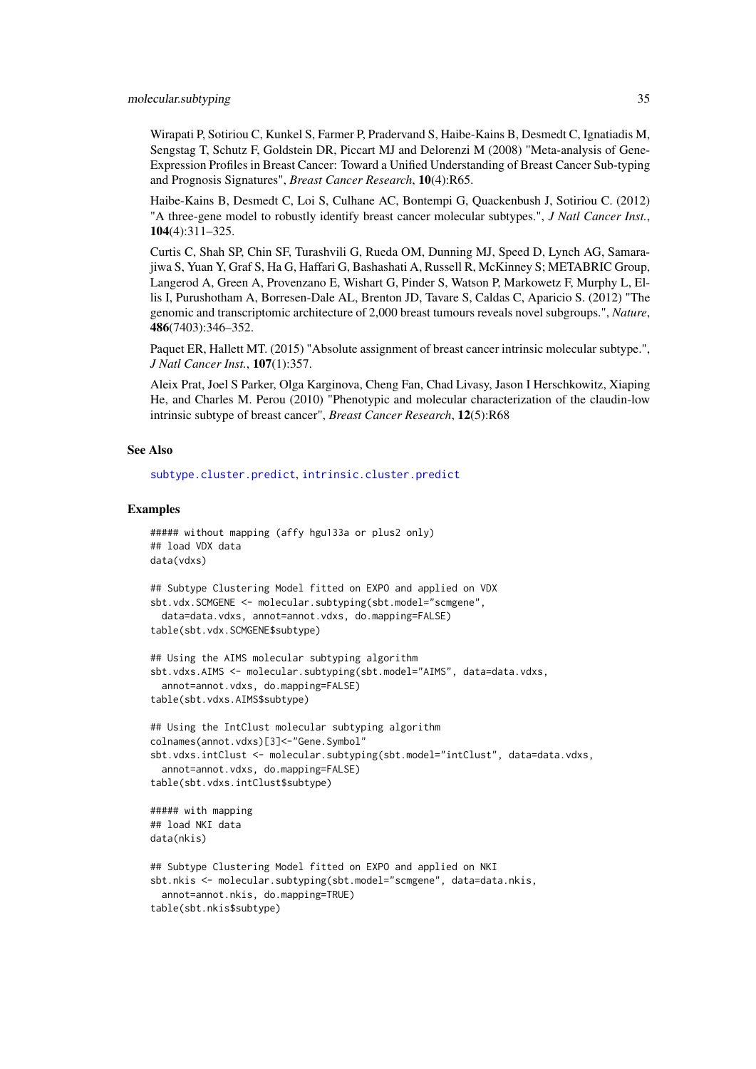Wirapati P, Sotiriou C, Kunkel S, Farmer P, Pradervand S, Haibe-Kains B, Desmedt C, Ignatiadis M, Sengstag T, Schutz F, Goldstein DR, Piccart MJ and Delorenzi M (2008) "Meta-analysis of Gene-Expression Profiles in Breast Cancer: Toward a Unified Understanding of Breast Cancer Sub-typing and Prognosis Signatures", *Breast Cancer Research*, **10**(4):R65.

Haibe-Kains B, Desmedt C, Loi S, Culhane AC, Bontempi G, Quackenbush J, Sotiriou C. (2012) "A three-gene model to robustly identify breast cancer molecular subtypes.", *J Natl Cancer Inst.*, **104**(4):311–325.

Curtis C, Shah SP, Chin SF, Turashvili G, Rueda OM, Dunning MJ, Speed D, Lynch AG, Samarajiwa S, Yuan Y, Graf S, Ha G, Haffari G, Bashashati A, Russell R, McKinney S; METABRIC Group, Langerod A, Green A, Provenzano E, Wishart G, Pinder S, Watson P, Markowetz F, Murphy L, Ellis I, Purushotham A, Borresen-Dale AL, Brenton JD, Tavare S, Caldas C, Aparicio S. (2012) "The genomic and transcriptomic architecture of 2,000 breast tumours reveals novel subgroups.", *Nature*, **486**(7403):346–352.

Paquet ER, Hallett MT. (2015) "Absolute assignment of breast cancer intrinsic molecular subtype.", *J Natl Cancer Inst.*, **107**(1):357.

Aleix Prat, Joel S Parker, Olga Karginova, Cheng Fan, Chad Livasy, Jason I Herschkowitz, Xiaping He, and Charles M. Perou (2010) "Phenotypic and molecular characterization of the claudin-low intrinsic subtype of breast cancer", *Breast Cancer Research*, **12**(5):R68

### See Also

subtype.cluster.predict, intrinsic.cluster.predict

### Examples

```
##### without mapping (affy hgu133a or plus2 only)
## load VDX data
data(vdxs)

## Subtype Clustering Model fitted on EXPO and applied on VDX
sbt.vdx.SCMGENE <- molecular.subtyping(sbt.model="scmgene",
  data=data.vdxs, annot=annot.vdxs, do.mapping=FALSE)
table(sbt.vdx.SCMGENE$subtype)

## Using the AIMS molecular subtyping algorithm
sbt.vdxs.AIMS <- molecular.subtyping(sbt.model="AIMS", data=data.vdxs,
  annot=annot.vdxs, do.mapping=FALSE)
table(sbt.vdxs.AIMS$subtype)

## Using the IntClust molecular subtyping algorithm
colnames(annot.vdxs)[3]<-"Gene.Symbol"
sbt.vdxs.intClust <- molecular.subtyping(sbt.model="intClust", data=data.vdxs,
  annot=annot.vdxs, do.mapping=FALSE)
table(sbt.vdxs.intClust$subtype)

##### with mapping
## load NKI data
data(nkis)

## Subtype Clustering Model fitted on EXPO and applied on NKI
sbt.nkis <- molecular.subtyping(sbt.model="scmgene", data=data.nkis,
  annot=annot.nkis, do.mapping=TRUE)
table(sbt.nkis$subtype)
```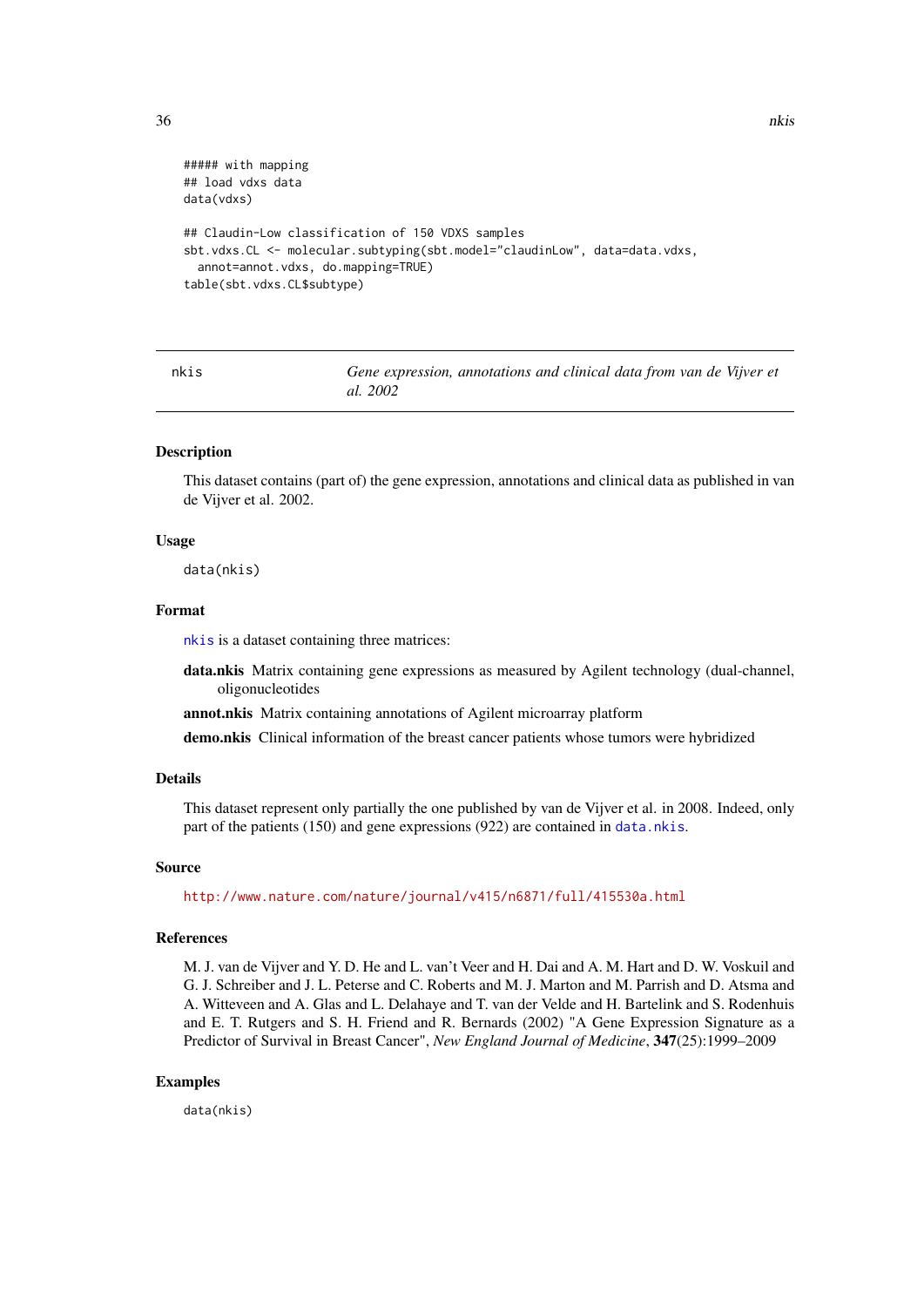```
##### with mapping
## load vdxs data
data(vdxs)

## Claudin-Low classification of 150 VDXS samples
sbt.vdxs.CL <- molecular.subtyping(sbt.model="claudinLow", data=data.vdxs,
  annot=annot.vdxs, do.mapping=TRUE)
table(sbt.vdxs.CL$subtype)
```

---

## nkis — *Gene expression, annotations and clinical data from van de Vijver et al. 2002*

### Description

This dataset contains (part of) the gene expression, annotations and clinical data as published in van de Vijver et al. 2002.

### Usage

```
data(nkis)
```

### Format

`nkis` is a dataset containing three matrices:

**data.nkis** Matrix containing gene expressions as measured by Agilent technology (dual-channel, oligonucleotides

**annot.nkis** Matrix containing annotations of Agilent microarray platform

**demo.nkis** Clinical information of the breast cancer patients whose tumors were hybridized

### Details

This dataset represent only partially the one published by van de Vijver et al. in 2008. Indeed, only part of the patients (150) and gene expressions (922) are contained in `data.nkis`.

### Source

http://www.nature.com/nature/journal/v415/n6871/full/415530a.html

### References

M. J. van de Vijver and Y. D. He and L. van't Veer and H. Dai and A. M. Hart and D. W. Voskuil and G. J. Schreiber and J. L. Peterse and C. Roberts and M. J. Marton and M. Parrish and D. Atsma and A. Witteveen and A. Glas and L. Delahaye and T. van der Velde and H. Bartelink and S. Rodenhuis and E. T. Rutgers and S. H. Friend and R. Bernards (2002) "A Gene Expression Signature as a Predictor of Survival in Breast Cancer", *New England Journal of Medicine*, **347**(25):1999–2009

### Examples

```
data(nkis)
```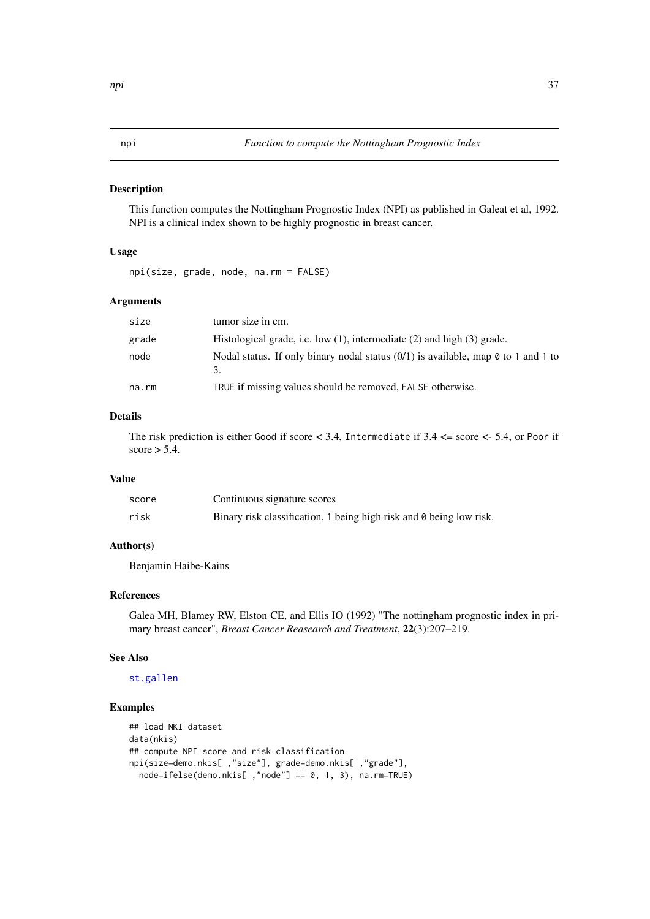## npi — *Function to compute the Nottingham Prognostic Index*

### Description

This function computes the Nottingham Prognostic Index (NPI) as published in Galeat et al, 1992. NPI is a clinical index shown to be highly prognostic in breast cancer.

### Usage

```
npi(size, grade, node, na.rm = FALSE)
```

### Arguments

| | |
|---|---|
| size | tumor size in cm. |
| grade | Histological grade, i.e. low (1), intermediate (2) and high (3) grade. |
| node | Nodal status. If only binary nodal status (0/1) is available, map 0 to 1 and 1 to 3. |
| na.rm | TRUE if missing values should be removed, FALSE otherwise. |

### Details

The risk prediction is either Good if score < 3.4, Intermediate if 3.4 <= score <- 5.4, or Poor if score > 5.4.

### Value

| | |
|---|---|
| score | Continuous signature scores |
| risk | Binary risk classification, 1 being high risk and 0 being low risk. |

### Author(s)

Benjamin Haibe-Kains

### References

Galea MH, Blamey RW, Elston CE, and Ellis IO (1992) "The nottingham prognostic index in primary breast cancer", *Breast Cancer Reasearch and Treatment*, **22**(3):207–219.

### See Also

st.gallen

### Examples

```
## load NKI dataset
data(nkis)
## compute NPI score and risk classification
npi(size=demo.nkis[ ,"size"], grade=demo.nkis[ ,"grade"],
  node=ifelse(demo.nkis[ ,"node"] == 0, 1, 3), na.rm=TRUE)
```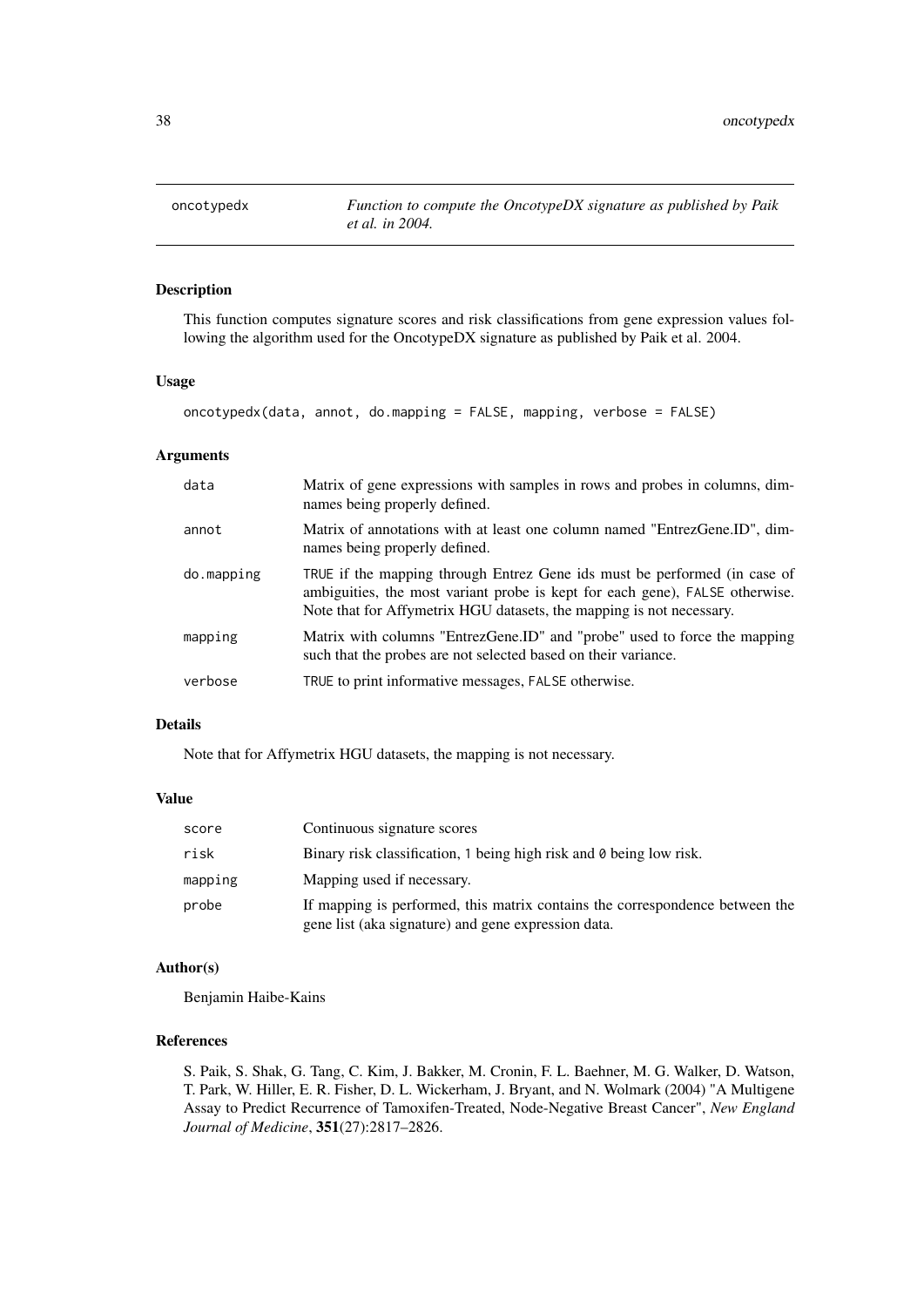oncotypedx — *Function to compute the OncotypeDX signature as published by Paik et al. in 2004.*

## Description

This function computes signature scores and risk classifications from gene expression values following the algorithm used for the OncotypeDX signature as published by Paik et al. 2004.

## Usage

```
oncotypedx(data, annot, do.mapping = FALSE, mapping, verbose = FALSE)
```

## Arguments

| | |
|---|---|
| `data` | Matrix of gene expressions with samples in rows and probes in columns, dimnames being properly defined. |
| `annot` | Matrix of annotations with at least one column named "EntrezGene.ID", dimnames being properly defined. |
| `do.mapping` | `TRUE` if the mapping through Entrez Gene ids must be performed (in case of ambiguities, the most variant probe is kept for each gene), `FALSE` otherwise. Note that for Affymetrix HGU datasets, the mapping is not necessary. |
| `mapping` | Matrix with columns "EntrezGene.ID" and "probe" used to force the mapping such that the probes are not selected based on their variance. |
| `verbose` | `TRUE` to print informative messages, `FALSE` otherwise. |

## Details

Note that for Affymetrix HGU datasets, the mapping is not necessary.

## Value

| | |
|---|---|
| `score` | Continuous signature scores |
| `risk` | Binary risk classification, `1` being high risk and `0` being low risk. |
| `mapping` | Mapping used if necessary. |
| `probe` | If mapping is performed, this matrix contains the correspondence between the gene list (aka signature) and gene expression data. |

## Author(s)

Benjamin Haibe-Kains

## References

S. Paik, S. Shak, G. Tang, C. Kim, J. Bakker, M. Cronin, F. L. Baehner, M. G. Walker, D. Watson, T. Park, W. Hiller, E. R. Fisher, D. L. Wickerham, J. Bryant, and N. Wolmark (2004) "A Multigene Assay to Predict Recurrence of Tamoxifen-Treated, Node-Negative Breast Cancer", *New England Journal of Medicine*, **351**(27):2817–2826.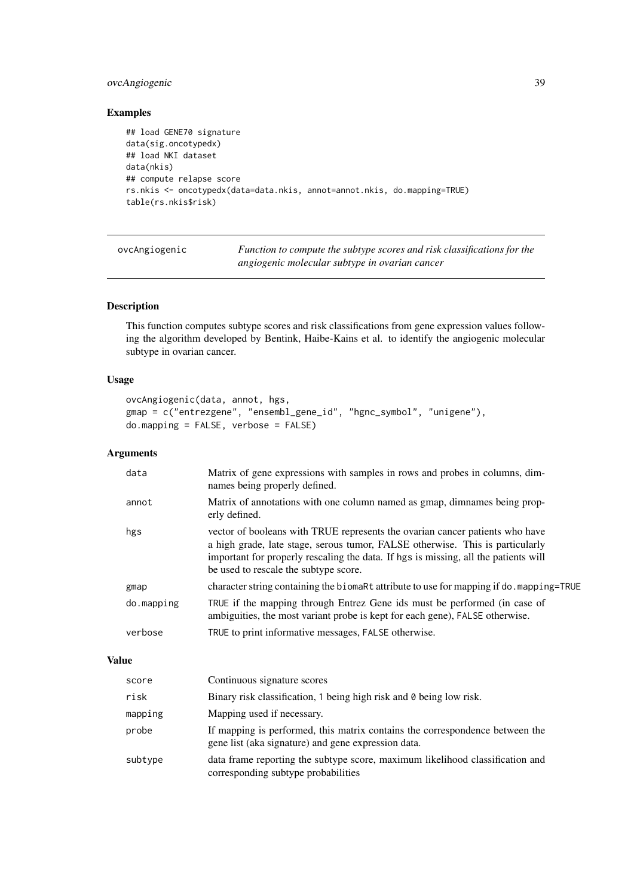### Examples

```
## load GENE70 signature
data(sig.oncotypedx)
## load NKI dataset
data(nkis)
## compute relapse score
rs.nkis <- oncotypedx(data=data.nkis, annot=annot.nkis, do.mapping=TRUE)
table(rs.nkis$risk)
```

---

## ovcAngiogenic

*Function to compute the subtype scores and risk classifications for the angiogenic molecular subtype in ovarian cancer*

---

### Description

This function computes subtype scores and risk classifications from gene expression values following the algorithm developed by Bentink, Haibe-Kains et al. to identify the angiogenic molecular subtype in ovarian cancer.

### Usage

```
ovcAngiogenic(data, annot, hgs,
gmap = c("entrezgene", "ensembl_gene_id", "hgnc_symbol", "unigene"),
do.mapping = FALSE, verbose = FALSE)
```

### Arguments

| | |
|---|---|
| `data` | Matrix of gene expressions with samples in rows and probes in columns, dimnames being properly defined. |
| `annot` | Matrix of annotations with one column named as gmap, dimnames being properly defined. |
| `hgs` | vector of booleans with TRUE represents the ovarian cancer patients who have a high grade, late stage, serous tumor, FALSE otherwise. This is particularly important for properly rescaling the data. If `hgs` is missing, all the patients will be used to rescale the subtype score. |
| `gmap` | character string containing the `biomaRt` attribute to use for mapping if `do.mapping=TRUE` |
| `do.mapping` | `TRUE` if the mapping through Entrez Gene ids must be performed (in case of ambiguities, the most variant probe is kept for each gene), `FALSE` otherwise. |
| `verbose` | `TRUE` to print informative messages, `FALSE` otherwise. |

### Value

| | |
|---|---|
| `score` | Continuous signature scores |
| `risk` | Binary risk classification, `1` being high risk and `0` being low risk. |
| `mapping` | Mapping used if necessary. |
| `probe` | If mapping is performed, this matrix contains the correspondence between the gene list (aka signature) and gene expression data. |
| `subtype` | data frame reporting the subtype score, maximum likelihood classification and corresponding subtype probabilities |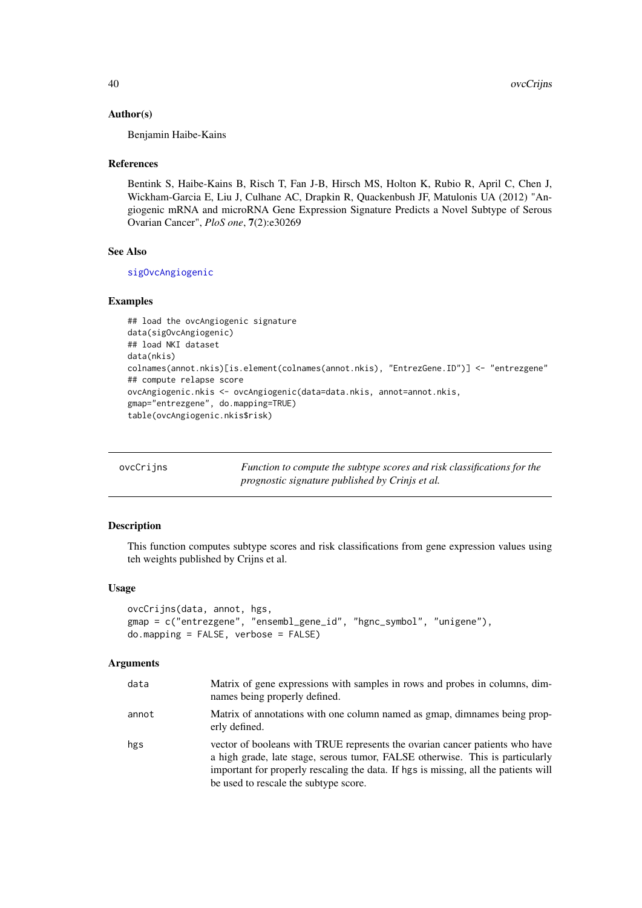### Author(s)

Benjamin Haibe-Kains

### References

Bentink S, Haibe-Kains B, Risch T, Fan J-B, Hirsch MS, Holton K, Rubio R, April C, Chen J, Wickham-Garcia E, Liu J, Culhane AC, Drapkin R, Quackenbush JF, Matulonis UA (2012) "Angiogenic mRNA and microRNA Gene Expression Signature Predicts a Novel Subtype of Serous Ovarian Cancer", *PloS one*, **7**(2):e30269

### See Also

sigOvcAngiogenic

### Examples

```
## load the ovcAngiogenic signature
data(sigOvcAngiogenic)
## load NKI dataset
data(nkis)
colnames(annot.nkis)[is.element(colnames(annot.nkis), "EntrezGene.ID")] <- "entrezgene"
## compute relapse score
ovcAngiogenic.nkis <- ovcAngiogenic(data=data.nkis, annot=annot.nkis,
gmap="entrezgene", do.mapping=TRUE)
table(ovcAngiogenic.nkis$risk)
```

---

## ovcCrijns — *Function to compute the subtype scores and risk classifications for the prognostic signature published by Crinjs et al.*

### Description

This function computes subtype scores and risk classifications from gene expression values using teh weights published by Crijns et al.

### Usage

```
ovcCrijns(data, annot, hgs,
gmap = c("entrezgene", "ensembl_gene_id", "hgnc_symbol", "unigene"),
do.mapping = FALSE, verbose = FALSE)
```

### Arguments

| | |
|---|---|
| data | Matrix of gene expressions with samples in rows and probes in columns, dimnames being properly defined. |
| annot | Matrix of annotations with one column named as gmap, dimnames being properly defined. |
| hgs | vector of booleans with TRUE represents the ovarian cancer patients who have a high grade, late stage, serous tumor, FALSE otherwise. This is particularly important for properly rescaling the data. If hgs is missing, all the patients will be used to rescale the subtype score. |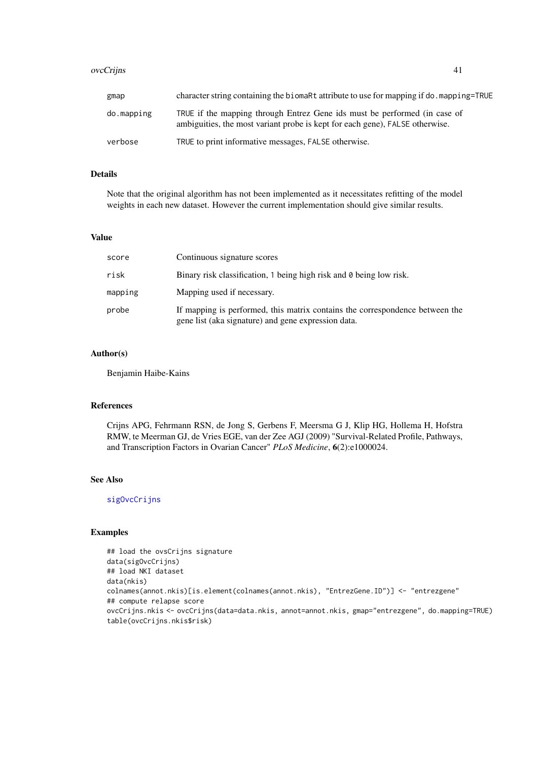| | |
|---|---|
| gmap | character string containing the biomaRt attribute to use for mapping if do.mapping=TRUE |
| do.mapping | TRUE if the mapping through Entrez Gene ids must be performed (in case of ambiguities, the most variant probe is kept for each gene), FALSE otherwise. |
| verbose | TRUE to print informative messages, FALSE otherwise. |

## Details

Note that the original algorithm has not been implemented as it necessitates refitting of the model weights in each new dataset. However the current implementation should give similar results.

## Value

| | |
|---|---|
| score | Continuous signature scores |
| risk | Binary risk classification, 1 being high risk and 0 being low risk. |
| mapping | Mapping used if necessary. |
| probe | If mapping is performed, this matrix contains the correspondence between the gene list (aka signature) and gene expression data. |

## Author(s)

Benjamin Haibe-Kains

## References

Crijns APG, Fehrmann RSN, de Jong S, Gerbens F, Meersma G J, Klip HG, Hollema H, Hofstra RMW, te Meerman GJ, de Vries EGE, van der Zee AGJ (2009) "Survival-Related Profile, Pathways, and Transcription Factors in Ovarian Cancer" *PLoS Medicine*, **6**(2):e1000024.

## See Also

sigOvcCrijns

## Examples

```
## load the ovsCrijns signature
data(sigOvcCrijns)
## load NKI dataset
data(nkis)
colnames(annot.nkis)[is.element(colnames(annot.nkis), "EntrezGene.ID")] <- "entrezgene"
## compute relapse score
ovcCrijns.nkis <- ovcCrijns(data=data.nkis, annot=annot.nkis, gmap="entrezgene", do.mapping=TRUE)
table(ovcCrijns.nkis$risk)
```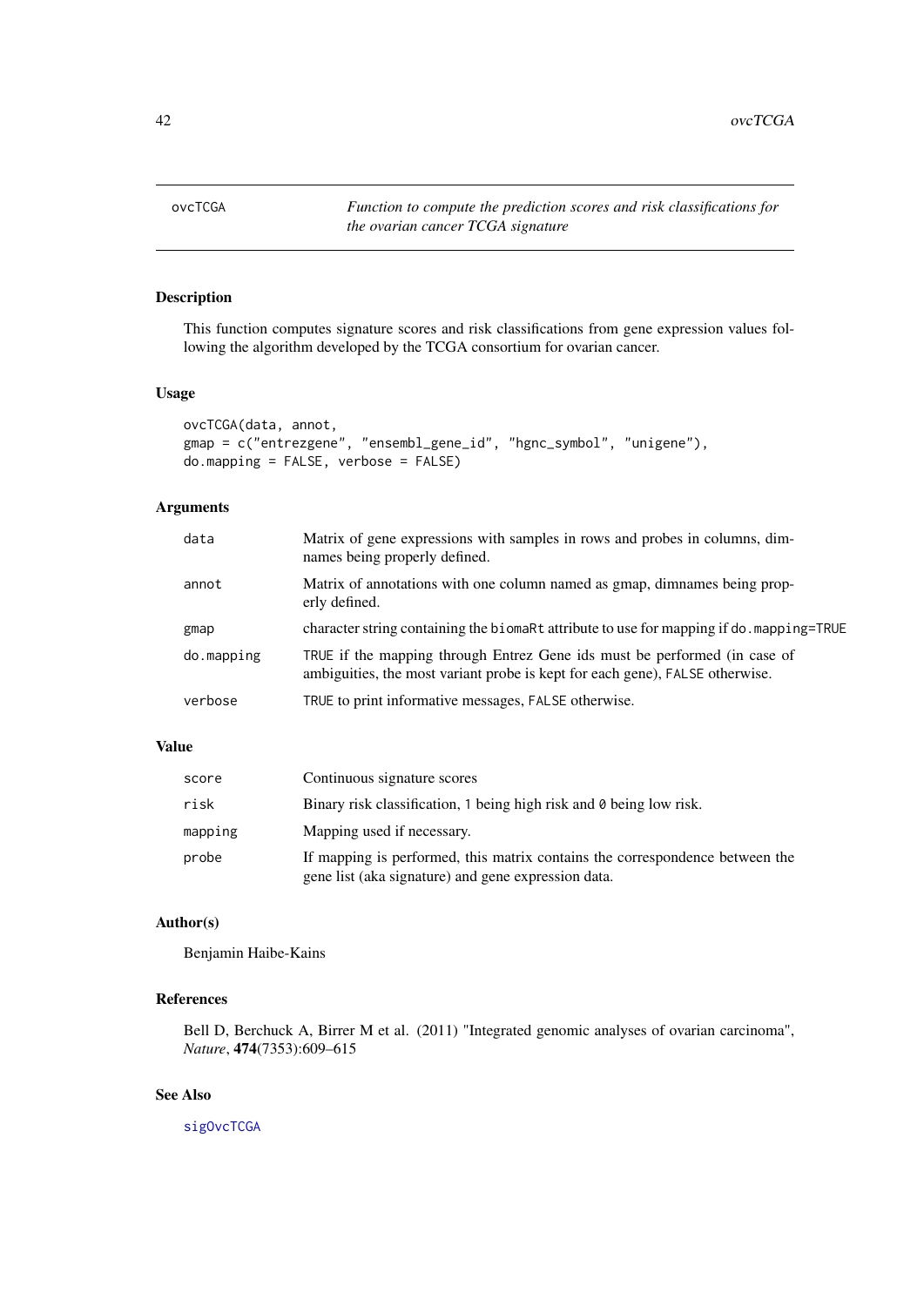## ovcTCGA — *Function to compute the prediction scores and risk classifications for the ovarian cancer TCGA signature*

### Description

This function computes signature scores and risk classifications from gene expression values following the algorithm developed by the TCGA consortium for ovarian cancer.

### Usage

```
ovcTCGA(data, annot,
gmap = c("entrezgene", "ensembl_gene_id", "hgnc_symbol", "unigene"),
do.mapping = FALSE, verbose = FALSE)
```

### Arguments

| | |
|---|---|
| `data` | Matrix of gene expressions with samples in rows and probes in columns, dimnames being properly defined. |
| `annot` | Matrix of annotations with one column named as gmap, dimnames being properly defined. |
| `gmap` | character string containing the `biomaRt` attribute to use for mapping if `do.mapping=TRUE` |
| `do.mapping` | `TRUE` if the mapping through Entrez Gene ids must be performed (in case of ambiguities, the most variant probe is kept for each gene), `FALSE` otherwise. |
| `verbose` | `TRUE` to print informative messages, `FALSE` otherwise. |

### Value

| | |
|---|---|
| `score` | Continuous signature scores |
| `risk` | Binary risk classification, `1` being high risk and `0` being low risk. |
| `mapping` | Mapping used if necessary. |
| `probe` | If mapping is performed, this matrix contains the correspondence between the gene list (aka signature) and gene expression data. |

### Author(s)

Benjamin Haibe-Kains

### References

Bell D, Berchuck A, Birrer M et al. (2011) "Integrated genomic analyses of ovarian carcinoma", *Nature*, **474**(7353):609–615

### See Also

`sigOvcTCGA`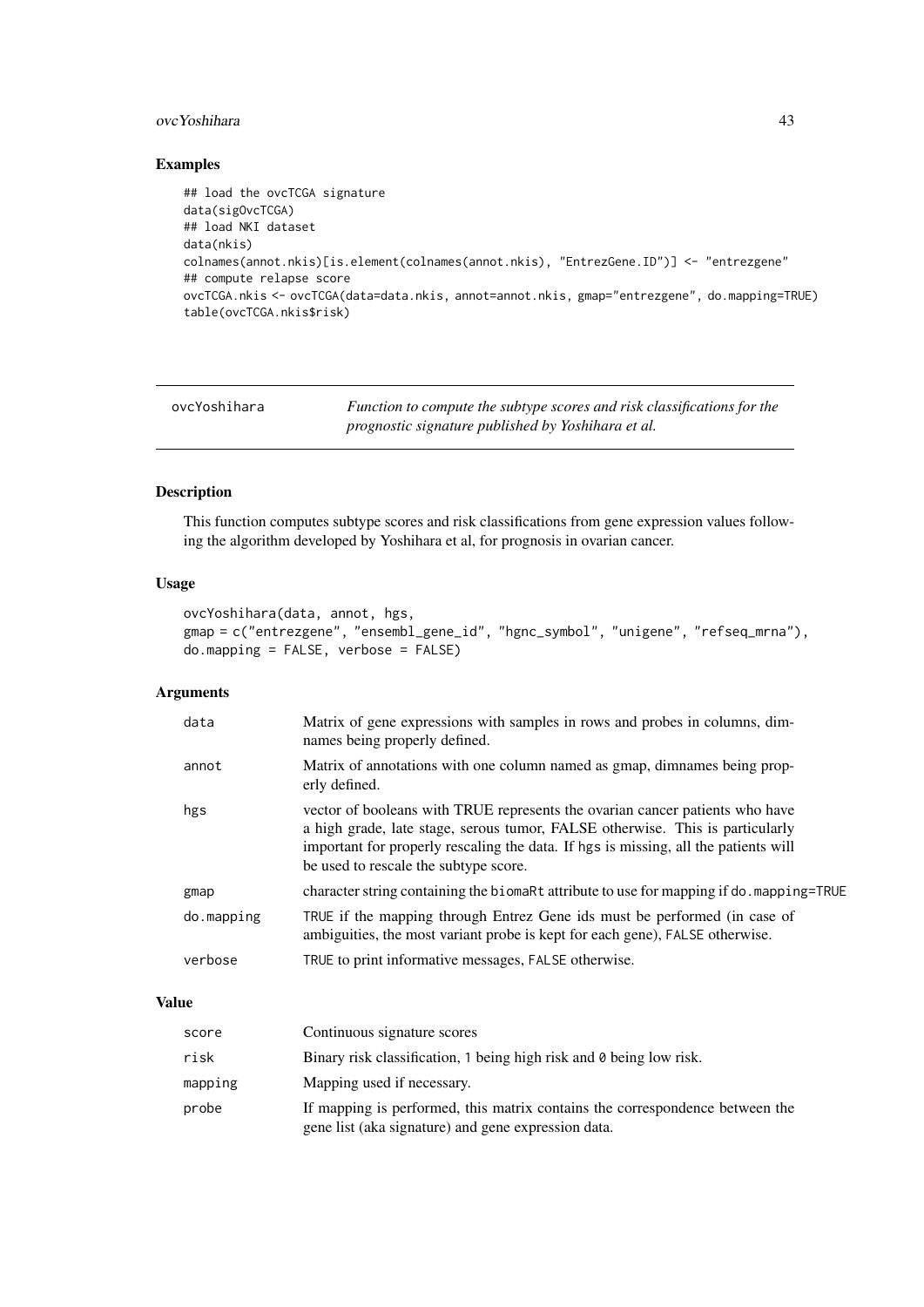## Examples

```
## load the ovcTCGA signature
data(sigOvcTCGA)
## load NKI dataset
data(nkis)
colnames(annot.nkis)[is.element(colnames(annot.nkis), "EntrezGene.ID")] <- "entrezgene"
## compute relapse score
ovcTCGA.nkis <- ovcTCGA(data=data.nkis, annot=annot.nkis, gmap="entrezgene", do.mapping=TRUE)
table(ovcTCGA.nkis$risk)
```

---

# ovcYoshihara

*Function to compute the subtype scores and risk classifications for the prognostic signature published by Yoshihara et al.*

---

## Description

This function computes subtype scores and risk classifications from gene expression values following the algorithm developed by Yoshihara et al, for prognosis in ovarian cancer.

## Usage

```
ovcYoshihara(data, annot, hgs,
gmap = c("entrezgene", "ensembl_gene_id", "hgnc_symbol", "unigene", "refseq_mrna"),
do.mapping = FALSE, verbose = FALSE)
```

## Arguments

| | |
|---|---|
| `data` | Matrix of gene expressions with samples in rows and probes in columns, dimnames being properly defined. |
| `annot` | Matrix of annotations with one column named as gmap, dimnames being properly defined. |
| `hgs` | vector of booleans with TRUE represents the ovarian cancer patients who have a high grade, late stage, serous tumor, FALSE otherwise. This is particularly important for properly rescaling the data. If `hgs` is missing, all the patients will be used to rescale the subtype score. |
| `gmap` | character string containing the `biomaRt` attribute to use for mapping if `do.mapping=TRUE` |
| `do.mapping` | `TRUE` if the mapping through Entrez Gene ids must be performed (in case of ambiguities, the most variant probe is kept for each gene), `FALSE` otherwise. |
| `verbose` | `TRUE` to print informative messages, `FALSE` otherwise. |

## Value

| | |
|---|---|
| `score` | Continuous signature scores |
| `risk` | Binary risk classification, `1` being high risk and `0` being low risk. |
| `mapping` | Mapping used if necessary. |
| `probe` | If mapping is performed, this matrix contains the correspondence between the gene list (aka signature) and gene expression data. |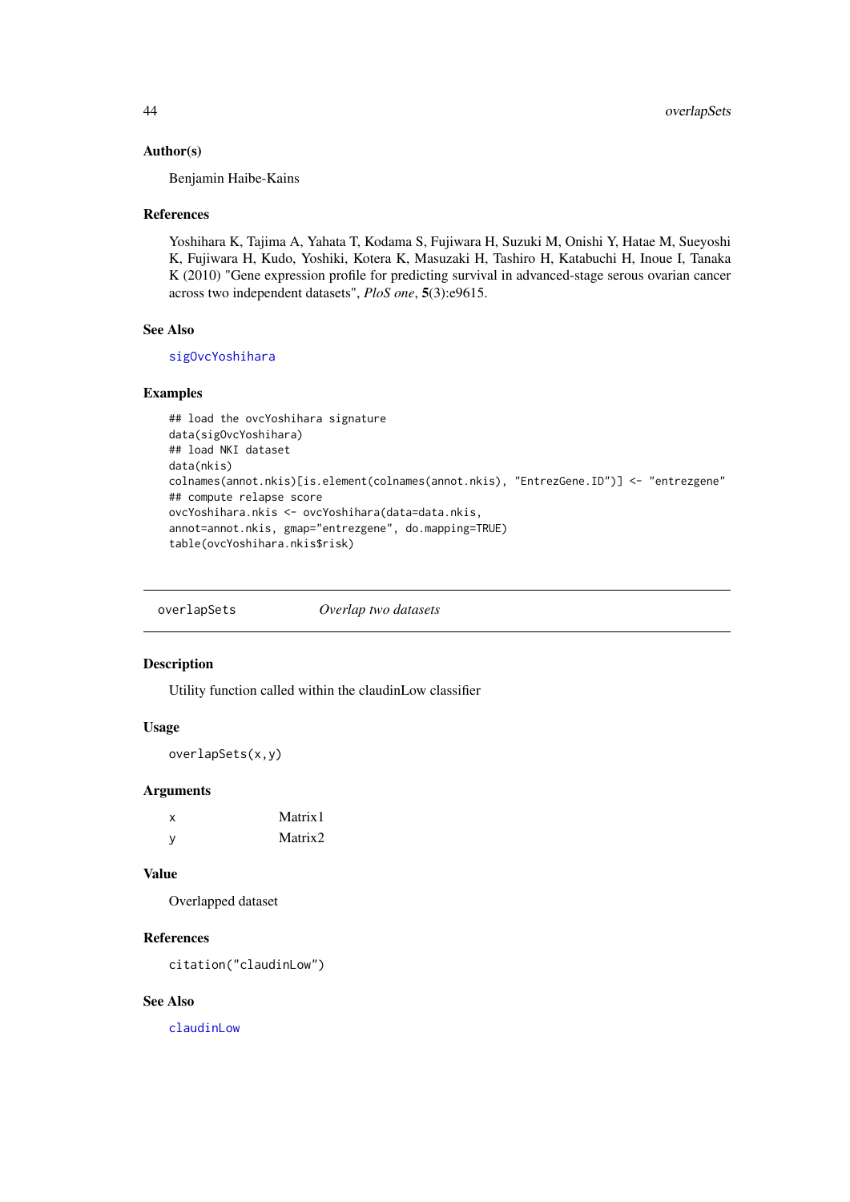### Author(s)

Benjamin Haibe-Kains

### References

Yoshihara K, Tajima A, Yahata T, Kodama S, Fujiwara H, Suzuki M, Onishi Y, Hatae M, Sueyoshi K, Fujiwara H, Kudo, Yoshiki, Kotera K, Masuzaki H, Tashiro H, Katabuchi H, Inoue I, Tanaka K (2010) "Gene expression profile for predicting survival in advanced-stage serous ovarian cancer across two independent datasets", *PloS one*, **5**(3):e9615.

### See Also

sigOvcYoshihara

### Examples

```
## load the ovcYoshihara signature
data(sigOvcYoshihara)
## load NKI dataset
data(nkis)
colnames(annot.nkis)[is.element(colnames(annot.nkis), "EntrezGene.ID")] <- "entrezgene"
## compute relapse score
ovcYoshihara.nkis <- ovcYoshihara(data=data.nkis,
annot=annot.nkis, gmap="entrezgene", do.mapping=TRUE)
table(ovcYoshihara.nkis$risk)
```

---

## overlapSets — *Overlap two datasets*

### Description

Utility function called within the claudinLow classifier

### Usage

```
overlapSets(x,y)
```

### Arguments

| | |
|---|---|
| x | Matrix1 |
| y | Matrix2 |

### Value

Overlapped dataset

### References

citation("claudinLow")

### See Also

claudinLow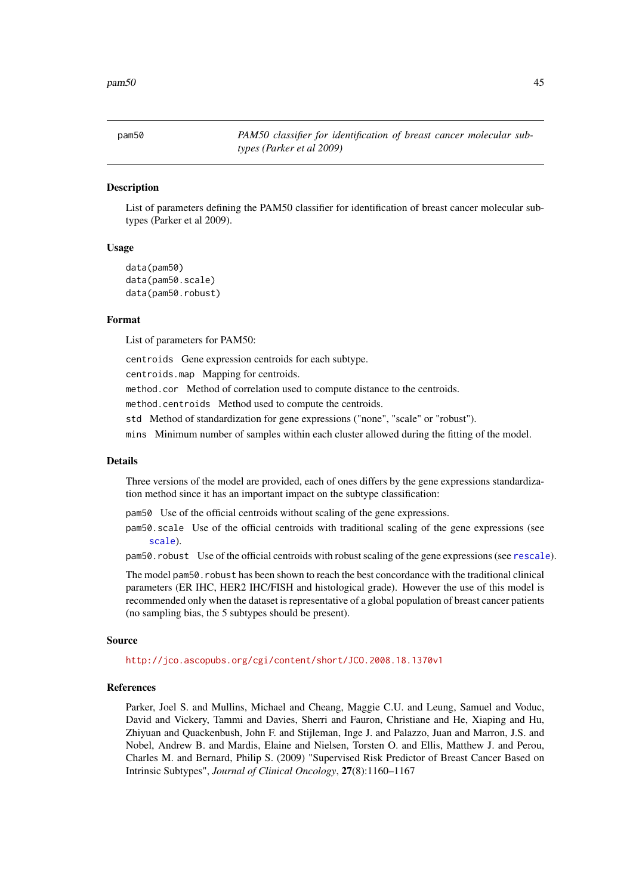## pam50 — *PAM50 classifier for identification of breast cancer molecular subtypes (Parker et al 2009)*

### Description

List of parameters defining the PAM50 classifier for identification of breast cancer molecular subtypes (Parker et al 2009).

### Usage

```
data(pam50)
data(pam50.scale)
data(pam50.robust)
```

### Format

List of parameters for PAM50:

- `centroids` Gene expression centroids for each subtype.
- `centroids.map` Mapping for centroids.
- `method.cor` Method of correlation used to compute distance to the centroids.
- `method.centroids` Method used to compute the centroids.
- `std` Method of standardization for gene expressions ("none", "scale" or "robust").
- `mins` Minimum number of samples within each cluster allowed during the fitting of the model.

### Details

Three versions of the model are provided, each of ones differs by the gene expressions standardization method since it has an important impact on the subtype classification:

- `pam50` Use of the official centroids without scaling of the gene expressions.
- `pam50.scale` Use of the official centroids with traditional scaling of the gene expressions (see `scale`).
- `pam50.robust` Use of the official centroids with robust scaling of the gene expressions (see `rescale`).

The model `pam50.robust` has been shown to reach the best concordance with the traditional clinical parameters (ER IHC, HER2 IHC/FISH and histological grade). However the use of this model is recommended only when the dataset is representative of a global population of breast cancer patients (no sampling bias, the 5 subtypes should be present).

### Source

http://jco.ascopubs.org/cgi/content/short/JCO.2008.18.1370v1

### References

Parker, Joel S. and Mullins, Michael and Cheang, Maggie C.U. and Leung, Samuel and Voduc, David and Vickery, Tammi and Davies, Sherri and Fauron, Christiane and He, Xiaping and Hu, Zhiyuan and Quackenbush, John F. and Stijleman, Inge J. and Palazzo, Juan and Marron, J.S. and Nobel, Andrew B. and Mardis, Elaine and Nielsen, Torsten O. and Ellis, Matthew J. and Perou, Charles M. and Bernard, Philip S. (2009) "Supervised Risk Predictor of Breast Cancer Based on Intrinsic Subtypes", *Journal of Clinical Oncology*, **27**(8):1160–1167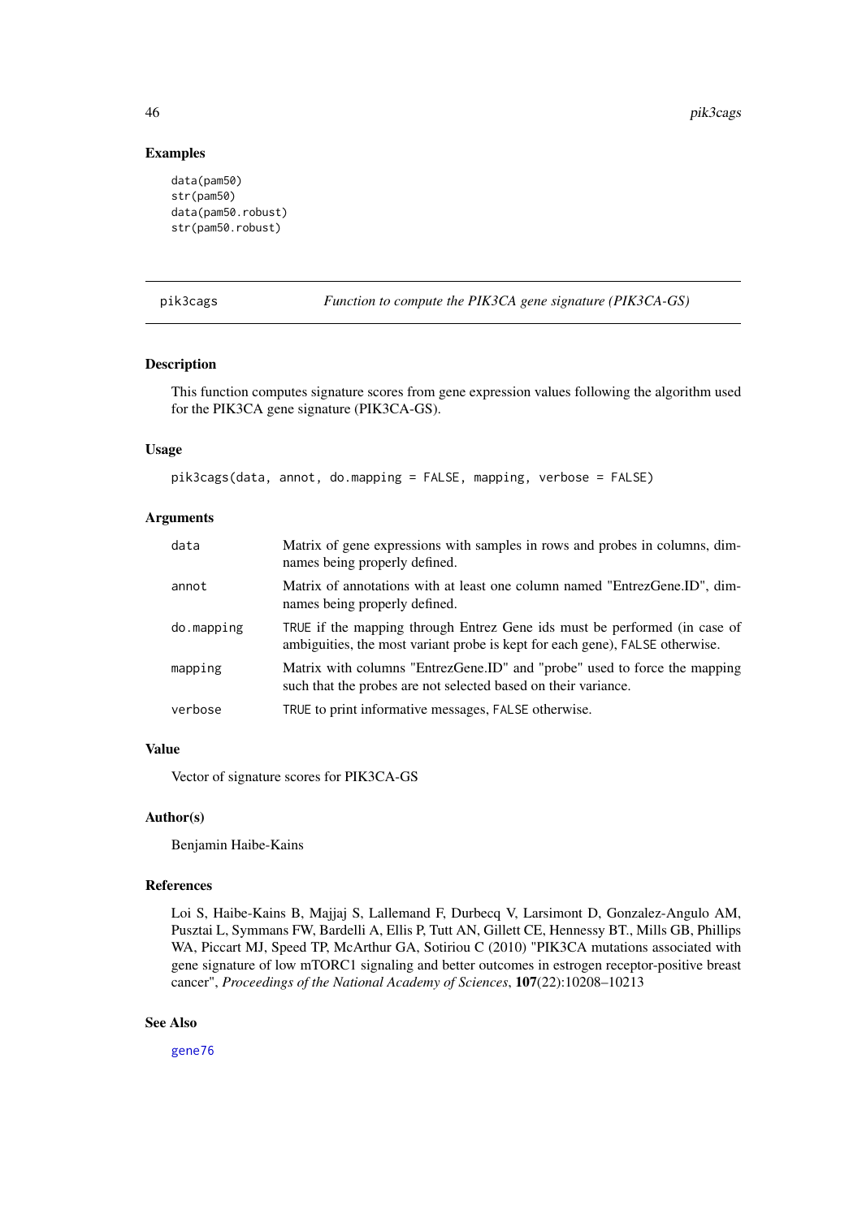## Examples

```
data(pam50)
str(pam50)
data(pam50.robust)
str(pam50.robust)
```

---

# pik3cags — *Function to compute the PIK3CA gene signature (PIK3CA-GS)*

---

### Description

This function computes signature scores from gene expression values following the algorithm used for the PIK3CA gene signature (PIK3CA-GS).

### Usage

```
pik3cags(data, annot, do.mapping = FALSE, mapping, verbose = FALSE)
```

### Arguments

| | |
|---|---|
| `data` | Matrix of gene expressions with samples in rows and probes in columns, dimnames being properly defined. |
| `annot` | Matrix of annotations with at least one column named "EntrezGene.ID", dimnames being properly defined. |
| `do.mapping` | `TRUE` if the mapping through Entrez Gene ids must be performed (in case of ambiguities, the most variant probe is kept for each gene), `FALSE` otherwise. |
| `mapping` | Matrix with columns "EntrezGene.ID" and "probe" used to force the mapping such that the probes are not selected based on their variance. |
| `verbose` | `TRUE` to print informative messages, `FALSE` otherwise. |

### Value

Vector of signature scores for PIK3CA-GS

### Author(s)

Benjamin Haibe-Kains

### References

Loi S, Haibe-Kains B, Majjaj S, Lallemand F, Durbecq V, Larsimont D, Gonzalez-Angulo AM, Pusztai L, Symmans FW, Bardelli A, Ellis P, Tutt AN, Gillett CE, Hennessy BT., Mills GB, Phillips WA, Piccart MJ, Speed TP, McArthur GA, Sotiriou C (2010) "PIK3CA mutations associated with gene signature of low mTORC1 signaling and better outcomes in estrogen receptor-positive breast cancer", *Proceedings of the National Academy of Sciences*, **107**(22):10208–10213

### See Also

`gene76`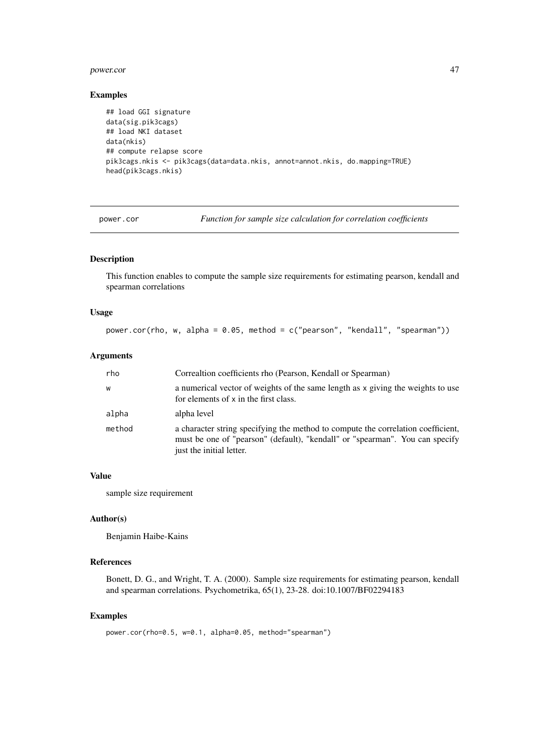### Examples

```
## load GGI signature
data(sig.pik3cags)
## load NKI dataset
data(nkis)
## compute relapse score
pik3cags.nkis <- pik3cags(data=data.nkis, annot=annot.nkis, do.mapping=TRUE)
head(pik3cags.nkis)
```

---

## power.cor — *Function for sample size calculation for correlation coefficients*

---

### Description

This function enables to compute the sample size requirements for estimating pearson, kendall and spearman correlations

### Usage

```
power.cor(rho, w, alpha = 0.05, method = c("pearson", "kendall", "spearman"))
```

### Arguments

| | |
|---|---|
| rho | Correaltion coefficients rho (Pearson, Kendall or Spearman) |
| w | a numerical vector of weights of the same length as x giving the weights to use for elements of x in the first class. |
| alpha | alpha level |
| method | a character string specifying the method to compute the correlation coefficient, must be one of "pearson" (default), "kendall" or "spearman". You can specify just the initial letter. |

### Value

sample size requirement

### Author(s)

Benjamin Haibe-Kains

### References

Bonett, D. G., and Wright, T. A. (2000). Sample size requirements for estimating pearson, kendall and spearman correlations. Psychometrika, 65(1), 23-28. doi:10.1007/BF02294183

### Examples

```
power.cor(rho=0.5, w=0.1, alpha=0.05, method="spearman")
```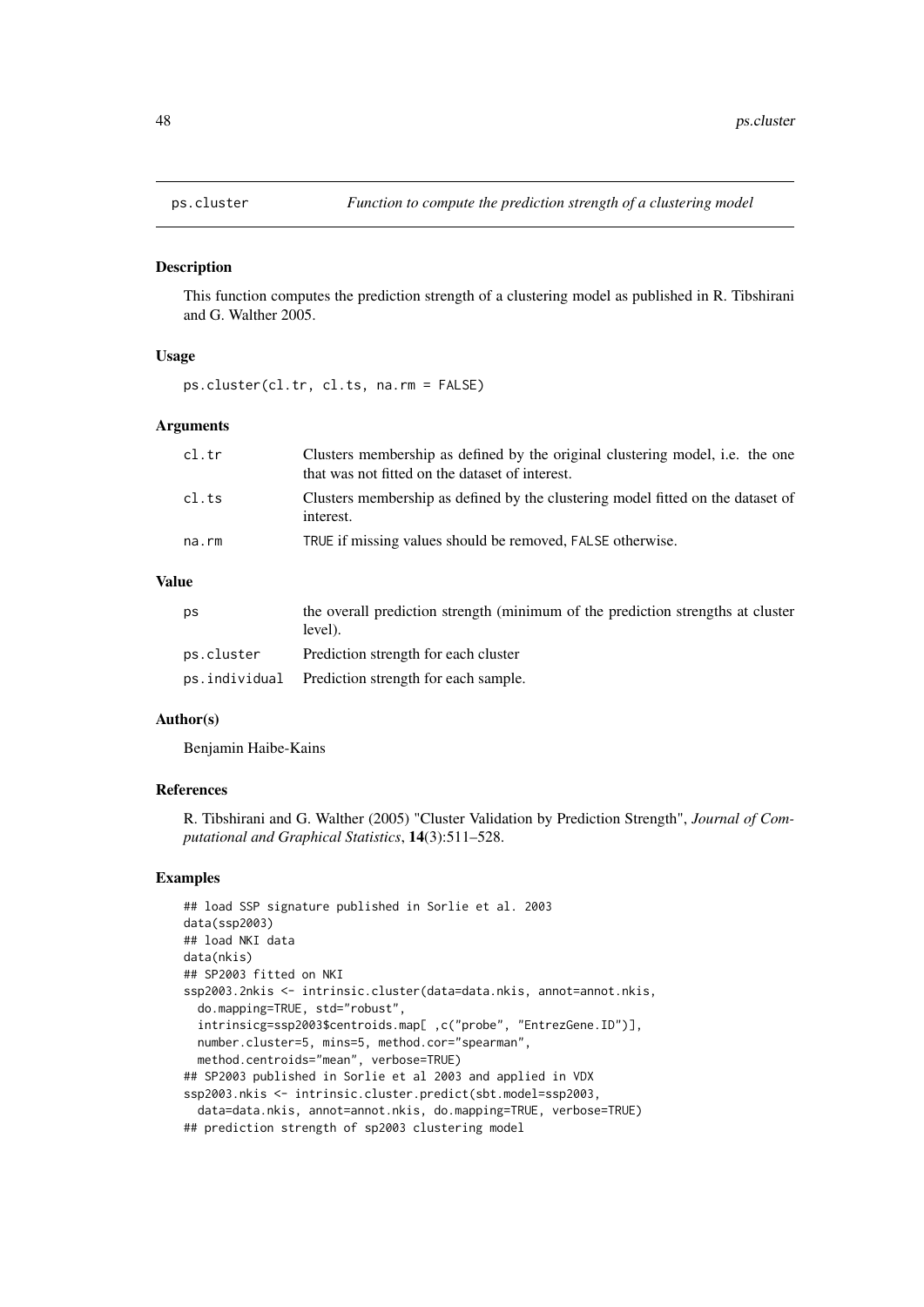# ps.cluster — *Function to compute the prediction strength of a clustering model*

## Description

This function computes the prediction strength of a clustering model as published in R. Tibshirani and G. Walther 2005.

## Usage

```
ps.cluster(cl.tr, cl.ts, na.rm = FALSE)
```

## Arguments

| | |
|---|---|
| `cl.tr` | Clusters membership as defined by the original clustering model, i.e. the one that was not fitted on the dataset of interest. |
| `cl.ts` | Clusters membership as defined by the clustering model fitted on the dataset of interest. |
| `na.rm` | `TRUE` if missing values should be removed, `FALSE` otherwise. |

## Value

| | |
|---|---|
| `ps` | the overall prediction strength (minimum of the prediction strengths at cluster level). |
| `ps.cluster` | Prediction strength for each cluster |
| `ps.individual` | Prediction strength for each sample. |

## Author(s)

Benjamin Haibe-Kains

## References

R. Tibshirani and G. Walther (2005) "Cluster Validation by Prediction Strength", *Journal of Computational and Graphical Statistics*, **14**(3):511–528.

## Examples

```
## load SSP signature published in Sorlie et al. 2003
data(ssp2003)
## load NKI data
data(nkis)
## SP2003 fitted on NKI
ssp2003.2nkis <- intrinsic.cluster(data=data.nkis, annot=annot.nkis,
  do.mapping=TRUE, std="robust",
  intrinsicg=ssp2003$centroids.map[ ,c("probe", "EntrezGene.ID")],
  number.cluster=5, mins=5, method.cor="spearman",
  method.centroids="mean", verbose=TRUE)
## SP2003 published in Sorlie et al 2003 and applied in VDX
ssp2003.nkis <- intrinsic.cluster.predict(sbt.model=ssp2003,
  data=data.nkis, annot=annot.nkis, do.mapping=TRUE, verbose=TRUE)
## prediction strength of sp2003 clustering model
```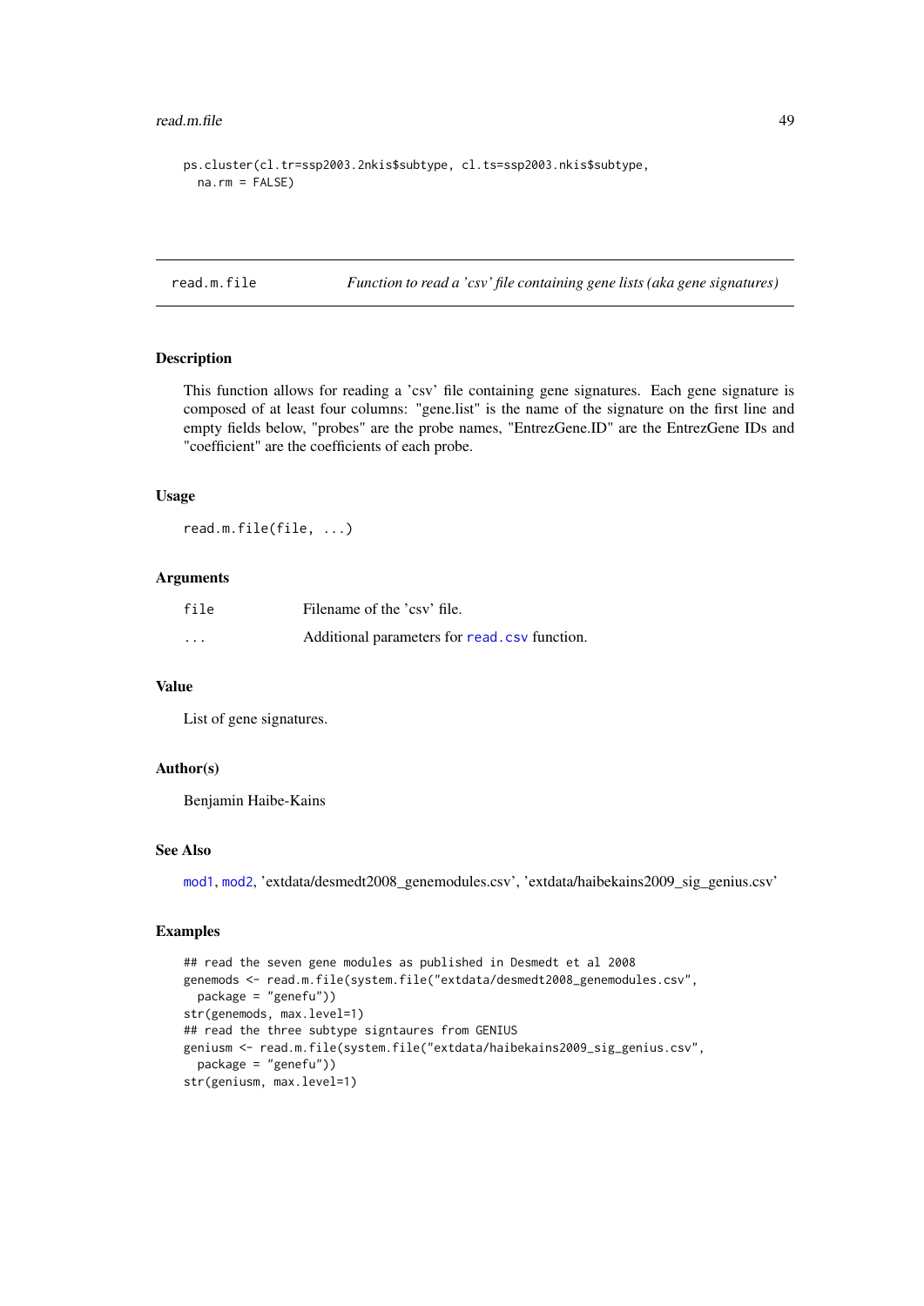```
ps.cluster(cl.tr=ssp2003.2nkis$subtype, cl.ts=ssp2003.nkis$subtype,
  na.rm = FALSE)
```

## read.m.file *Function to read a 'csv' file containing gene lists (aka gene signatures)*

### Description

This function allows for reading a 'csv' file containing gene signatures. Each gene signature is composed of at least four columns: "gene.list" is the name of the signature on the first line and empty fields below, "probes" are the probe names, "EntrezGene.ID" are the EntrezGene IDs and "coefficient" are the coefficients of each probe.

### Usage

```
read.m.file(file, ...)
```

### Arguments

| | |
|---|---|
| file | Filename of the 'csv' file. |
| ... | Additional parameters for read.csv function. |

### Value

List of gene signatures.

### Author(s)

Benjamin Haibe-Kains

### See Also

mod1, mod2, 'extdata/desmedt2008_genemodules.csv', 'extdata/haibekains2009_sig_genius.csv'

### Examples

```
## read the seven gene modules as published in Desmedt et al 2008
genemods <- read.m.file(system.file("extdata/desmedt2008_genemodules.csv",
  package = "genefu"))
str(genemods, max.level=1)
## read the three subtype signtaures from GENIUS
geniusm <- read.m.file(system.file("extdata/haibekains2009_sig_genius.csv",
  package = "genefu"))
str(geniusm, max.level=1)
```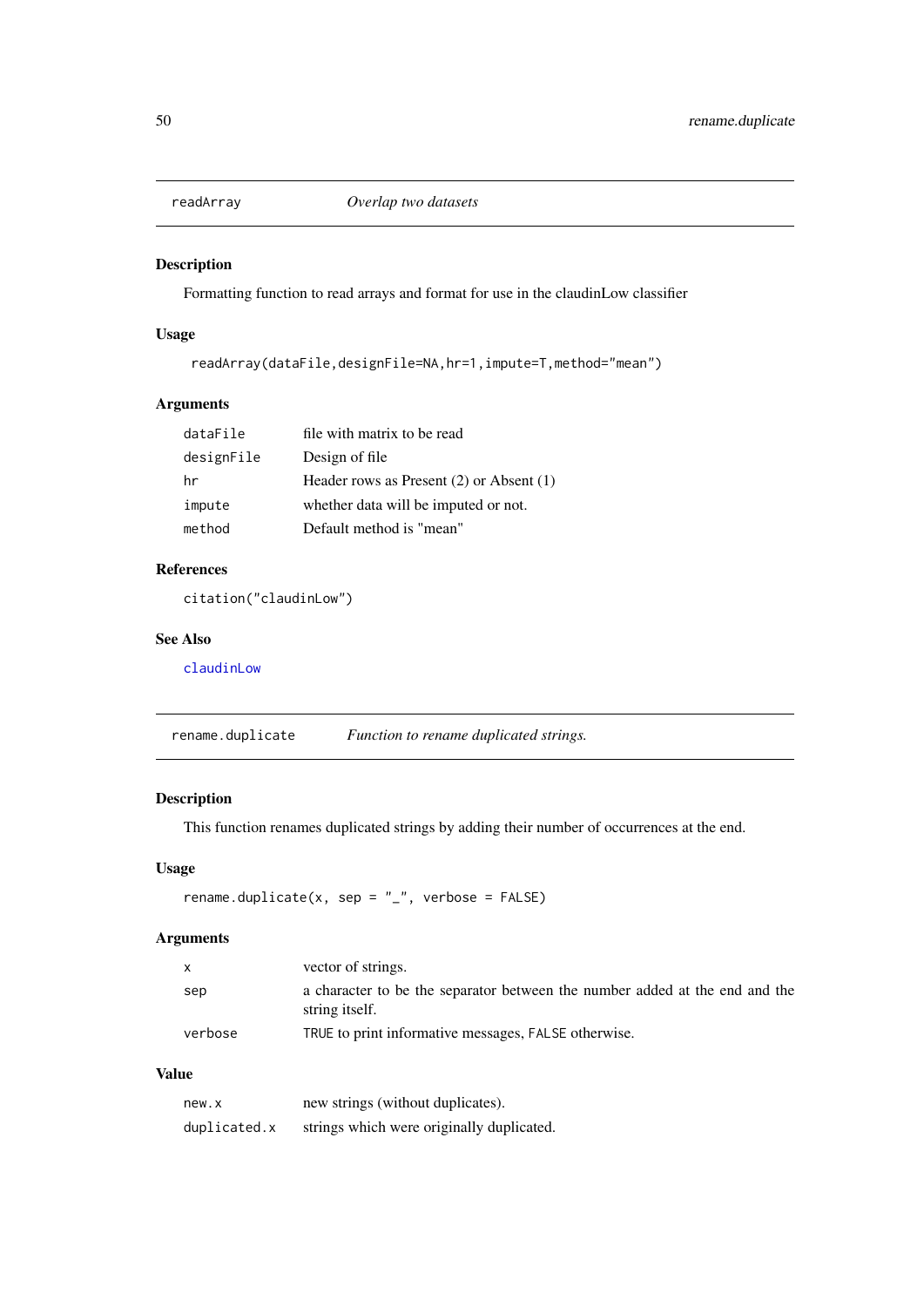## readArray — *Overlap two datasets*

### Description

Formatting function to read arrays and format for use in the claudinLow classifier

### Usage

```
readArray(dataFile,designFile=NA,hr=1,impute=T,method="mean")
```

### Arguments

| | |
|---|---|
| `dataFile` | file with matrix to be read |
| `designFile` | Design of file |
| `hr` | Header rows as Present (2) or Absent (1) |
| `impute` | whether data will be imputed or not. |
| `method` | Default method is "mean" |

### References

citation("claudinLow")

### See Also

claudinLow

## rename.duplicate — *Function to rename duplicated strings.*

### Description

This function renames duplicated strings by adding their number of occurrences at the end.

### Usage

```
rename.duplicate(x, sep = "_", verbose = FALSE)
```

### Arguments

| | |
|---|---|
| `x` | vector of strings. |
| `sep` | a character to be the separator between the number added at the end and the string itself. |
| `verbose` | `TRUE` to print informative messages, `FALSE` otherwise. |

### Value

| | |
|---|---|
| `new.x` | new strings (without duplicates). |
| `duplicated.x` | strings which were originally duplicated. |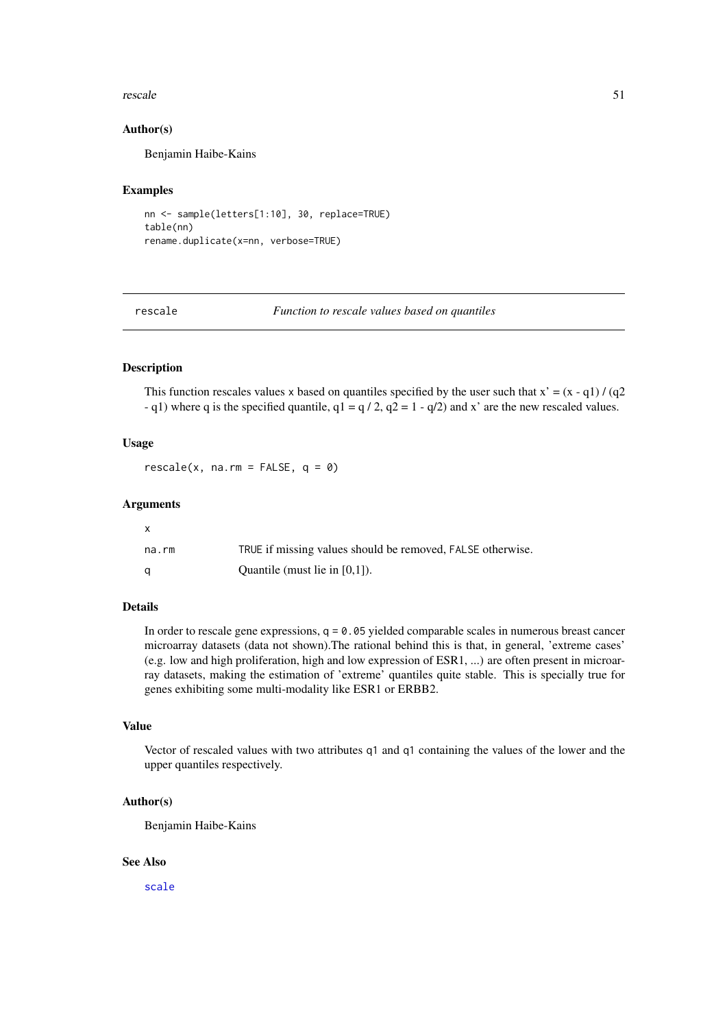## Author(s)

Benjamin Haibe-Kains

## Examples

```
nn <- sample(letters[1:10], 30, replace=TRUE)
table(nn)
rename.duplicate(x=nn, verbose=TRUE)
```

---

# rescale — *Function to rescale values based on quantiles*

## Description

This function rescales values x based on quantiles specified by the user such that x' = (x - q1) / (q2 - q1) where q is the specified quantile, q1 = q / 2, q2 = 1 - q/2) and x' are the new rescaled values.

## Usage

```
rescale(x, na.rm = FALSE, q = 0)
```

## Arguments

| | |
|---|---|
| x | |
| na.rm | TRUE if missing values should be removed, FALSE otherwise. |
| q | Quantile (must lie in [0,1]). |

## Details

In order to rescale gene expressions, `q = 0.05` yielded comparable scales in numerous breast cancer microarray datasets (data not shown).The rational behind this is that, in general, 'extreme cases' (e.g. low and high proliferation, high and low expression of ESR1, ...) are often present in microarray datasets, making the estimation of 'extreme' quantiles quite stable. This is specially true for genes exhibiting some multi-modality like ESR1 or ERBB2.

## Value

Vector of rescaled values with two attributes `q1` and `q1` containing the values of the lower and the upper quantiles respectively.

## Author(s)

Benjamin Haibe-Kains

## See Also

scale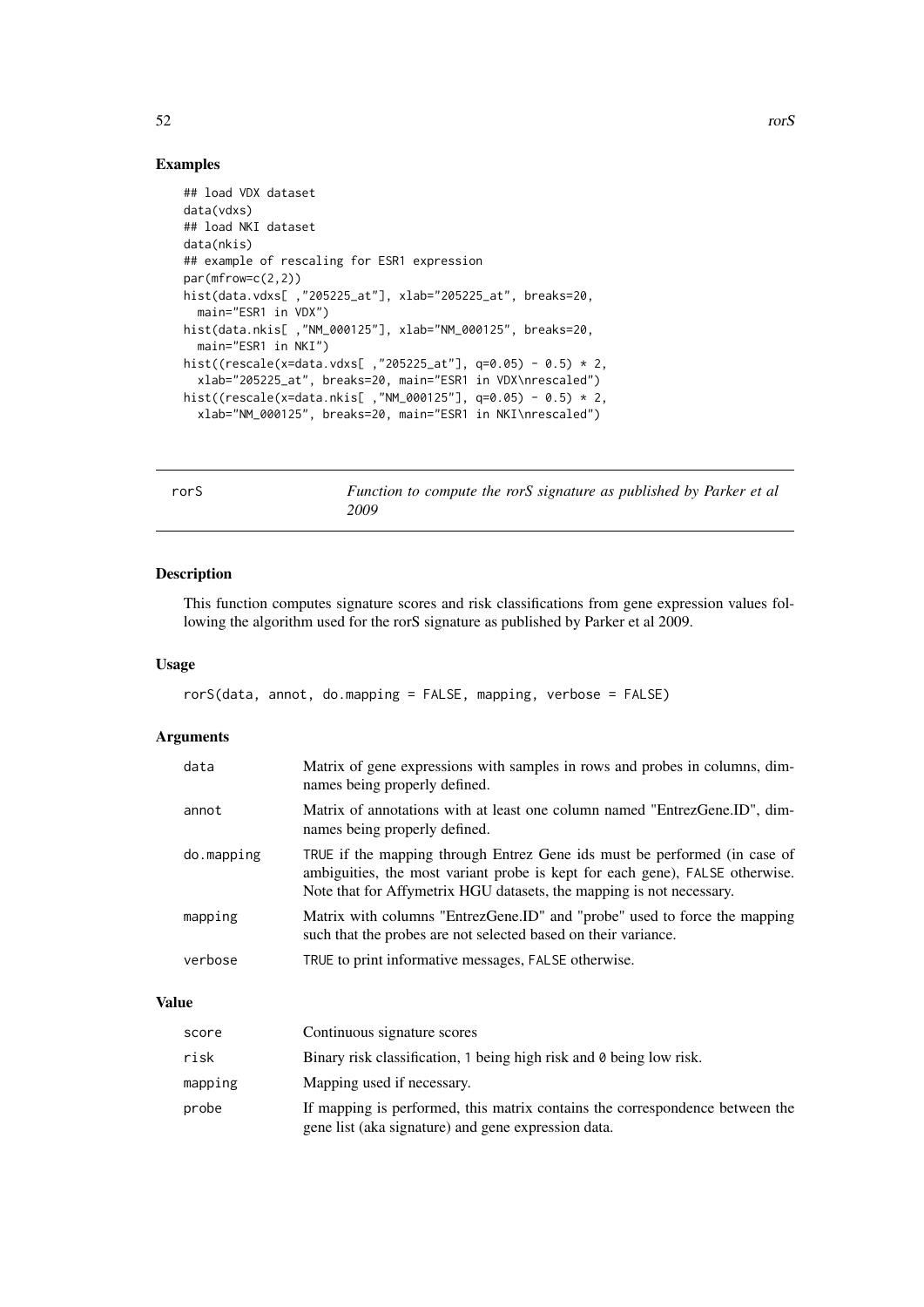## Examples

```
## load VDX dataset
data(vdxs)
## load NKI dataset
data(nkis)
## example of rescaling for ESR1 expression
par(mfrow=c(2,2))
hist(data.vdxs[ ,"205225_at"], xlab="205225_at", breaks=20,
  main="ESR1 in VDX")
hist(data.nkis[ ,"NM_000125"], xlab="NM_000125", breaks=20,
  main="ESR1 in NKI")
hist((rescale(x=data.vdxs[ ,"205225_at"], q=0.05) - 0.5) * 2,
  xlab="205225_at", breaks=20, main="ESR1 in VDX\nrescaled")
hist((rescale(x=data.nkis[ ,"NM_000125"], q=0.05) - 0.5) * 2,
  xlab="NM_000125", breaks=20, main="ESR1 in NKI\nrescaled")
```

---

# rorS — *Function to compute the rorS signature as published by Parker et al 2009*

## Description

This function computes signature scores and risk classifications from gene expression values following the algorithm used for the rorS signature as published by Parker et al 2009.

## Usage

```
rorS(data, annot, do.mapping = FALSE, mapping, verbose = FALSE)
```

## Arguments

| | |
|---|---|
| data | Matrix of gene expressions with samples in rows and probes in columns, dimnames being properly defined. |
| annot | Matrix of annotations with at least one column named "EntrezGene.ID", dimnames being properly defined. |
| do.mapping | TRUE if the mapping through Entrez Gene ids must be performed (in case of ambiguities, the most variant probe is kept for each gene), FALSE otherwise. Note that for Affymetrix HGU datasets, the mapping is not necessary. |
| mapping | Matrix with columns "EntrezGene.ID" and "probe" used to force the mapping such that the probes are not selected based on their variance. |
| verbose | TRUE to print informative messages, FALSE otherwise. |

## Value

| | |
|---|---|
| score | Continuous signature scores |
| risk | Binary risk classification, 1 being high risk and 0 being low risk. |
| mapping | Mapping used if necessary. |
| probe | If mapping is performed, this matrix contains the correspondence between the gene list (aka signature) and gene expression data. |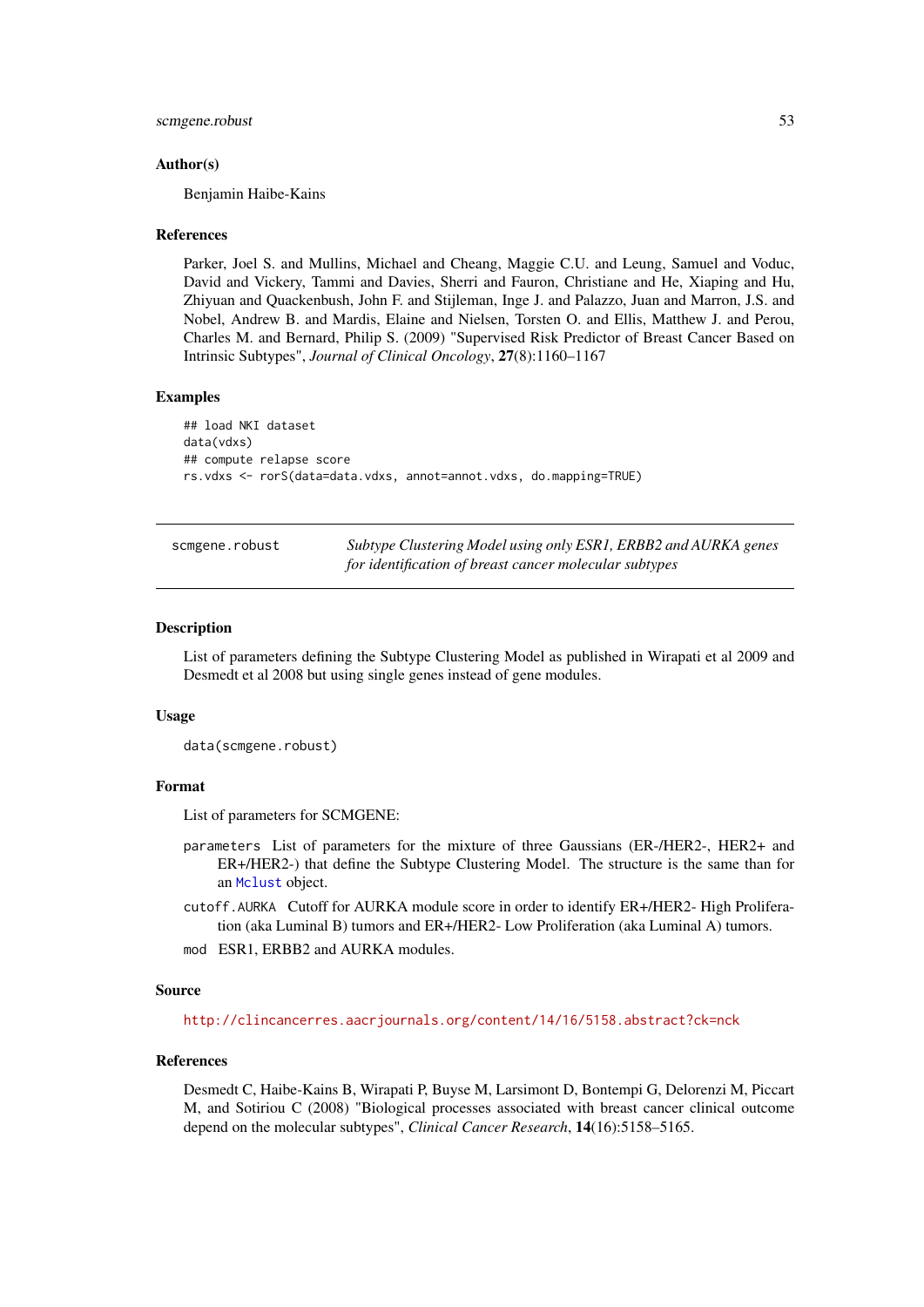### Author(s)

Benjamin Haibe-Kains

### References

Parker, Joel S. and Mullins, Michael and Cheang, Maggie C.U. and Leung, Samuel and Voduc, David and Vickery, Tammi and Davies, Sherri and Fauron, Christiane and He, Xiaping and Hu, Zhiyuan and Quackenbush, John F. and Stijleman, Inge J. and Palazzo, Juan and Marron, J.S. and Nobel, Andrew B. and Mardis, Elaine and Nielsen, Torsten O. and Ellis, Matthew J. and Perou, Charles M. and Bernard, Philip S. (2009) "Supervised Risk Predictor of Breast Cancer Based on Intrinsic Subtypes", *Journal of Clinical Oncology*, **27**(8):1160–1167

### Examples

```
## load NKI dataset
data(vdxs)
## compute relapse score
rs.vdxs <- rorS(data=data.vdxs, annot=annot.vdxs, do.mapping=TRUE)
```

---

## scmgene.robust — *Subtype Clustering Model using only ESR1, ERBB2 and AURKA genes for identification of breast cancer molecular subtypes*

---

### Description

List of parameters defining the Subtype Clustering Model as published in Wirapati et al 2009 and Desmedt et al 2008 but using single genes instead of gene modules.

### Usage

```
data(scmgene.robust)
```

### Format

List of parameters for SCMGENE:

- `parameters` List of parameters for the mixture of three Gaussians (ER-/HER2-, HER2+ and ER+/HER2-) that define the Subtype Clustering Model. The structure is the same than for an `Mclust` object.
- `cutoff.AURKA` Cutoff for AURKA module score in order to identify ER+/HER2- High Proliferation (aka Luminal B) tumors and ER+/HER2- Low Proliferation (aka Luminal A) tumors.
- `mod` ESR1, ERBB2 and AURKA modules.

### Source

http://clincancerres.aacrjournals.org/content/14/16/5158.abstract?ck=nck

### References

Desmedt C, Haibe-Kains B, Wirapati P, Buyse M, Larsimont D, Bontempi G, Delorenzi M, Piccart M, and Sotiriou C (2008) "Biological processes associated with breast cancer clinical outcome depend on the molecular subtypes", *Clinical Cancer Research*, **14**(16):5158–5165.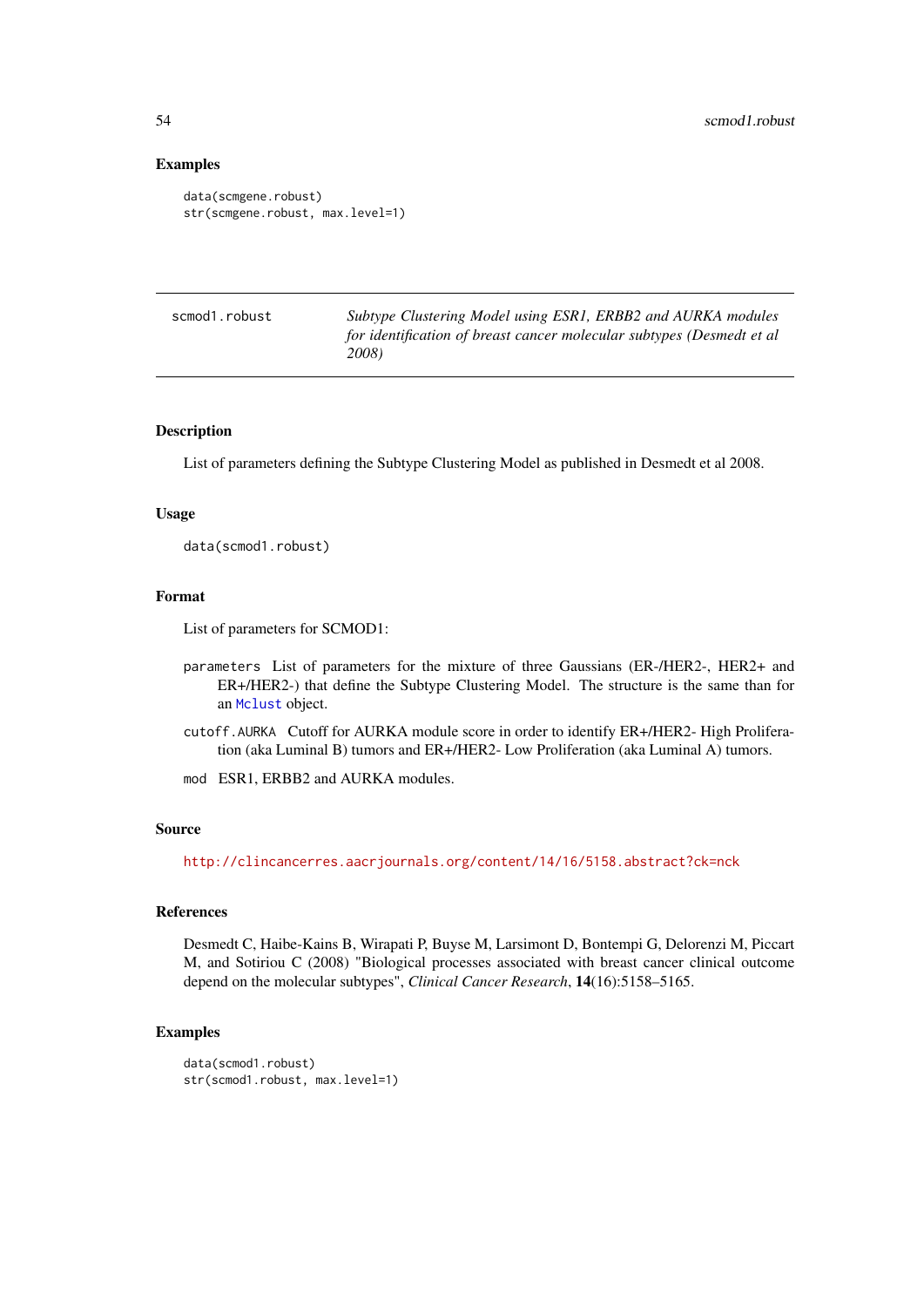## Examples

```
data(scmgene.robust)
str(scmgene.robust, max.level=1)
```

---

| scmod1.robust | *Subtype Clustering Model using ESR1, ERBB2 and AURKA modules for identification of breast cancer molecular subtypes (Desmedt et al 2008)* |
|---|---|

---

### Description

List of parameters defining the Subtype Clustering Model as published in Desmedt et al 2008.

### Usage

```
data(scmod1.robust)
```

### Format

List of parameters for SCMOD1:

- `parameters` List of parameters for the mixture of three Gaussians (ER-/HER2-, HER2+ and ER+/HER2-) that define the Subtype Clustering Model. The structure is the same than for an `Mclust` object.
- `cutoff.AURKA` Cutoff for AURKA module score in order to identify ER+/HER2- High Proliferation (aka Luminal B) tumors and ER+/HER2- Low Proliferation (aka Luminal A) tumors.
- `mod` ESR1, ERBB2 and AURKA modules.

### Source

http://clincancerres.aacrjournals.org/content/14/16/5158.abstract?ck=nck

### References

Desmedt C, Haibe-Kains B, Wirapati P, Buyse M, Larsimont D, Bontempi G, Delorenzi M, Piccart M, and Sotiriou C (2008) "Biological processes associated with breast cancer clinical outcome depend on the molecular subtypes", *Clinical Cancer Research*, **14**(16):5158–5165.

### Examples

```
data(scmod1.robust)
str(scmod1.robust, max.level=1)
```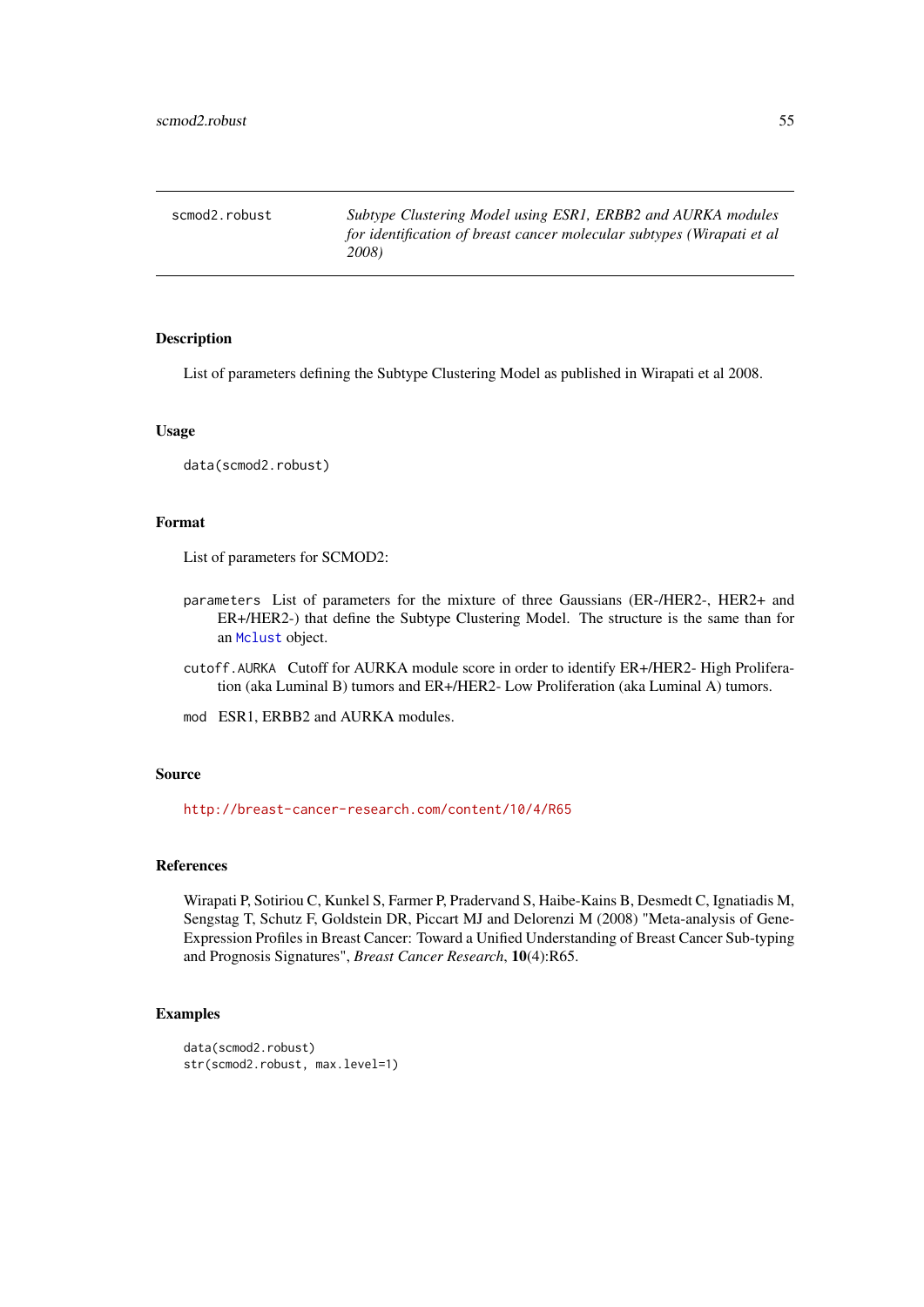# scmod2.robust — *Subtype Clustering Model using ESR1, ERBB2 and AURKA modules for identification of breast cancer molecular subtypes (Wirapati et al 2008)*

## Description

List of parameters defining the Subtype Clustering Model as published in Wirapati et al 2008.

## Usage

```
data(scmod2.robust)
```

## Format

List of parameters for SCMOD2:

- `parameters` List of parameters for the mixture of three Gaussians (ER-/HER2-, HER2+ and ER+/HER2-) that define the Subtype Clustering Model. The structure is the same than for an `Mclust` object.
- `cutoff.AURKA` Cutoff for AURKA module score in order to identify ER+/HER2- High Proliferation (aka Luminal B) tumors and ER+/HER2- Low Proliferation (aka Luminal A) tumors.
- `mod` ESR1, ERBB2 and AURKA modules.

## Source

http://breast-cancer-research.com/content/10/4/R65

## References

Wirapati P, Sotiriou C, Kunkel S, Farmer P, Pradervand S, Haibe-Kains B, Desmedt C, Ignatiadis M, Sengstag T, Schutz F, Goldstein DR, Piccart MJ and Delorenzi M (2008) "Meta-analysis of Gene-Expression Profiles in Breast Cancer: Toward a Unified Understanding of Breast Cancer Sub-typing and Prognosis Signatures", *Breast Cancer Research*, **10**(4):R65.

## Examples

```
data(scmod2.robust)
str(scmod2.robust, max.level=1)
```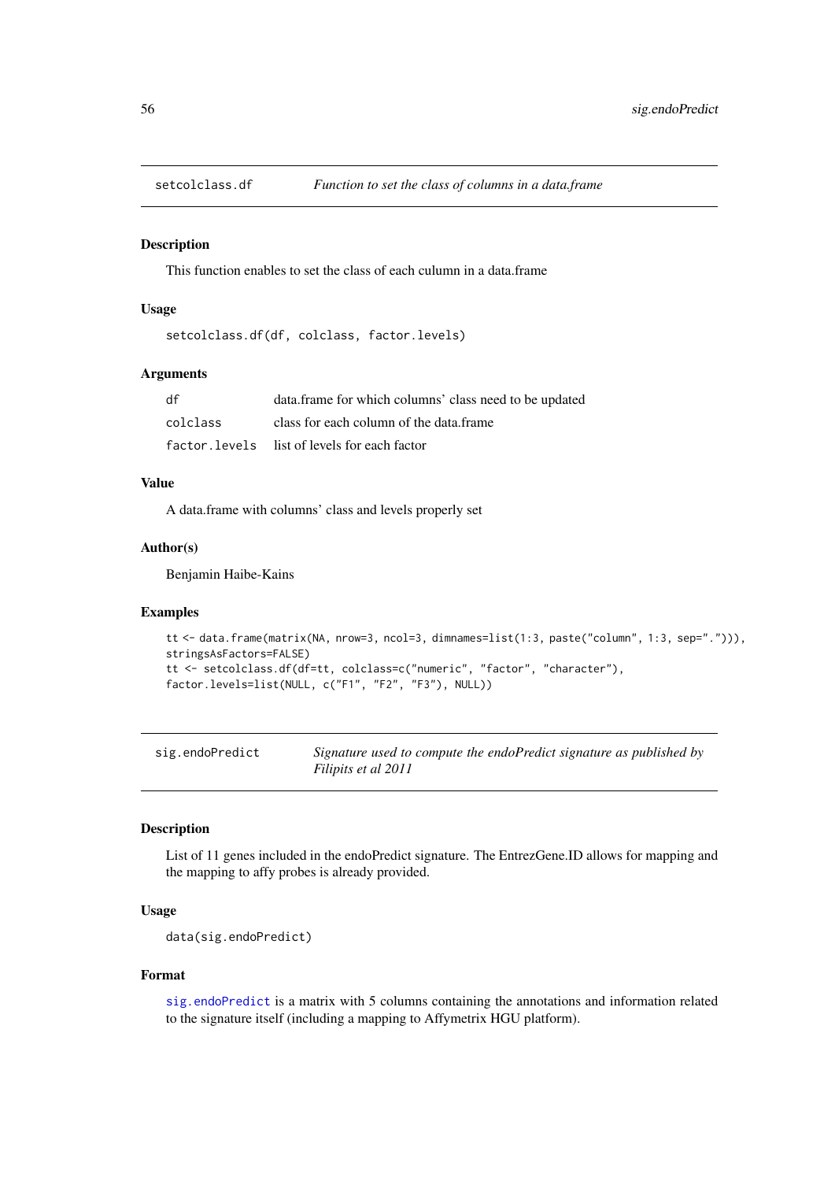## setcolclass.df — *Function to set the class of columns in a data.frame*

### Description

This function enables to set the class of each culumn in a data.frame

### Usage

```
setcolclass.df(df, colclass, factor.levels)
```

### Arguments

| | |
|---|---|
| df | data.frame for which columns' class need to be updated |
| colclass | class for each column of the data.frame |
| factor.levels | list of levels for each factor |

### Value

A data.frame with columns' class and levels properly set

### Author(s)

Benjamin Haibe-Kains

### Examples

```
tt <- data.frame(matrix(NA, nrow=3, ncol=3, dimnames=list(1:3, paste("column", 1:3, sep="."))),
stringsAsFactors=FALSE)
tt <- setcolclass.df(df=tt, colclass=c("numeric", "factor", "character"),
factor.levels=list(NULL, c("F1", "F2", "F3"), NULL))
```

## sig.endoPredict — *Signature used to compute the endoPredict signature as published by Filipits et al 2011*

### Description

List of 11 genes included in the endoPredict signature. The EntrezGene.ID allows for mapping and the mapping to affy probes is already provided.

### Usage

```
data(sig.endoPredict)
```

### Format

sig.endoPredict is a matrix with 5 columns containing the annotations and information related to the signature itself (including a mapping to Affymetrix HGU platform).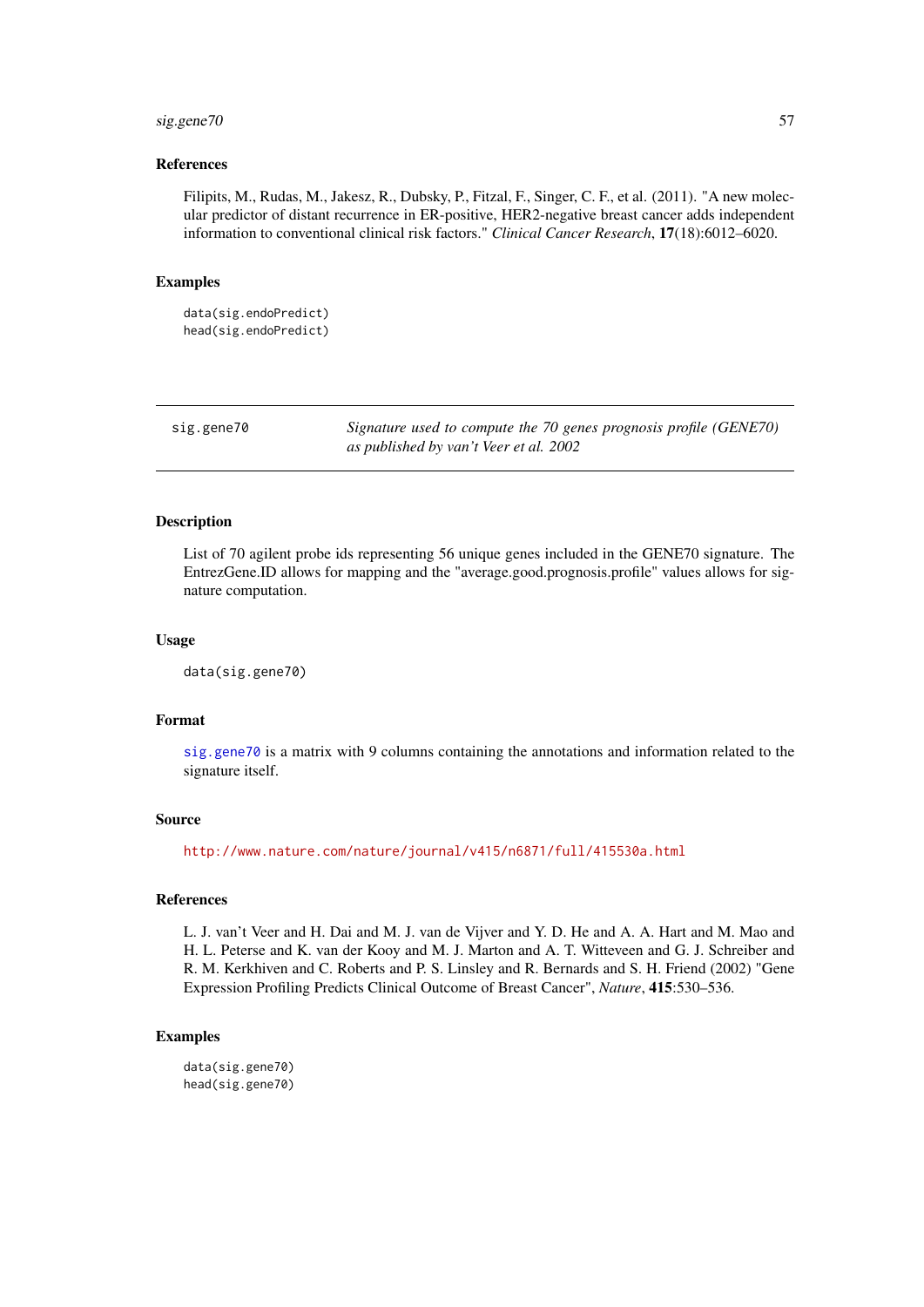### References

Filipits, M., Rudas, M., Jakesz, R., Dubsky, P., Fitzal, F., Singer, C. F., et al. (2011). "A new molecular predictor of distant recurrence in ER-positive, HER2-negative breast cancer adds independent information to conventional clinical risk factors." *Clinical Cancer Research*, **17**(18):6012–6020.

### Examples

```
data(sig.endoPredict)
head(sig.endoPredict)
```

---

## sig.gene70 — *Signature used to compute the 70 genes prognosis profile (GENE70) as published by van't Veer et al. 2002*

### Description

List of 70 agilent probe ids representing 56 unique genes included in the GENE70 signature. The EntrezGene.ID allows for mapping and the "average.good.prognosis.profile" values allows for signature computation.

### Usage

```
data(sig.gene70)
```

### Format

`sig.gene70` is a matrix with 9 columns containing the annotations and information related to the signature itself.

### Source

http://www.nature.com/nature/journal/v415/n6871/full/415530a.html

### References

L. J. van't Veer and H. Dai and M. J. van de Vijver and Y. D. He and A. A. Hart and M. Mao and H. L. Peterse and K. van der Kooy and M. J. Marton and A. T. Witteveen and G. J. Schreiber and R. M. Kerkhiven and C. Roberts and P. S. Linsley and R. Bernards and S. H. Friend (2002) "Gene Expression Profiling Predicts Clinical Outcome of Breast Cancer", *Nature*, **415**:530–536.

### Examples

```
data(sig.gene70)
head(sig.gene70)
```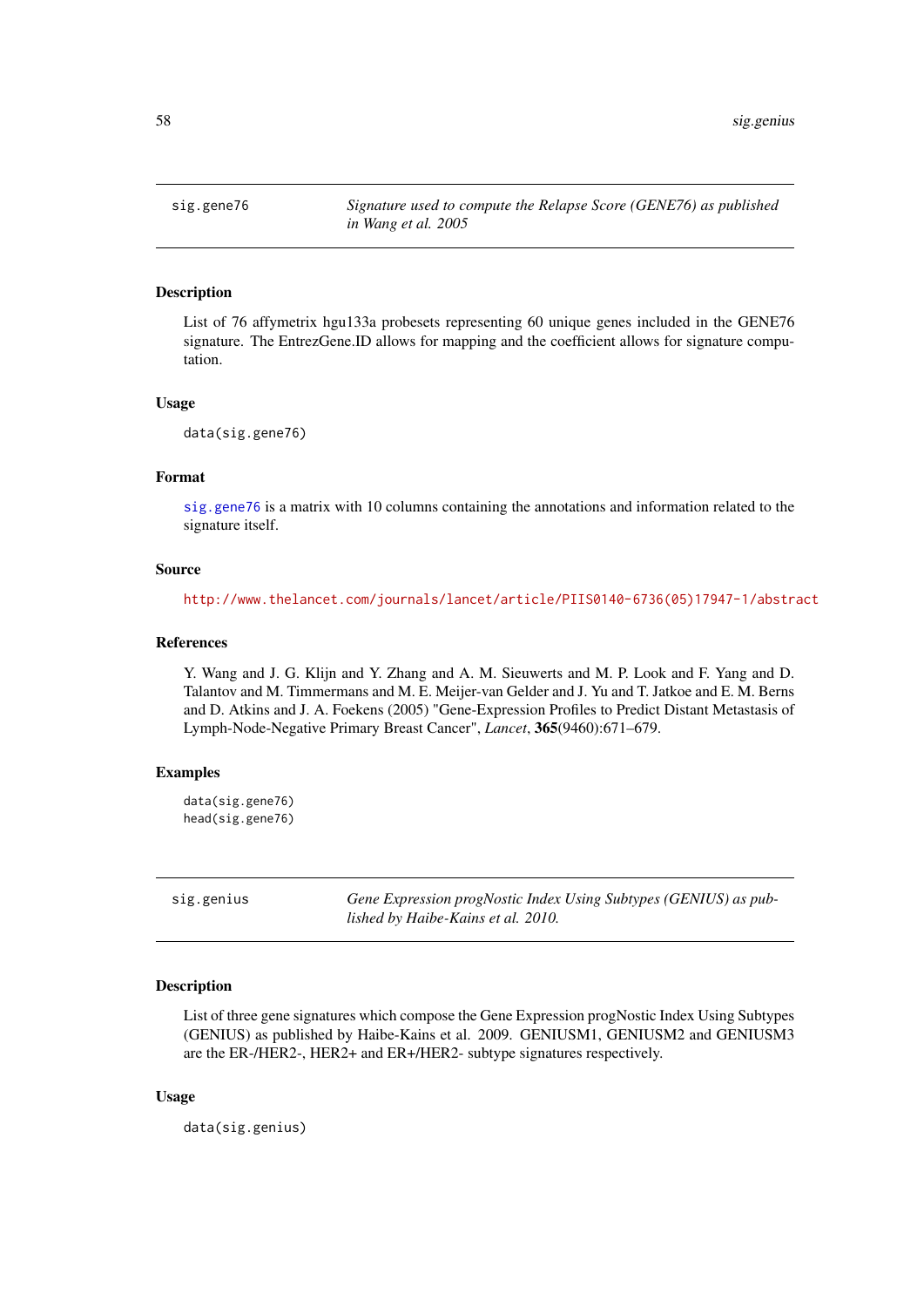## sig.gene76 — *Signature used to compute the Relapse Score (GENE76) as published in Wang et al. 2005*

### Description

List of 76 affymetrix hgu133a probesets representing 60 unique genes included in the GENE76 signature. The EntrezGene.ID allows for mapping and the coefficient allows for signature computation.

### Usage

```
data(sig.gene76)
```

### Format

sig.gene76 is a matrix with 10 columns containing the annotations and information related to the signature itself.

### Source

http://www.thelancet.com/journals/lancet/article/PIIS0140-6736(05)17947-1/abstract

### References

Y. Wang and J. G. Klijn and Y. Zhang and A. M. Sieuwerts and M. P. Look and F. Yang and D. Talantov and M. Timmermans and M. E. Meijer-van Gelder and J. Yu and T. Jatkoe and E. M. Berns and D. Atkins and J. A. Foekens (2005) "Gene-Expression Profiles to Predict Distant Metastasis of Lymph-Node-Negative Primary Breast Cancer", *Lancet*, **365**(9460):671–679.

### Examples

```
data(sig.gene76)
head(sig.gene76)
```

## sig.genius — *Gene Expression progNostic Index Using Subtypes (GENIUS) as published by Haibe-Kains et al. 2010.*

### Description

List of three gene signatures which compose the Gene Expression progNostic Index Using Subtypes (GENIUS) as published by Haibe-Kains et al. 2009. GENIUSM1, GENIUSM2 and GENIUSM3 are the ER-/HER2-, HER2+ and ER+/HER2- subtype signatures respectively.

### Usage

```
data(sig.genius)
```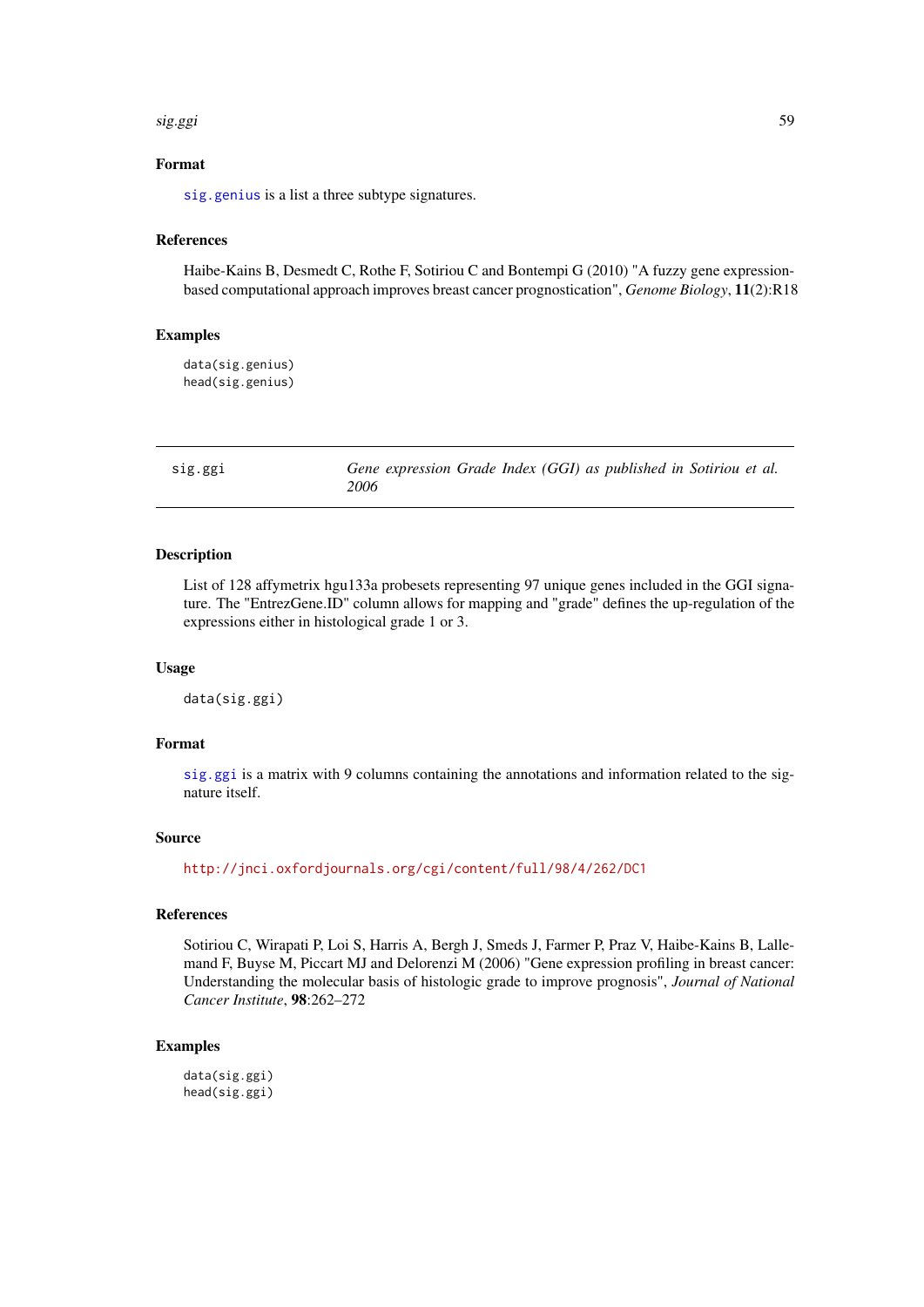### Format

sig.genius is a list a three subtype signatures.

### References

Haibe-Kains B, Desmedt C, Rothe F, Sotiriou C and Bontempi G (2010) "A fuzzy gene expression-based computational approach improves breast cancer prognostication", *Genome Biology*, **11**(2):R18

### Examples

```
data(sig.genius)
head(sig.genius)
```

---

## sig.ggi — *Gene expression Grade Index (GGI) as published in Sotiriou et al. 2006*

---

### Description

List of 128 affymetrix hgu133a probesets representing 97 unique genes included in the GGI signature. The "EntrezGene.ID" column allows for mapping and "grade" defines the up-regulation of the expressions either in histological grade 1 or 3.

### Usage

```
data(sig.ggi)
```

### Format

sig.ggi is a matrix with 9 columns containing the annotations and information related to the signature itself.

### Source

http://jnci.oxfordjournals.org/cgi/content/full/98/4/262/DC1

### References

Sotiriou C, Wirapati P, Loi S, Harris A, Bergh J, Smeds J, Farmer P, Praz V, Haibe-Kains B, Lallemand F, Buyse M, Piccart MJ and Delorenzi M (2006) "Gene expression profiling in breast cancer: Understanding the molecular basis of histologic grade to improve prognosis", *Journal of National Cancer Institute*, **98**:262–272

### Examples

```
data(sig.ggi)
head(sig.ggi)
```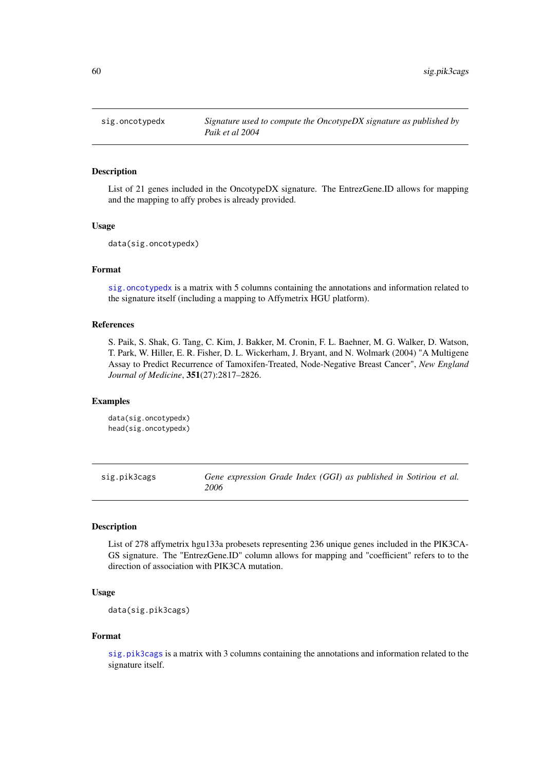## sig.oncotypedx — *Signature used to compute the OncotypeDX signature as published by Paik et al 2004*

### Description

List of 21 genes included in the OncotypeDX signature. The EntrezGene.ID allows for mapping and the mapping to affy probes is already provided.

### Usage

```
data(sig.oncotypedx)
```

### Format

`sig.oncotypedx` is a matrix with 5 columns containing the annotations and information related to the signature itself (including a mapping to Affymetrix HGU platform).

### References

S. Paik, S. Shak, G. Tang, C. Kim, J. Bakker, M. Cronin, F. L. Baehner, M. G. Walker, D. Watson, T. Park, W. Hiller, E. R. Fisher, D. L. Wickerham, J. Bryant, and N. Wolmark (2004) "A Multigene Assay to Predict Recurrence of Tamoxifen-Treated, Node-Negative Breast Cancer", *New England Journal of Medicine*, **351**(27):2817–2826.

### Examples

```
data(sig.oncotypedx)
head(sig.oncotypedx)
```

## sig.pik3cags — *Gene expression Grade Index (GGI) as published in Sotiriou et al. 2006*

### Description

List of 278 affymetrix hgu133a probesets representing 236 unique genes included in the PIK3CA-GS signature. The "EntrezGene.ID" column allows for mapping and "coefficient" refers to to the direction of association with PIK3CA mutation.

### Usage

```
data(sig.pik3cags)
```

### Format

`sig.pik3cags` is a matrix with 3 columns containing the annotations and information related to the signature itself.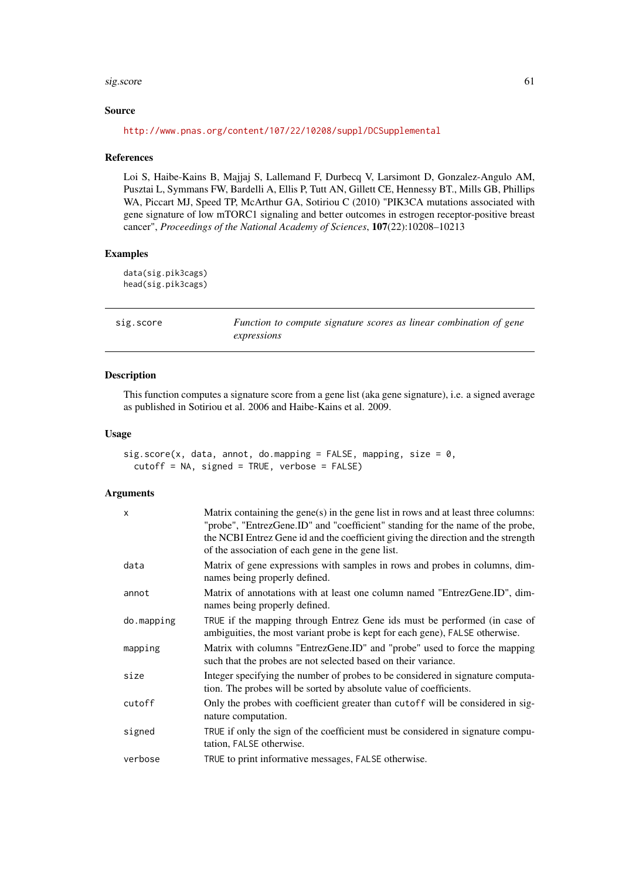### Source

http://www.pnas.org/content/107/22/10208/suppl/DCSupplemental

### References

Loi S, Haibe-Kains B, Majjaj S, Lallemand F, Durbecq V, Larsimont D, Gonzalez-Angulo AM, Pusztai L, Symmans FW, Bardelli A, Ellis P, Tutt AN, Gillett CE, Hennessy BT., Mills GB, Phillips WA, Piccart MJ, Speed TP, McArthur GA, Sotiriou C (2010) "PIK3CA mutations associated with gene signature of low mTORC1 signaling and better outcomes in estrogen receptor-positive breast cancer", *Proceedings of the National Academy of Sciences*, **107**(22):10208–10213

### Examples

```
data(sig.pik3cags)
head(sig.pik3cags)
```

---

## sig.score — *Function to compute signature scores as linear combination of gene expressions*

---

### Description

This function computes a signature score from a gene list (aka gene signature), i.e. a signed average as published in Sotiriou et al. 2006 and Haibe-Kains et al. 2009.

### Usage

```
sig.score(x, data, annot, do.mapping = FALSE, mapping, size = 0,
  cutoff = NA, signed = TRUE, verbose = FALSE)
```

### Arguments

| | |
|---|---|
| x | Matrix containing the gene(s) in the gene list in rows and at least three columns: "probe", "EntrezGene.ID" and "coefficient" standing for the name of the probe, the NCBI Entrez Gene id and the coefficient giving the direction and the strength of the association of each gene in the gene list. |
| data | Matrix of gene expressions with samples in rows and probes in columns, dimnames being properly defined. |
| annot | Matrix of annotations with at least one column named "EntrezGene.ID", dimnames being properly defined. |
| do.mapping | TRUE if the mapping through Entrez Gene ids must be performed (in case of ambiguities, the most variant probe is kept for each gene), FALSE otherwise. |
| mapping | Matrix with columns "EntrezGene.ID" and "probe" used to force the mapping such that the probes are not selected based on their variance. |
| size | Integer specifying the number of probes to be considered in signature computation. The probes will be sorted by absolute value of coefficients. |
| cutoff | Only the probes with coefficient greater than cutoff will be considered in signature computation. |
| signed | TRUE if only the sign of the coefficient must be considered in signature computation, FALSE otherwise. |
| verbose | TRUE to print informative messages, FALSE otherwise. |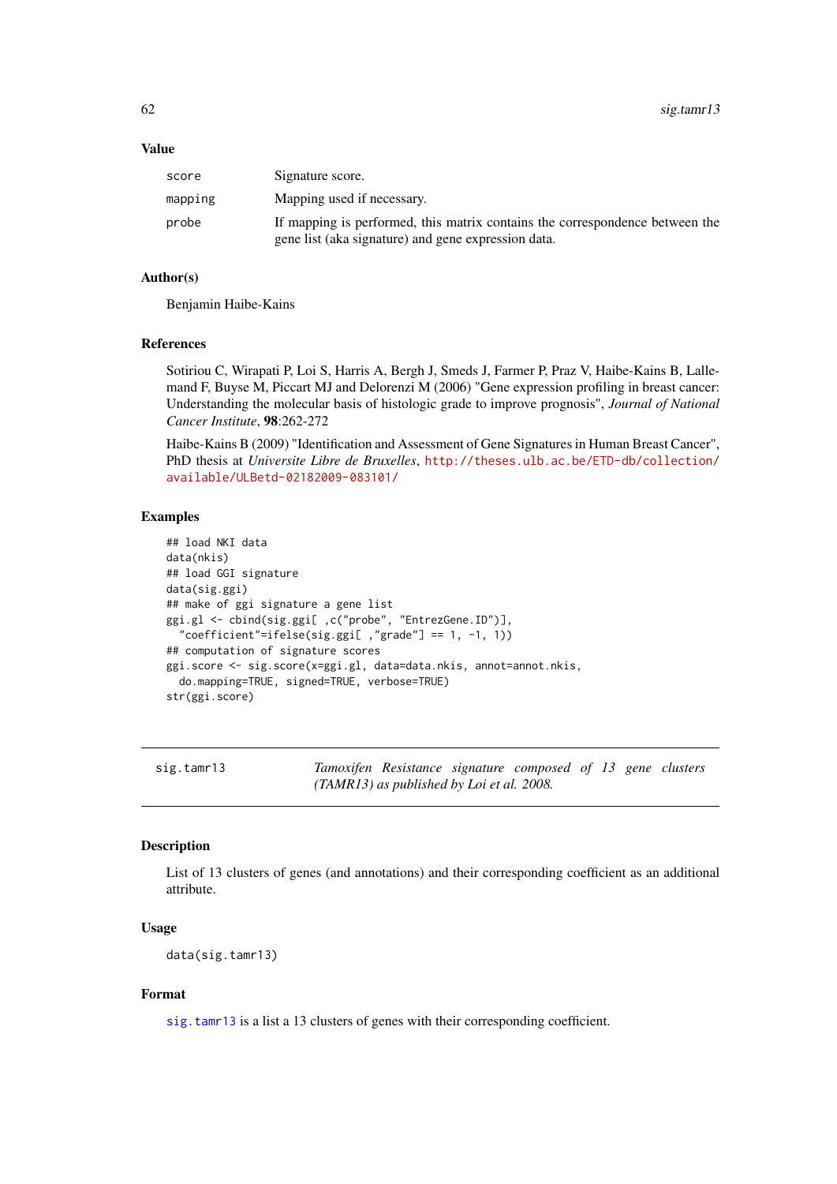### Value

| | |
|---|---|
| score | Signature score. |
| mapping | Mapping used if necessary. |
| probe | If mapping is performed, this matrix contains the correspondence between the gene list (aka signature) and gene expression data. |

### Author(s)

Benjamin Haibe-Kains

### References

Sotiriou C, Wirapati P, Loi S, Harris A, Bergh J, Smeds J, Farmer P, Praz V, Haibe-Kains B, Lallemand F, Buyse M, Piccart MJ and Delorenzi M (2006) "Gene expression profiling in breast cancer: Understanding the molecular basis of histologic grade to improve prognosis", *Journal of National Cancer Institute*, **98**:262-272

Haibe-Kains B (2009) "Identification and Assessment of Gene Signatures in Human Breast Cancer", PhD thesis at *Universite Libre de Bruxelles*, http://theses.ulb.ac.be/ETD-db/collection/available/ULBetd-02182009-083101/

### Examples

```
## load NKI data
data(nkis)
## load GGI signature
data(sig.ggi)
## make of ggi signature a gene list
ggi.gl <- cbind(sig.ggi[ ,c("probe", "EntrezGene.ID")],
  "coefficient"=ifelse(sig.ggi[ ,"grade"] == 1, -1, 1))
## computation of signature scores
ggi.score <- sig.score(x=ggi.gl, data=data.nkis, annot=annot.nkis,
  do.mapping=TRUE, signed=TRUE, verbose=TRUE)
str(ggi.score)
```

---

## sig.tamr13 — *Tamoxifen Resistance signature composed of 13 gene clusters (TAMR13) as published by Loi et al. 2008.*

---

### Description

List of 13 clusters of genes (and annotations) and their corresponding coefficient as an additional attribute.

### Usage

```
data(sig.tamr13)
```

### Format

sig.tamr13 is a list a 13 clusters of genes with their corresponding coefficient.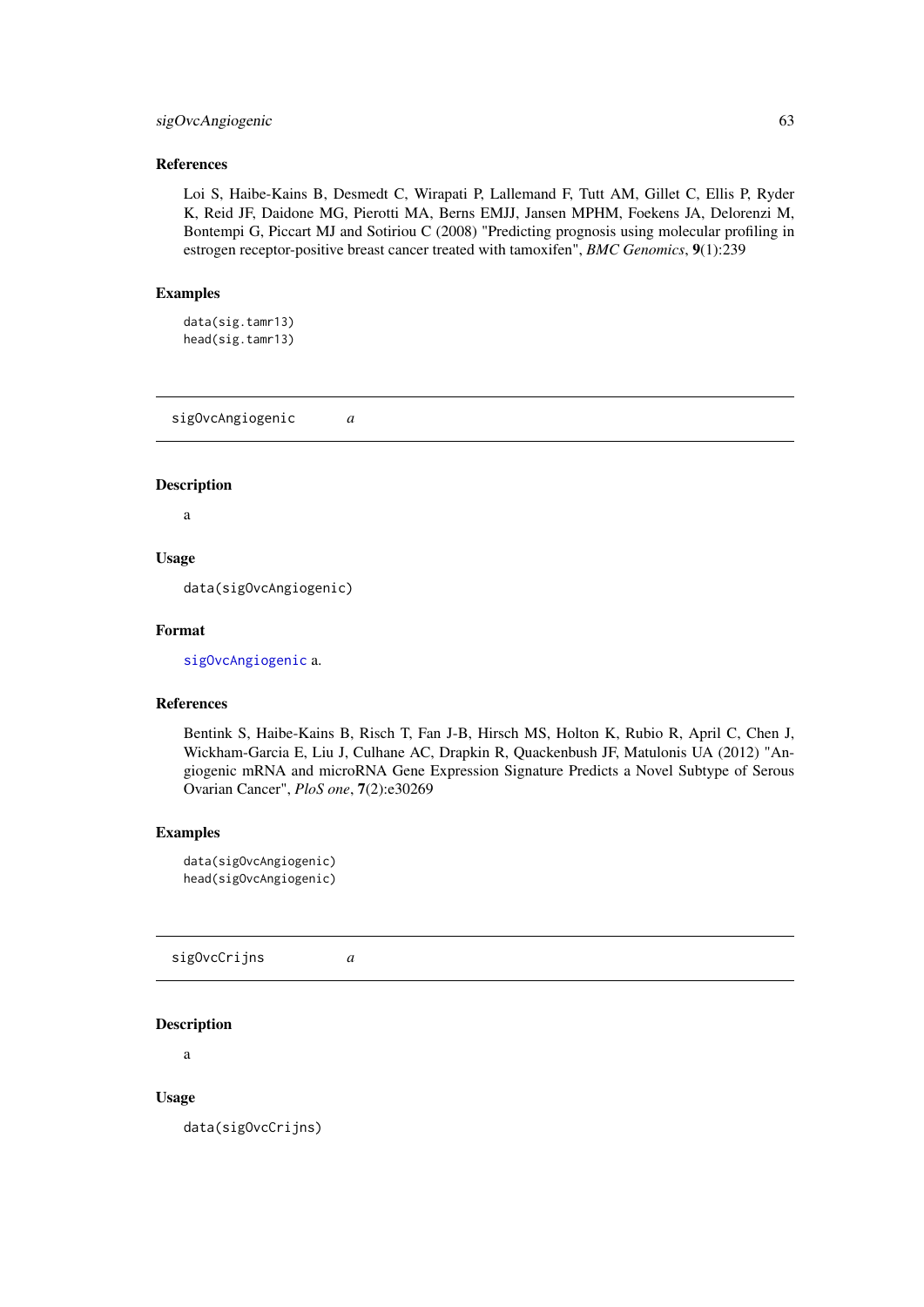### References

Loi S, Haibe-Kains B, Desmedt C, Wirapati P, Lallemand F, Tutt AM, Gillet C, Ellis P, Ryder K, Reid JF, Daidone MG, Pierotti MA, Berns EMJJ, Jansen MPHM, Foekens JA, Delorenzi M, Bontempi G, Piccart MJ and Sotiriou C (2008) "Predicting prognosis using molecular profiling in estrogen receptor-positive breast cancer treated with tamoxifen", *BMC Genomics*, **9**(1):239

### Examples

```
data(sig.tamr13)
head(sig.tamr13)
```

---

## sigOvcAngiogenic *a*

---

### Description

a

### Usage

```
data(sigOvcAngiogenic)
```

### Format

sigOvcAngiogenic a.

### References

Bentink S, Haibe-Kains B, Risch T, Fan J-B, Hirsch MS, Holton K, Rubio R, April C, Chen J, Wickham-Garcia E, Liu J, Culhane AC, Drapkin R, Quackenbush JF, Matulonis UA (2012) "Angiogenic mRNA and microRNA Gene Expression Signature Predicts a Novel Subtype of Serous Ovarian Cancer", *PloS one*, **7**(2):e30269

### Examples

```
data(sigOvcAngiogenic)
head(sigOvcAngiogenic)
```

---

## sigOvcCrijns *a*

---

### Description

a

### Usage

```
data(sigOvcCrijns)
```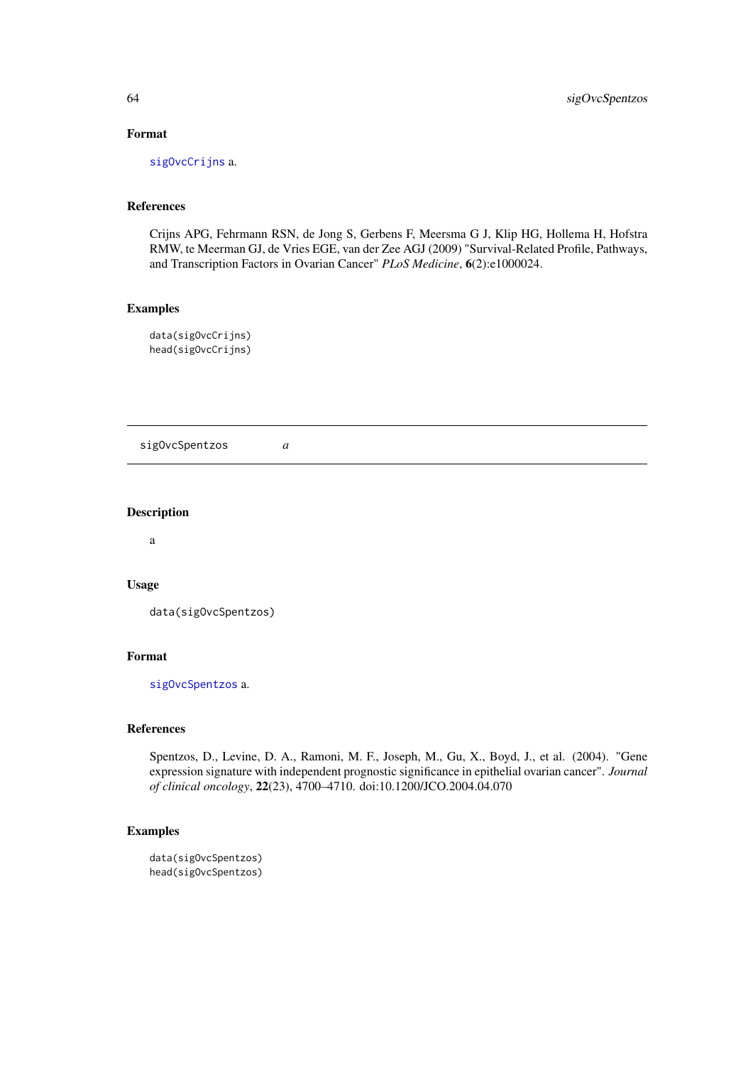### Format

sigOvcCrijns a.

### References

Crijns APG, Fehrmann RSN, de Jong S, Gerbens F, Meersma G J, Klip HG, Hollema H, Hofstra RMW, te Meerman GJ, de Vries EGE, van der Zee AGJ (2009) "Survival-Related Profile, Pathways, and Transcription Factors in Ovarian Cancer" *PLoS Medicine*, **6**(2):e1000024.

### Examples

```
data(sigOvcCrijns)
head(sigOvcCrijns)
```

---

## sigOvcSpentzos *a*

---

### Description

a

### Usage

```
data(sigOvcSpentzos)
```

### Format

sigOvcSpentzos a.

### References

Spentzos, D., Levine, D. A., Ramoni, M. F., Joseph, M., Gu, X., Boyd, J., et al. (2004). "Gene expression signature with independent prognostic significance in epithelial ovarian cancer". *Journal of clinical oncology*, **22**(23), 4700–4710. doi:10.1200/JCO.2004.04.070

### Examples

```
data(sigOvcSpentzos)
head(sigOvcSpentzos)
```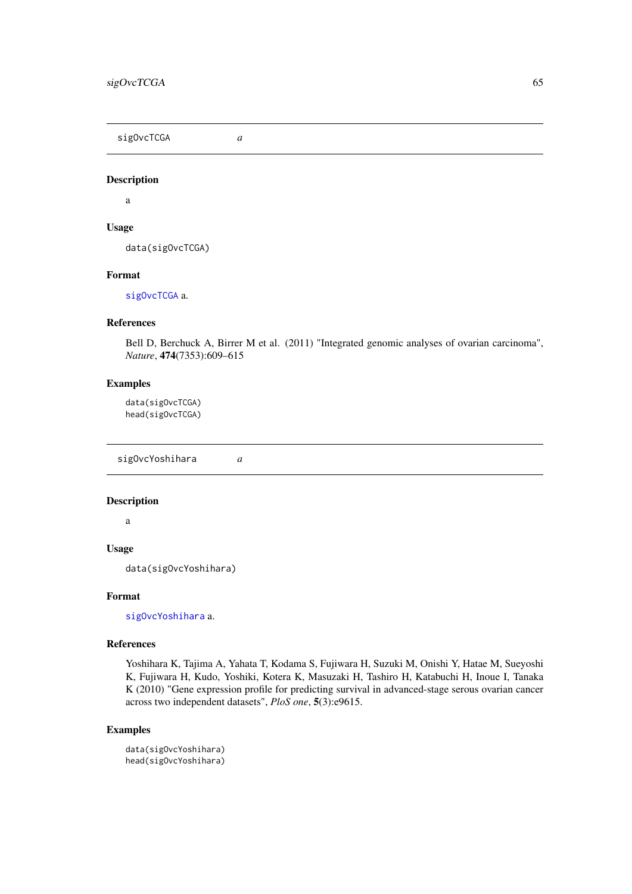## sigOvcTCGA *a*

### Description

a

### Usage

```
data(sigOvcTCGA)
```

### Format

sigOvcTCGA a.

### References

Bell D, Berchuck A, Birrer M et al. (2011) "Integrated genomic analyses of ovarian carcinoma", *Nature*, **474**(7353):609–615

### Examples

```
data(sigOvcTCGA)
head(sigOvcTCGA)
```

## sigOvcYoshihara *a*

### Description

a

### Usage

```
data(sigOvcYoshihara)
```

### Format

sigOvcYoshihara a.

### References

Yoshihara K, Tajima A, Yahata T, Kodama S, Fujiwara H, Suzuki M, Onishi Y, Hatae M, Sueyoshi K, Fujiwara H, Kudo, Yoshiki, Kotera K, Masuzaki H, Tashiro H, Katabuchi H, Inoue I, Tanaka K (2010) "Gene expression profile for predicting survival in advanced-stage serous ovarian cancer across two independent datasets", *PloS one*, **5**(3):e9615.

### Examples

```
data(sigOvcYoshihara)
head(sigOvcYoshihara)
```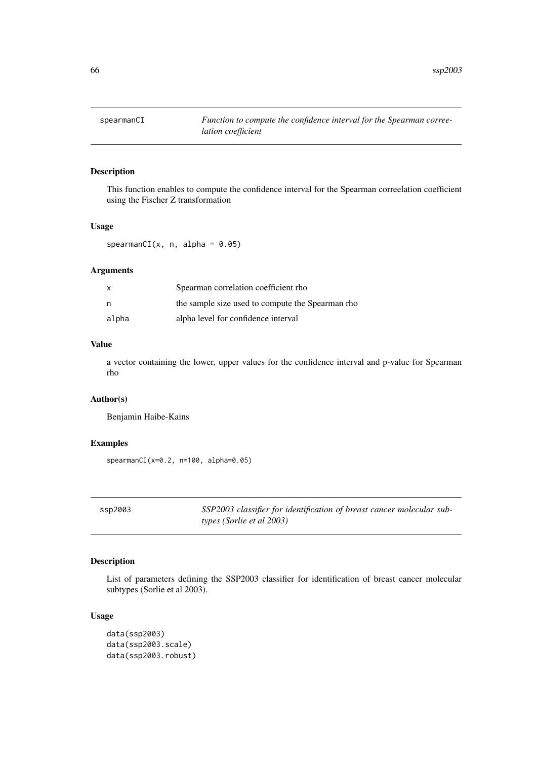## spearmanCI

*Function to compute the confidence interval for the Spearman correelation coefficient*

### Description

This function enables to compute the confidence interval for the Spearman correelation coefficient using the Fischer Z transformation

### Usage

```
spearmanCI(x, n, alpha = 0.05)
```

### Arguments

| | |
|---|---|
| x | Spearman correlation coefficient rho |
| n | the sample size used to compute the Spearman rho |
| alpha | alpha level for confidence interval |

### Value

a vector containing the lower, upper values for the confidence interval and p-value for Spearman rho

### Author(s)

Benjamin Haibe-Kains

### Examples

```
spearmanCI(x=0.2, n=100, alpha=0.05)
```

## ssp2003

*SSP2003 classifier for identification of breast cancer molecular subtypes (Sorlie et al 2003)*

### Description

List of parameters defining the SSP2003 classifier for identification of breast cancer molecular subtypes (Sorlie et al 2003).

### Usage

```
data(ssp2003)
data(ssp2003.scale)
data(ssp2003.robust)
```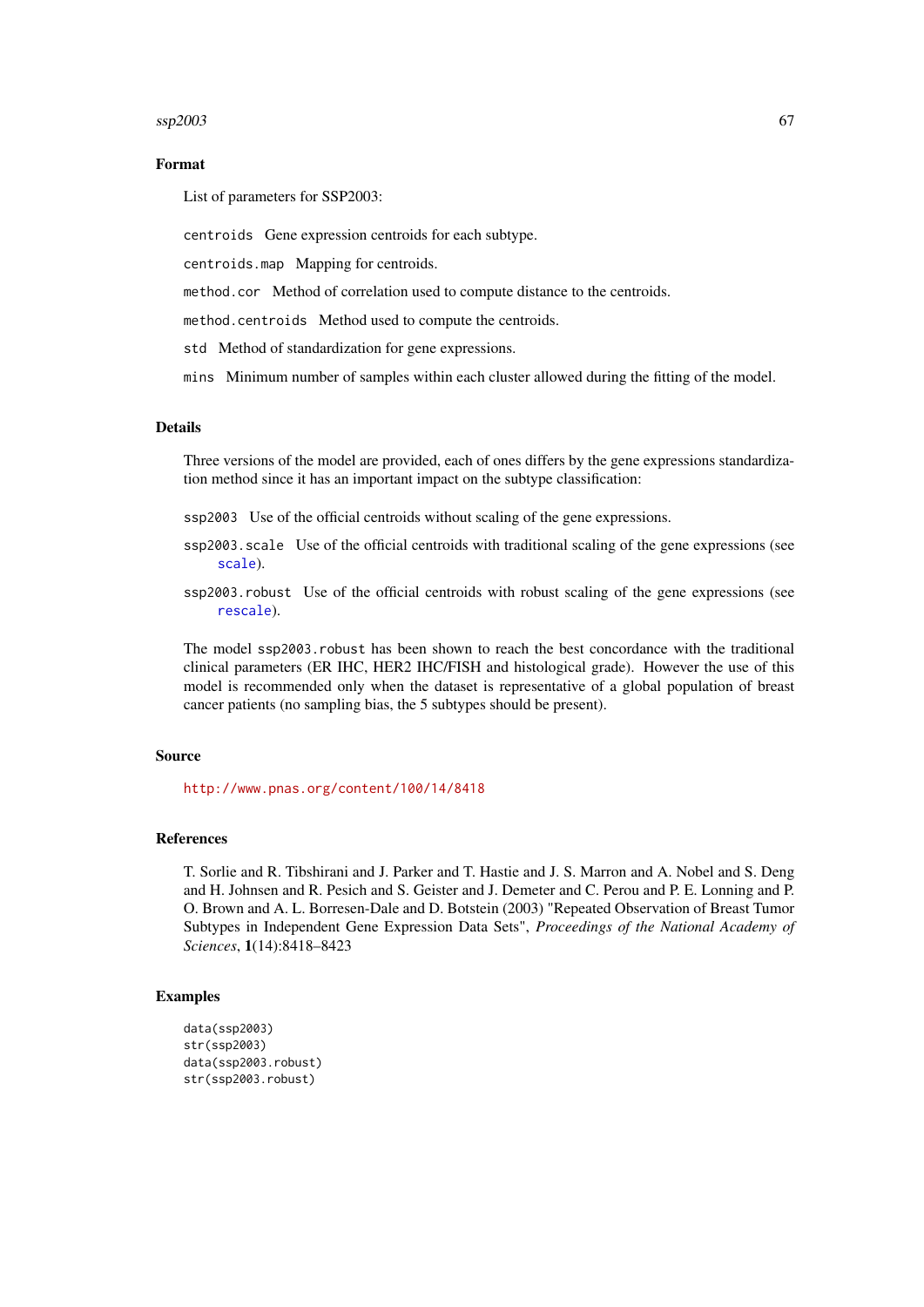## Format

List of parameters for SSP2003:

`centroids` Gene expression centroids for each subtype.

`centroids.map` Mapping for centroids.

`method.cor` Method of correlation used to compute distance to the centroids.

`method.centroids` Method used to compute the centroids.

`std` Method of standardization for gene expressions.

`mins` Minimum number of samples within each cluster allowed during the fitting of the model.

## Details

Three versions of the model are provided, each of ones differs by the gene expressions standardization method since it has an important impact on the subtype classification:

`ssp2003` Use of the official centroids without scaling of the gene expressions.

`ssp2003.scale` Use of the official centroids with traditional scaling of the gene expressions (see `scale`).

`ssp2003.robust` Use of the official centroids with robust scaling of the gene expressions (see `rescale`).

The model `ssp2003.robust` has been shown to reach the best concordance with the traditional clinical parameters (ER IHC, HER2 IHC/FISH and histological grade). However the use of this model is recommended only when the dataset is representative of a global population of breast cancer patients (no sampling bias, the 5 subtypes should be present).

## Source

http://www.pnas.org/content/100/14/8418

## References

T. Sorlie and R. Tibshirani and J. Parker and T. Hastie and J. S. Marron and A. Nobel and S. Deng and H. Johnsen and R. Pesich and S. Geister and J. Demeter and C. Perou and P. E. Lonning and P. O. Brown and A. L. Borresen-Dale and D. Botstein (2003) "Repeated Observation of Breast Tumor Subtypes in Independent Gene Expression Data Sets", *Proceedings of the National Academy of Sciences*, **1**(14):8418–8423

## Examples

```
data(ssp2003)
str(ssp2003)
data(ssp2003.robust)
str(ssp2003.robust)
```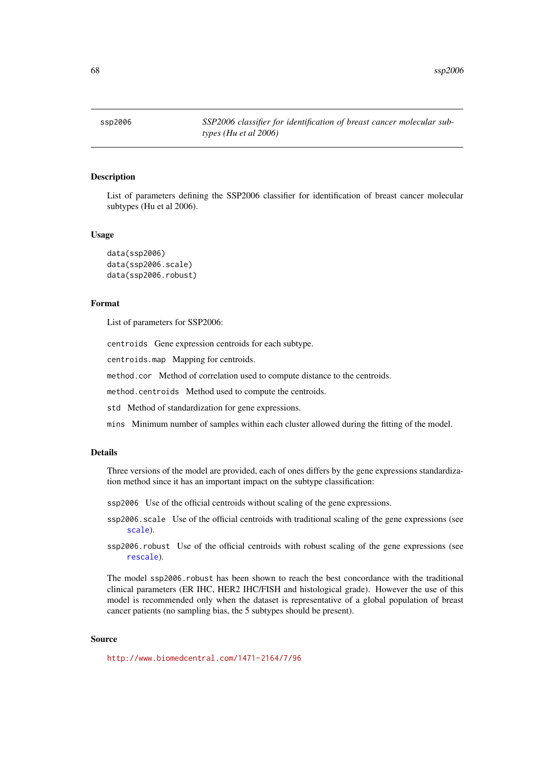ssp2006 *SSP2006 classifier for identification of breast cancer molecular subtypes (Hu et al 2006)*

## Description

List of parameters defining the SSP2006 classifier for identification of breast cancer molecular subtypes (Hu et al 2006).

## Usage

```
data(ssp2006)
data(ssp2006.scale)
data(ssp2006.robust)
```

## Format

List of parameters for SSP2006:

`centroids` Gene expression centroids for each subtype.

`centroids.map` Mapping for centroids.

`method.cor` Method of correlation used to compute distance to the centroids.

`method.centroids` Method used to compute the centroids.

`std` Method of standardization for gene expressions.

`mins` Minimum number of samples within each cluster allowed during the fitting of the model.

## Details

Three versions of the model are provided, each of ones differs by the gene expressions standardization method since it has an important impact on the subtype classification:

`ssp2006` Use of the official centroids without scaling of the gene expressions.

`ssp2006.scale` Use of the official centroids with traditional scaling of the gene expressions (see `scale`).

`ssp2006.robust` Use of the official centroids with robust scaling of the gene expressions (see `rescale`).

The model `ssp2006.robust` has been shown to reach the best concordance with the traditional clinical parameters (ER IHC, HER2 IHC/FISH and histological grade). However the use of this model is recommended only when the dataset is representative of a global population of breast cancer patients (no sampling bias, the 5 subtypes should be present).

## Source

http://www.biomedcentral.com/1471-2164/7/96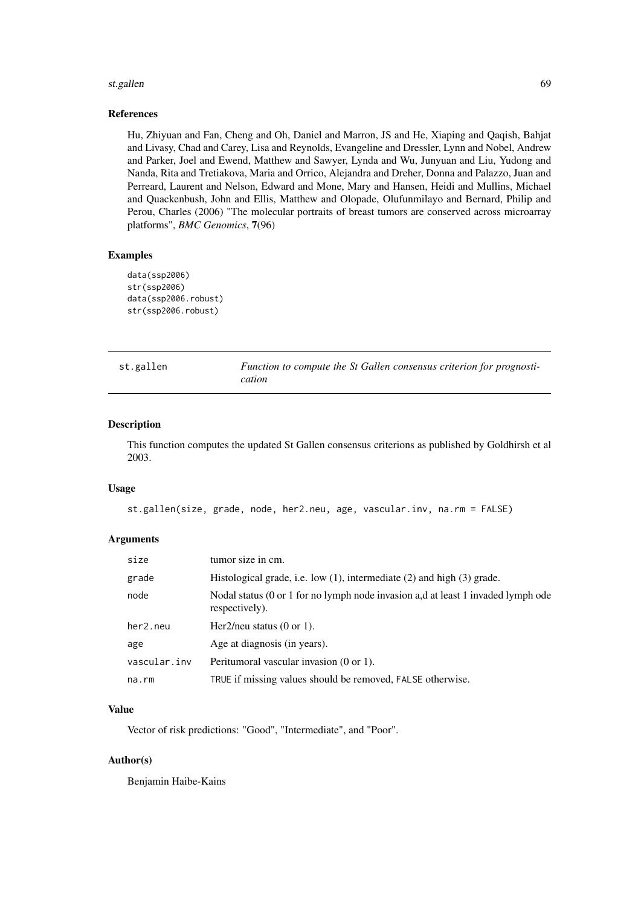## References

Hu, Zhiyuan and Fan, Cheng and Oh, Daniel and Marron, JS and He, Xiaping and Qaqish, Bahjat and Livasy, Chad and Carey, Lisa and Reynolds, Evangeline and Dressler, Lynn and Nobel, Andrew and Parker, Joel and Ewend, Matthew and Sawyer, Lynda and Wu, Junyuan and Liu, Yudong and Nanda, Rita and Tretiakova, Maria and Orrico, Alejandra and Dreher, Donna and Palazzo, Juan and Perreard, Laurent and Nelson, Edward and Mone, Mary and Hansen, Heidi and Mullins, Michael and Quackenbush, John and Ellis, Matthew and Olopade, Olufunmilayo and Bernard, Philip and Perou, Charles (2006) "The molecular portraits of breast tumors are conserved across microarray platforms", *BMC Genomics*, **7**(96)

## Examples

```
data(ssp2006)
str(ssp2006)
data(ssp2006.robust)
str(ssp2006.robust)
```

---

# st.gallen — *Function to compute the St Gallen consensus criterion for prognostication*

## Description

This function computes the updated St Gallen consensus criterions as published by Goldhirsh et al 2003.

## Usage

```
st.gallen(size, grade, node, her2.neu, age, vascular.inv, na.rm = FALSE)
```

## Arguments

| | |
|---|---|
| size | tumor size in cm. |
| grade | Histological grade, i.e. low (1), intermediate (2) and high (3) grade. |
| node | Nodal status (0 or 1 for no lymph node invasion a,d at least 1 invaded lymph ode respectively). |
| her2.neu | Her2/neu status (0 or 1). |
| age | Age at diagnosis (in years). |
| vascular.inv | Peritumoral vascular invasion (0 or 1). |
| na.rm | TRUE if missing values should be removed, FALSE otherwise. |

## Value

Vector of risk predictions: "Good", "Intermediate", and "Poor".

## Author(s)

Benjamin Haibe-Kains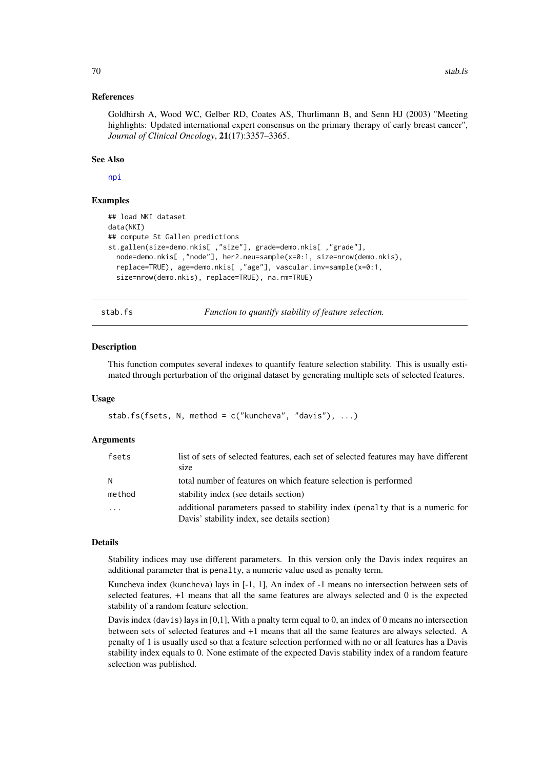### References

Goldhirsh A, Wood WC, Gelber RD, Coates AS, Thurlimann B, and Senn HJ (2003) "Meeting highlights: Updated international expert consensus on the primary therapy of early breast cancer", *Journal of Clinical Oncology*, **21**(17):3357–3365.

### See Also

npi

### Examples

```
## load NKI dataset
data(NKI)
## compute St Gallen predictions
st.gallen(size=demo.nkis[ ,"size"], grade=demo.nkis[ ,"grade"],
  node=demo.nkis[ ,"node"], her2.neu=sample(x=0:1, size=nrow(demo.nkis),
  replace=TRUE), age=demo.nkis[ ,"age"], vascular.inv=sample(x=0:1,
  size=nrow(demo.nkis), replace=TRUE), na.rm=TRUE)
```

---

## stab.fs — *Function to quantify stability of feature selection.*

### Description

This function computes several indexes to quantify feature selection stability. This is usually estimated through perturbation of the original dataset by generating multiple sets of selected features.

### Usage

```
stab.fs(fsets, N, method = c("kuncheva", "davis"), ...)
```

### Arguments

| | |
|---|---|
| fsets | list of sets of selected features, each set of selected features may have different size |
| N | total number of features on which feature selection is performed |
| method | stability index (see details section) |
| ... | additional parameters passed to stability index (penalty that is a numeric for Davis' stability index, see details section) |

### Details

Stability indices may use different parameters. In this version only the Davis index requires an additional parameter that is penalty, a numeric value used as penalty term.

Kuncheva index (kuncheva) lays in [-1, 1], An index of -1 means no intersection between sets of selected features, +1 means that all the same features are always selected and 0 is the expected stability of a random feature selection.

Davis index (davis) lays in [0,1], With a pnalty term equal to 0, an index of 0 means no intersection between sets of selected features and +1 means that all the same features are always selected. A penalty of 1 is usually used so that a feature selection performed with no or all features has a Davis stability index equals to 0. None estimate of the expected Davis stability index of a random feature selection was published.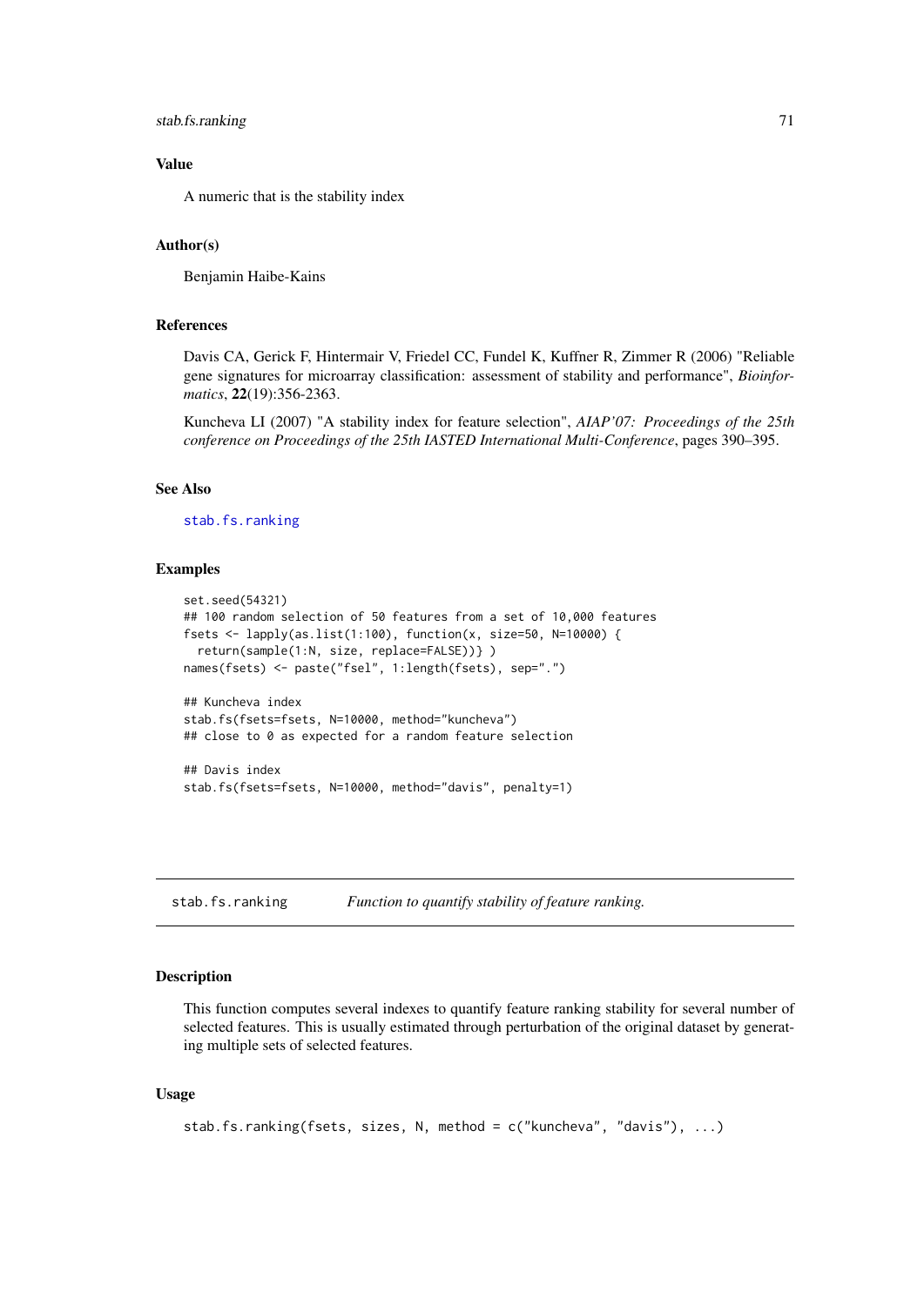### Value

A numeric that is the stability index

### Author(s)

Benjamin Haibe-Kains

### References

Davis CA, Gerick F, Hintermair V, Friedel CC, Fundel K, Kuffner R, Zimmer R (2006) "Reliable gene signatures for microarray classification: assessment of stability and performance", *Bioinformatics*, **22**(19):356-2363.

Kuncheva LI (2007) "A stability index for feature selection", *AIAP'07: Proceedings of the 25th conference on Proceedings of the 25th IASTED International Multi-Conference*, pages 390–395.

### See Also

stab.fs.ranking

### Examples

```
set.seed(54321)
## 100 random selection of 50 features from a set of 10,000 features
fsets <- lapply(as.list(1:100), function(x, size=50, N=10000) {
  return(sample(1:N, size, replace=FALSE))} )
names(fsets) <- paste("fsel", 1:length(fsets), sep=".")

## Kuncheva index
stab.fs(fsets=fsets, N=10000, method="kuncheva")
## close to 0 as expected for a random feature selection

## Davis index
stab.fs(fsets=fsets, N=10000, method="davis", penalty=1)
```

---

## stab.fs.ranking — *Function to quantify stability of feature ranking.*

### Description

This function computes several indexes to quantify feature ranking stability for several number of selected features. This is usually estimated through perturbation of the original dataset by generating multiple sets of selected features.

### Usage

```
stab.fs.ranking(fsets, sizes, N, method = c("kuncheva", "davis"), ...)
```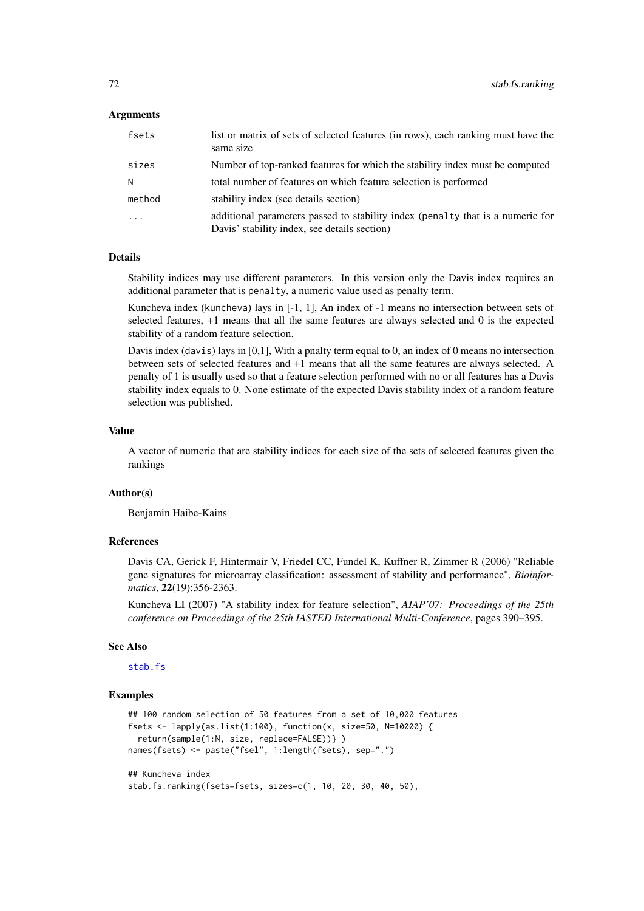### Arguments

| | |
|---|---|
| `fsets` | list or matrix of sets of selected features (in rows), each ranking must have the same size |
| `sizes` | Number of top-ranked features for which the stability index must be computed |
| `N` | total number of features on which feature selection is performed |
| `method` | stability index (see details section) |
| `...` | additional parameters passed to stability index (`penalty` that is a numeric for Davis' stability index, see details section) |

### Details

Stability indices may use different parameters. In this version only the Davis index requires an additional parameter that is `penalty`, a numeric value used as penalty term.

Kuncheva index (`kuncheva`) lays in [-1, 1], An index of -1 means no intersection between sets of selected features, +1 means that all the same features are always selected and 0 is the expected stability of a random feature selection.

Davis index (`davis`) lays in [0,1], With a pnalty term equal to 0, an index of 0 means no intersection between sets of selected features and +1 means that all the same features are always selected. A penalty of 1 is usually used so that a feature selection performed with no or all features has a Davis stability index equals to 0. None estimate of the expected Davis stability index of a random feature selection was published.

### Value

A vector of numeric that are stability indices for each size of the sets of selected features given the rankings

### Author(s)

Benjamin Haibe-Kains

### References

Davis CA, Gerick F, Hintermair V, Friedel CC, Fundel K, Kuffner R, Zimmer R (2006) "Reliable gene signatures for microarray classification: assessment of stability and performance", *Bioinformatics*, **22**(19):356-2363.

Kuncheva LI (2007) "A stability index for feature selection", *AIAP'07: Proceedings of the 25th conference on Proceedings of the 25th IASTED International Multi-Conference*, pages 390–395.

### See Also

`stab.fs`

### Examples

```
## 100 random selection of 50 features from a set of 10,000 features
fsets <- lapply(as.list(1:100), function(x, size=50, N=10000) {
  return(sample(1:N, size, replace=FALSE))} )
names(fsets) <- paste("fsel", 1:length(fsets), sep=".")

## Kuncheva index
stab.fs.ranking(fsets=fsets, sizes=c(1, 10, 20, 30, 40, 50),
```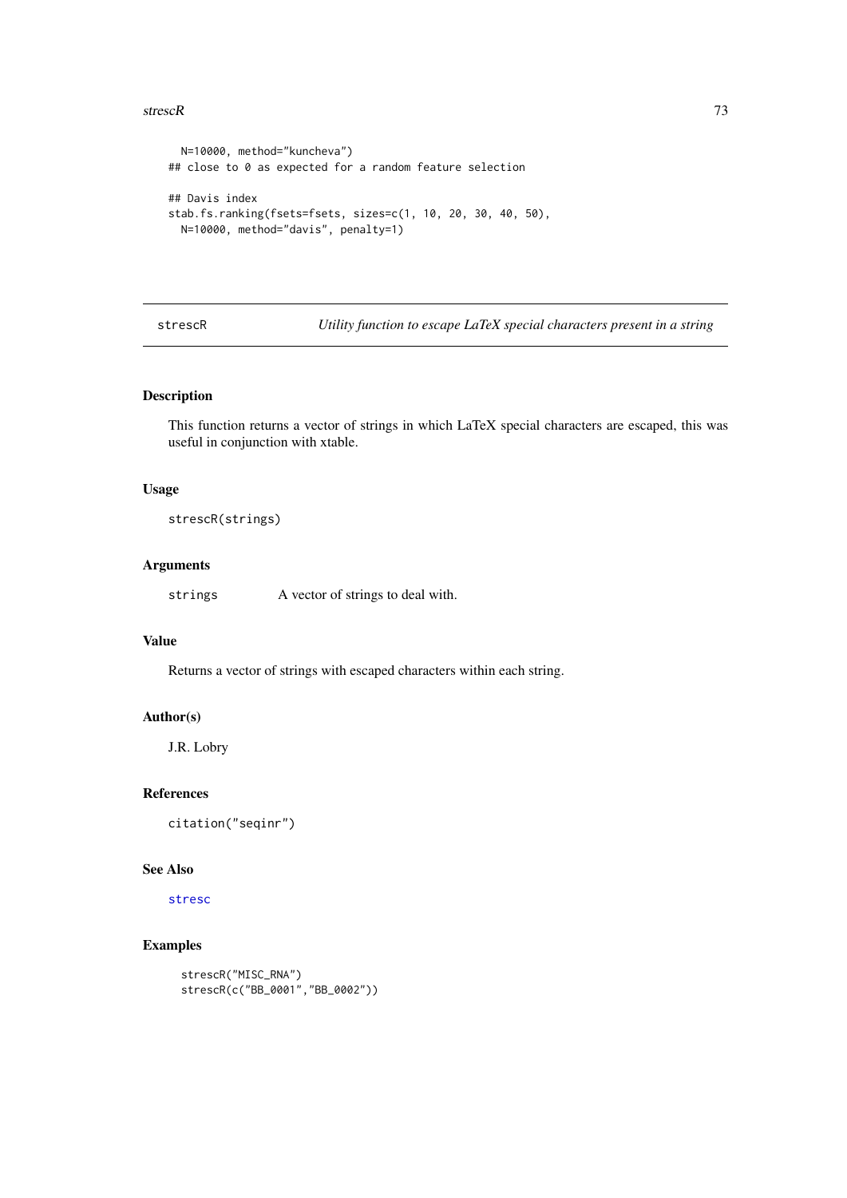```
  N=10000, method="kuncheva")
## close to 0 as expected for a random feature selection

## Davis index
stab.fs.ranking(fsets=fsets, sizes=c(1, 10, 20, 30, 40, 50),
  N=10000, method="davis", penalty=1)
```

---

## stescR — *Utility function to escape LaTeX special characters present in a string*

### Description

This function returns a vector of strings in which LaTeX special characters are escaped, this was useful in conjunction with xtable.

### Usage

```
strescR(strings)
```

### Arguments

| | |
|---|---|
| `strings` | A vector of strings to deal with. |

### Value

Returns a vector of strings with escaped characters within each string.

### Author(s)

J.R. Lobry

### References

```
citation("seqinr")
```

### See Also

`stresc`

### Examples

```
  strescR("MISC_RNA")
  strescR(c("BB_0001","BB_0002"))
```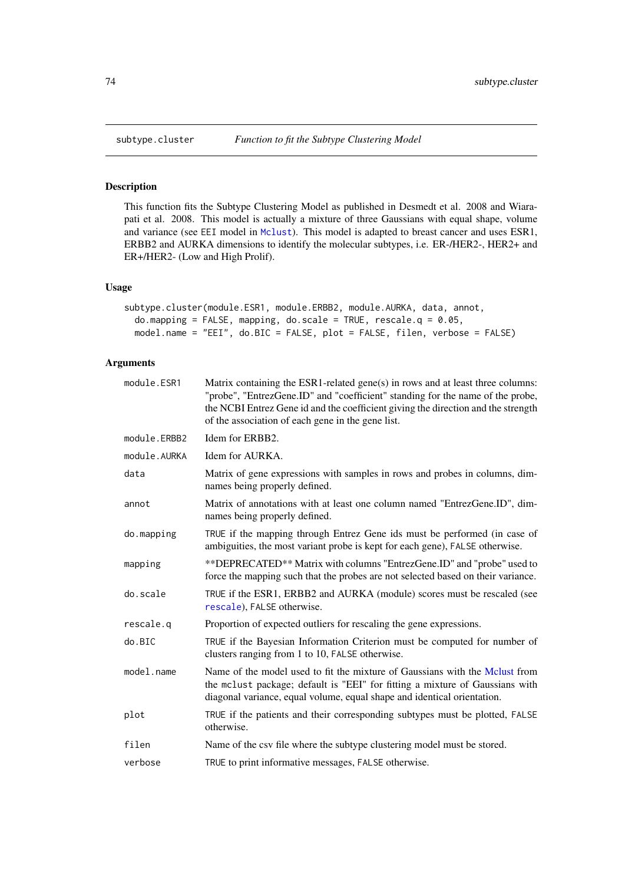subtype.cluster — *Function to fit the Subtype Clustering Model*

## Description

This function fits the Subtype Clustering Model as published in Desmedt et al. 2008 and Wiarapati et al. 2008. This model is actually a mixture of three Gaussians with equal shape, volume and variance (see `EEI` model in `Mclust`). This model is adapted to breast cancer and uses ESR1, ERBB2 and AURKA dimensions to identify the molecular subtypes, i.e. ER-/HER2-, HER2+ and ER+/HER2- (Low and High Prolif).

## Usage

```
subtype.cluster(module.ESR1, module.ERBB2, module.AURKA, data, annot,
  do.mapping = FALSE, mapping, do.scale = TRUE, rescale.q = 0.05,
  model.name = "EEI", do.BIC = FALSE, plot = FALSE, filen, verbose = FALSE)
```

## Arguments

| | |
|---|---|
| `module.ESR1` | Matrix containing the ESR1-related gene(s) in rows and at least three columns: "probe", "EntrezGene.ID" and "coefficient" standing for the name of the probe, the NCBI Entrez Gene id and the coefficient giving the direction and the strength of the association of each gene in the gene list. |
| `module.ERBB2` | Idem for ERBB2. |
| `module.AURKA` | Idem for AURKA. |
| `data` | Matrix of gene expressions with samples in rows and probes in columns, dimnames being properly defined. |
| `annot` | Matrix of annotations with at least one column named "EntrezGene.ID", dimnames being properly defined. |
| `do.mapping` | `TRUE` if the mapping through Entrez Gene ids must be performed (in case of ambiguities, the most variant probe is kept for each gene), `FALSE` otherwise. |
| `mapping` | **DEPRECATED** Matrix with columns "EntrezGene.ID" and "probe" used to force the mapping such that the probes are not selected based on their variance. |
| `do.scale` | `TRUE` if the ESR1, ERBB2 and AURKA (module) scores must be rescaled (see `rescale`), `FALSE` otherwise. |
| `rescale.q` | Proportion of expected outliers for rescaling the gene expressions. |
| `do.BIC` | `TRUE` if the Bayesian Information Criterion must be computed for number of clusters ranging from 1 to 10, `FALSE` otherwise. |
| `model.name` | Name of the model used to fit the mixture of Gaussians with the Mclust from the `mclust` package; default is "EEI" for fitting a mixture of Gaussians with diagonal variance, equal volume, equal shape and identical orientation. |
| `plot` | `TRUE` if the patients and their corresponding subtypes must be plotted, `FALSE` otherwise. |
| `filen` | Name of the csv file where the subtype clustering model must be stored. |
| `verbose` | `TRUE` to print informative messages, `FALSE` otherwise. |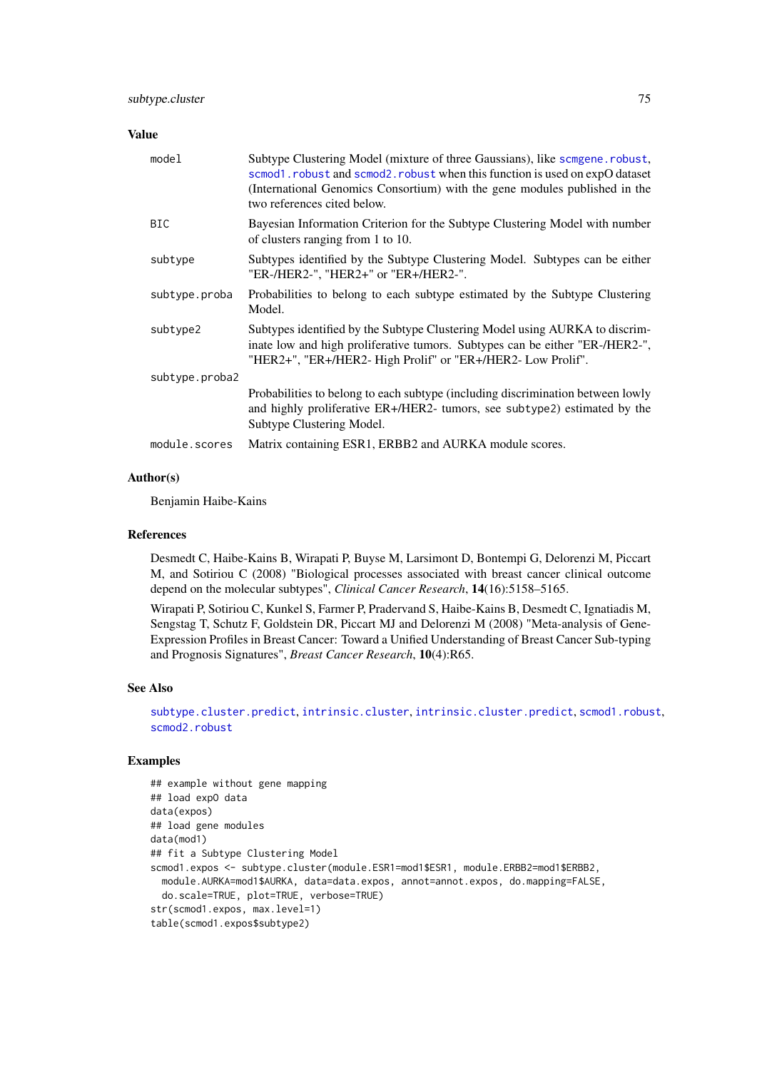## Value

| | |
|---|---|
| `model` | Subtype Clustering Model (mixture of three Gaussians), like `scmgene.robust`, `scmod1.robust` and `scmod2.robust` when this function is used on expO dataset (International Genomics Consortium) with the gene modules published in the two references cited below. |
| `BIC` | Bayesian Information Criterion for the Subtype Clustering Model with number of clusters ranging from 1 to 10. |
| `subtype` | Subtypes identified by the Subtype Clustering Model. Subtypes can be either "ER-/HER2-", "HER2+" or "ER+/HER2-". |
| `subtype.proba` | Probabilities to belong to each subtype estimated by the Subtype Clustering Model. |
| `subtype2` | Subtypes identified by the Subtype Clustering Model using AURKA to discriminate low and high proliferative tumors. Subtypes can be either "ER-/HER2-", "HER2+", "ER+/HER2- High Prolif" or "ER+/HER2- Low Prolif". |
| `subtype.proba2` | Probabilities to belong to each subtype (including discrimination between lowly and highly proliferative ER+/HER2- tumors, see `subtype2`) estimated by the Subtype Clustering Model. |
| `module.scores` | Matrix containing ESR1, ERBB2 and AURKA module scores. |

## Author(s)

Benjamin Haibe-Kains

## References

Desmedt C, Haibe-Kains B, Wirapati P, Buyse M, Larsimont D, Bontempi G, Delorenzi M, Piccart M, and Sotiriou C (2008) "Biological processes associated with breast cancer clinical outcome depend on the molecular subtypes", *Clinical Cancer Research*, **14**(16):5158–5165.

Wirapati P, Sotiriou C, Kunkel S, Farmer P, Pradervand S, Haibe-Kains B, Desmedt C, Ignatiadis M, Sengstag T, Schutz F, Goldstein DR, Piccart MJ and Delorenzi M (2008) "Meta-analysis of Gene-Expression Profiles in Breast Cancer: Toward a Unified Understanding of Breast Cancer Sub-typing and Prognosis Signatures", *Breast Cancer Research*, **10**(4):R65.

## See Also

`subtype.cluster.predict`, `intrinsic.cluster`, `intrinsic.cluster.predict`, `scmod1.robust`, `scmod2.robust`

## Examples

```
## example without gene mapping
## load expO data
data(expos)
## load gene modules
data(mod1)
## fit a Subtype Clustering Model
scmod1.expos <- subtype.cluster(module.ESR1=mod1$ESR1, module.ERBB2=mod1$ERBB2,
  module.AURKA=mod1$AURKA, data=data.expos, annot=annot.expos, do.mapping=FALSE,
  do.scale=TRUE, plot=TRUE, verbose=TRUE)
str(scmod1.expos, max.level=1)
table(scmod1.expos$subtype2)
```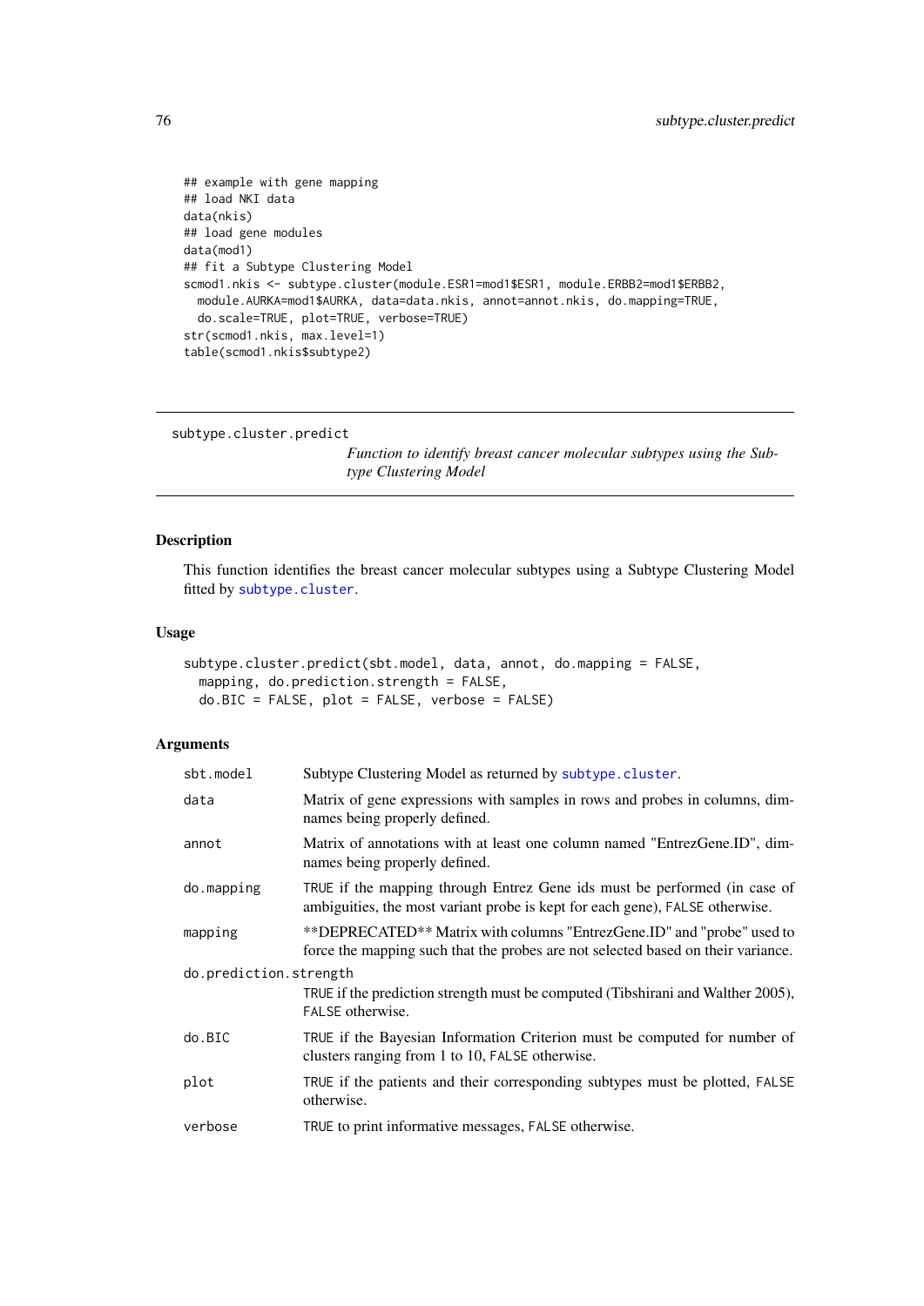```
## example with gene mapping
## load NKI data
data(nkis)
## load gene modules
data(mod1)
## fit a Subtype Clustering Model
scmod1.nkis <- subtype.cluster(module.ESR1=mod1$ESR1, module.ERBB2=mod1$ERBB2,
  module.AURKA=mod1$AURKA, data=data.nkis, annot=annot.nkis, do.mapping=TRUE,
  do.scale=TRUE, plot=TRUE, verbose=TRUE)
str(scmod1.nkis, max.level=1)
table(scmod1.nkis$subtype2)
```

---

## subtype.cluster.predict

*Function to identify breast cancer molecular subtypes using the Subtype Clustering Model*

---

### Description

This function identifies the breast cancer molecular subtypes using a Subtype Clustering Model fitted by `subtype.cluster`.

### Usage

```
subtype.cluster.predict(sbt.model, data, annot, do.mapping = FALSE,
  mapping, do.prediction.strength = FALSE,
  do.BIC = FALSE, plot = FALSE, verbose = FALSE)
```

### Arguments

| | |
|---|---|
| `sbt.model` | Subtype Clustering Model as returned by `subtype.cluster`. |
| `data` | Matrix of gene expressions with samples in rows and probes in columns, dimnames being properly defined. |
| `annot` | Matrix of annotations with at least one column named "EntrezGene.ID", dimnames being properly defined. |
| `do.mapping` | `TRUE` if the mapping through Entrez Gene ids must be performed (in case of ambiguities, the most variant probe is kept for each gene), `FALSE` otherwise. |
| `mapping` | **DEPRECATED** Matrix with columns "EntrezGene.ID" and "probe" used to force the mapping such that the probes are not selected based on their variance. |
| `do.prediction.strength` | `TRUE` if the prediction strength must be computed (Tibshirani and Walther 2005), `FALSE` otherwise. |
| `do.BIC` | `TRUE` if the Bayesian Information Criterion must be computed for number of clusters ranging from 1 to 10, `FALSE` otherwise. |
| `plot` | `TRUE` if the patients and their corresponding subtypes must be plotted, `FALSE` otherwise. |
| `verbose` | `TRUE` to print informative messages, `FALSE` otherwise. |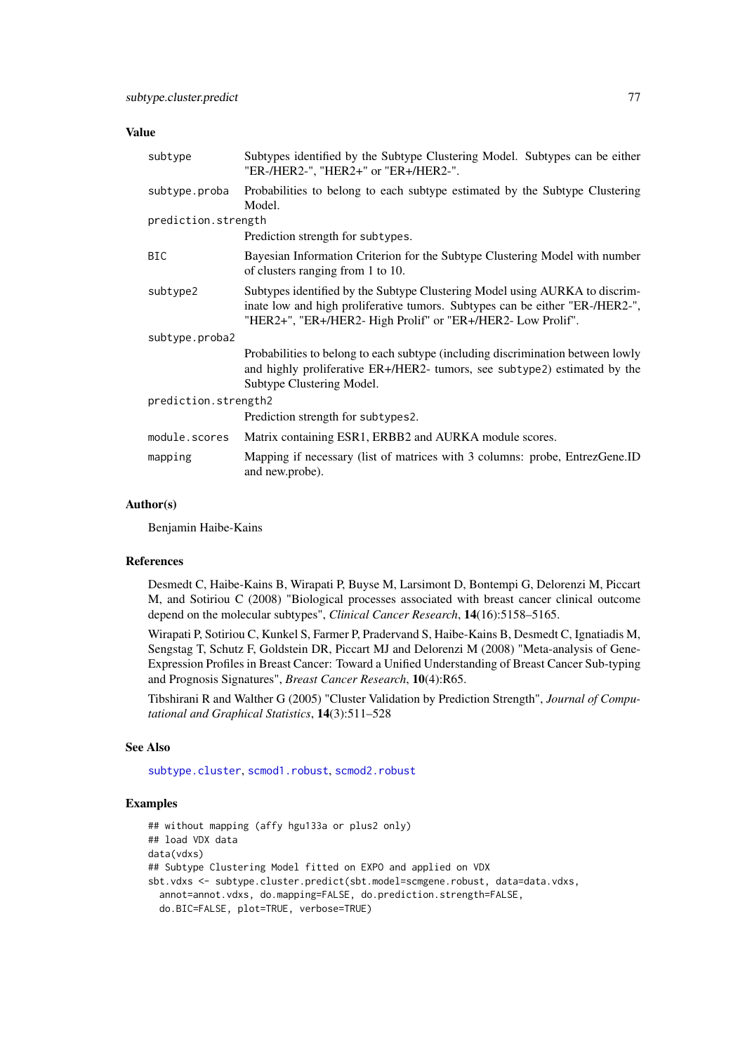## Value

| | |
|---|---|
| subtype | Subtypes identified by the Subtype Clustering Model. Subtypes can be either "ER-/HER2-", "HER2+" or "ER+/HER2-". |
| subtype.proba | Probabilities to belong to each subtype estimated by the Subtype Clustering Model. |
| prediction.strength | Prediction strength for subtypes. |
| BIC | Bayesian Information Criterion for the Subtype Clustering Model with number of clusters ranging from 1 to 10. |
| subtype2 | Subtypes identified by the Subtype Clustering Model using AURKA to discriminate low and high proliferative tumors. Subtypes can be either "ER-/HER2-", "HER2+", "ER+/HER2- High Prolif" or "ER+/HER2- Low Prolif". |
| subtype.proba2 | Probabilities to belong to each subtype (including discrimination between lowly and highly proliferative ER+/HER2- tumors, see subtype2) estimated by the Subtype Clustering Model. |
| prediction.strength2 | Prediction strength for subtypes2. |
| module.scores | Matrix containing ESR1, ERBB2 and AURKA module scores. |
| mapping | Mapping if necessary (list of matrices with 3 columns: probe, EntrezGene.ID and new.probe). |

## Author(s)

Benjamin Haibe-Kains

## References

Desmedt C, Haibe-Kains B, Wirapati P, Buyse M, Larsimont D, Bontempi G, Delorenzi M, Piccart M, and Sotiriou C (2008) "Biological processes associated with breast cancer clinical outcome depend on the molecular subtypes", *Clinical Cancer Research*, **14**(16):5158–5165.

Wirapati P, Sotiriou C, Kunkel S, Farmer P, Pradervand S, Haibe-Kains B, Desmedt C, Ignatiadis M, Sengstag T, Schutz F, Goldstein DR, Piccart MJ and Delorenzi M (2008) "Meta-analysis of Gene-Expression Profiles in Breast Cancer: Toward a Unified Understanding of Breast Cancer Sub-typing and Prognosis Signatures", *Breast Cancer Research*, **10**(4):R65.

Tibshirani R and Walther G (2005) "Cluster Validation by Prediction Strength", *Journal of Computational and Graphical Statistics*, **14**(3):511–528

## See Also

subtype.cluster, scmod1.robust, scmod2.robust

## Examples

```
## without mapping (affy hgu133a or plus2 only)
## load VDX data
data(vdxs)
## Subtype Clustering Model fitted on EXPO and applied on VDX
sbt.vdxs <- subtype.cluster.predict(sbt.model=scmgene.robust, data=data.vdxs,
  annot=annot.vdxs, do.mapping=FALSE, do.prediction.strength=FALSE,
  do.BIC=FALSE, plot=TRUE, verbose=TRUE)
```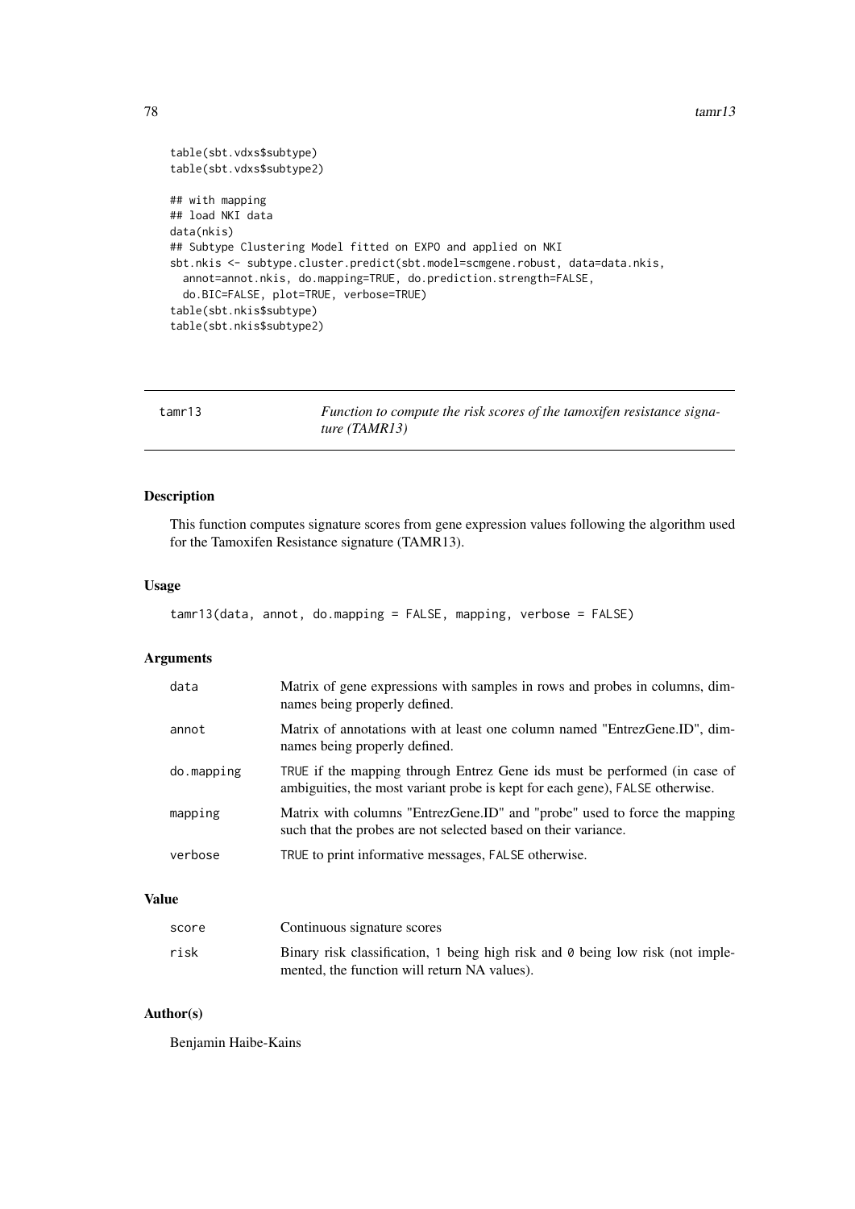```
table(sbt.vdxs$subtype)
table(sbt.vdxs$subtype2)

## with mapping
## load NKI data
data(nkis)
## Subtype Clustering Model fitted on EXPO and applied on NKI
sbt.nkis <- subtype.cluster.predict(sbt.model=scmgene.robust, data=data.nkis,
  annot=annot.nkis, do.mapping=TRUE, do.prediction.strength=FALSE,
  do.BIC=FALSE, plot=TRUE, verbose=TRUE)
table(sbt.nkis$subtype)
table(sbt.nkis$subtype2)
```

## tamr13 — *Function to compute the risk scores of the tamoxifen resistance signature (TAMR13)*

### Description

This function computes signature scores from gene expression values following the algorithm used for the Tamoxifen Resistance signature (TAMR13).

### Usage

```
tamr13(data, annot, do.mapping = FALSE, mapping, verbose = FALSE)
```

### Arguments

| | |
|---|---|
| data | Matrix of gene expressions with samples in rows and probes in columns, dimnames being properly defined. |
| annot | Matrix of annotations with at least one column named "EntrezGene.ID", dimnames being properly defined. |
| do.mapping | TRUE if the mapping through Entrez Gene ids must be performed (in case of ambiguities, the most variant probe is kept for each gene), FALSE otherwise. |
| mapping | Matrix with columns "EntrezGene.ID" and "probe" used to force the mapping such that the probes are not selected based on their variance. |
| verbose | TRUE to print informative messages, FALSE otherwise. |

### Value

| | |
|---|---|
| score | Continuous signature scores |
| risk | Binary risk classification, 1 being high risk and 0 being low risk (not implemented, the function will return NA values). |

### Author(s)

Benjamin Haibe-Kains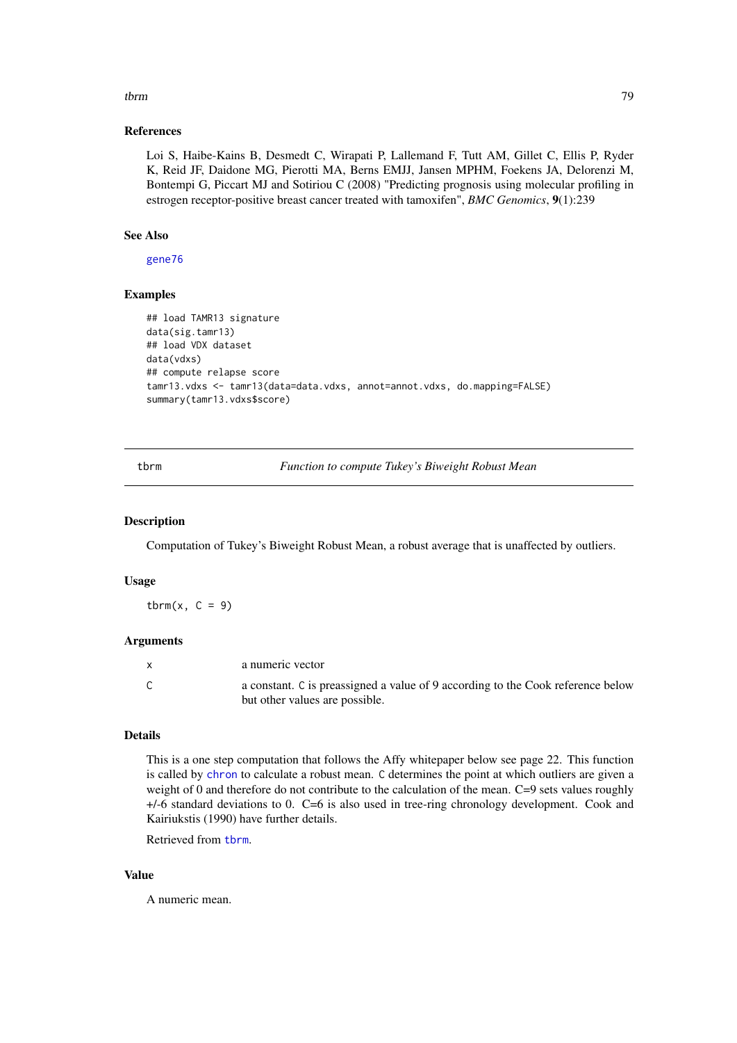### References

Loi S, Haibe-Kains B, Desmedt C, Wirapati P, Lallemand F, Tutt AM, Gillet C, Ellis P, Ryder K, Reid JF, Daidone MG, Pierotti MA, Berns EMJJ, Jansen MPHM, Foekens JA, Delorenzi M, Bontempi G, Piccart MJ and Sotiriou C (2008) "Predicting prognosis using molecular profiling in estrogen receptor-positive breast cancer treated with tamoxifen", *BMC Genomics*, **9**(1):239

### See Also

gene76

### Examples

```
## load TAMR13 signature
data(sig.tamr13)
## load VDX dataset
data(vdxs)
## compute relapse score
tamr13.vdxs <- tamr13(data=data.vdxs, annot=annot.vdxs, do.mapping=FALSE)
summary(tamr13.vdxs$score)
```

---

## tbrm — *Function to compute Tukey's Biweight Robust Mean*

### Description

Computation of Tukey's Biweight Robust Mean, a robust average that is unaffected by outliers.

### Usage

```
tbrm(x, C = 9)
```

### Arguments

| | |
|---|---|
| x | a numeric vector |
| C | a constant. C is preassigned a value of 9 according to the Cook reference below but other values are possible. |

### Details

This is a one step computation that follows the Affy whitepaper below see page 22. This function is called by chron to calculate a robust mean. C determines the point at which outliers are given a weight of 0 and therefore do not contribute to the calculation of the mean. C=9 sets values roughly +/-6 standard deviations to 0. C=6 is also used in tree-ring chronology development. Cook and Kairiukstis (1990) have further details.

Retrieved from tbrm.

### Value

A numeric mean.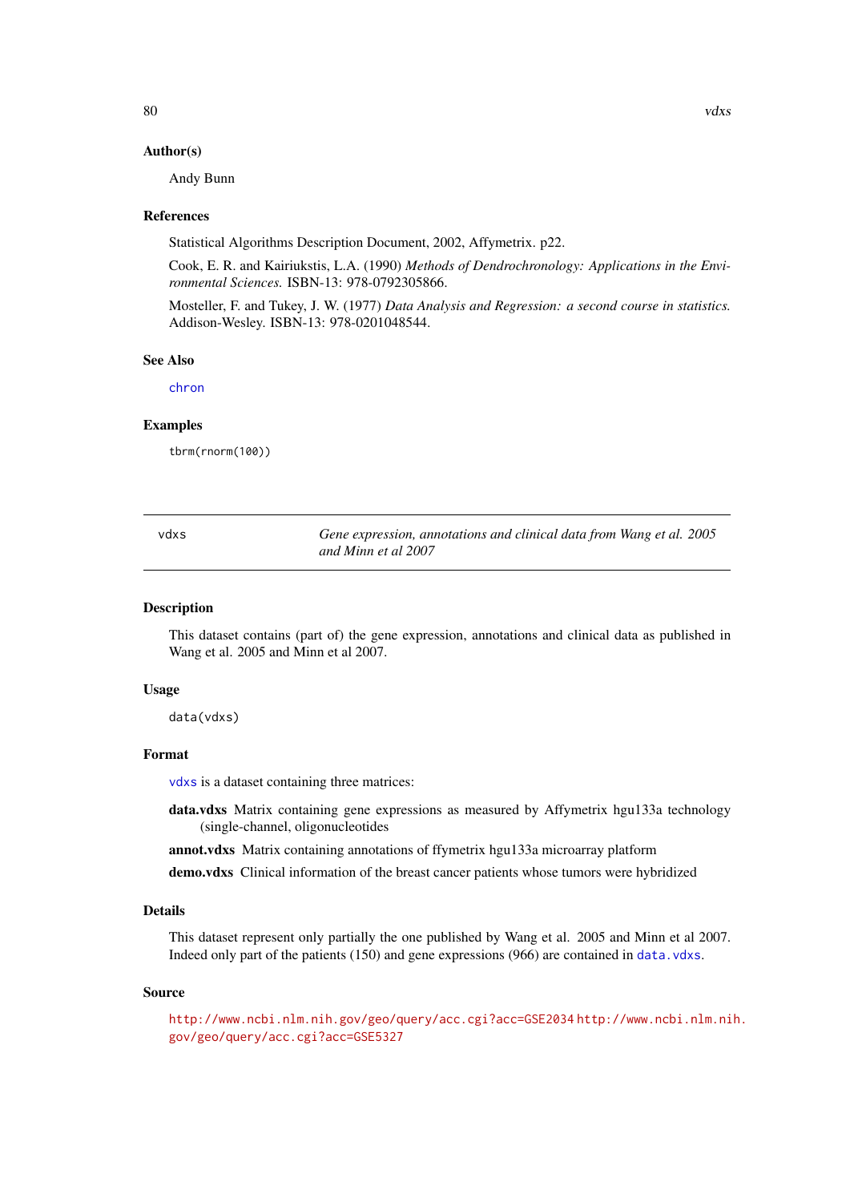### Author(s)

Andy Bunn

### References

Statistical Algorithms Description Document, 2002, Affymetrix. p22.

Cook, E. R. and Kairiukstis, L.A. (1990) *Methods of Dendrochronology: Applications in the Environmental Sciences.* ISBN-13: 978-0792305866.

Mosteller, F. and Tukey, J. W. (1977) *Data Analysis and Regression: a second course in statistics.* Addison-Wesley. ISBN-13: 978-0201048544.

### See Also

chron

### Examples

```
tbrm(rnorm(100))
```

---

## vdxs — *Gene expression, annotations and clinical data from Wang et al. 2005 and Minn et al 2007*

### Description

This dataset contains (part of) the gene expression, annotations and clinical data as published in Wang et al. 2005 and Minn et al 2007.

### Usage

```
data(vdxs)
```

### Format

vdxs is a dataset containing three matrices:

**data.vdxs** Matrix containing gene expressions as measured by Affymetrix hgu133a technology (single-channel, oligonucleotides

**annot.vdxs** Matrix containing annotations of ffymetrix hgu133a microarray platform

**demo.vdxs** Clinical information of the breast cancer patients whose tumors were hybridized

### Details

This dataset represent only partially the one published by Wang et al. 2005 and Minn et al 2007. Indeed only part of the patients (150) and gene expressions (966) are contained in data.vdxs.

### Source

http://www.ncbi.nlm.nih.gov/geo/query/acc.cgi?acc=GSE2034 http://www.ncbi.nlm.nih.gov/geo/query/acc.cgi?acc=GSE5327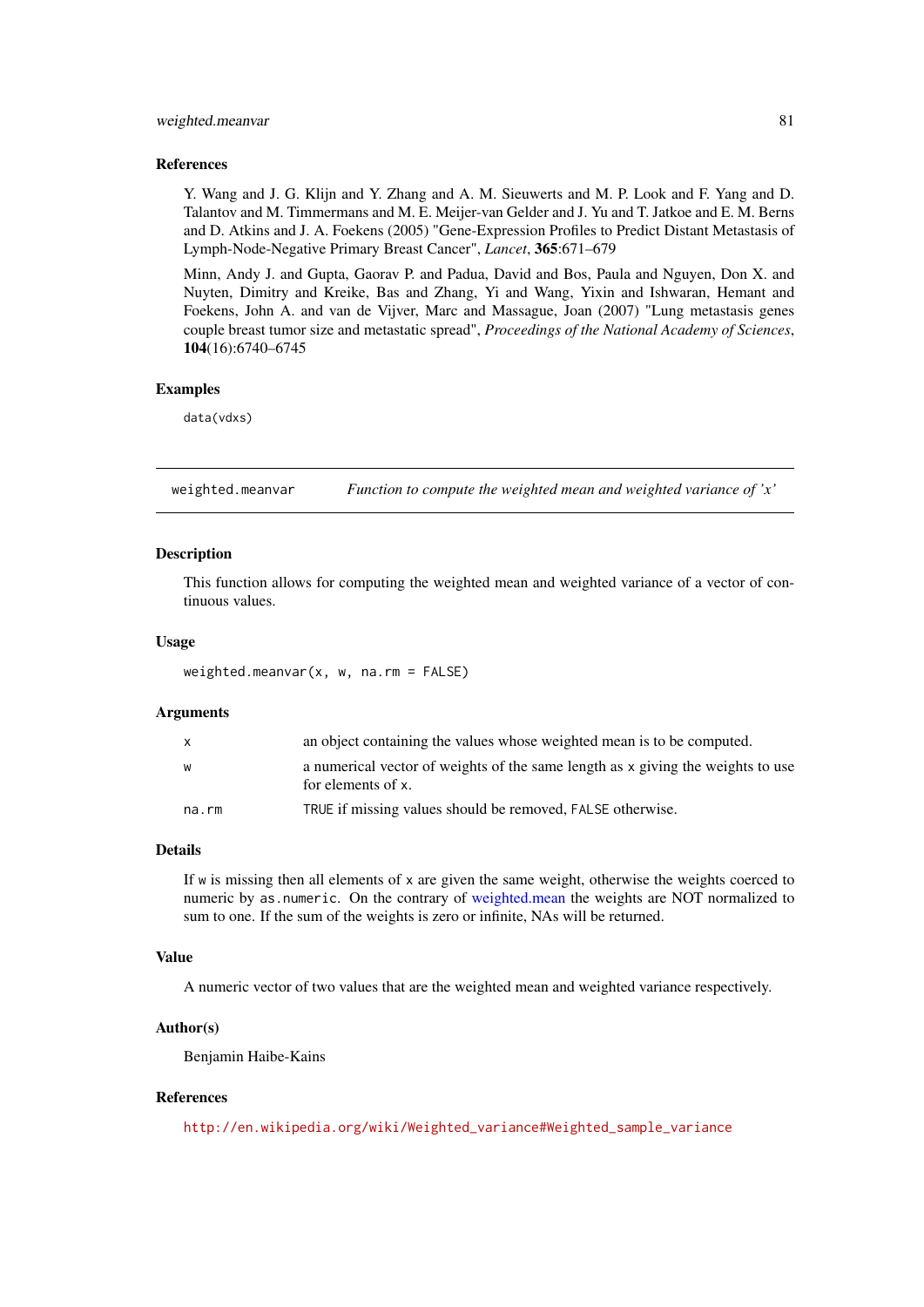### References

Y. Wang and J. G. Klijn and Y. Zhang and A. M. Sieuwerts and M. P. Look and F. Yang and D. Talantov and M. Timmermans and M. E. Meijer-van Gelder and J. Yu and T. Jatkoe and E. M. Berns and D. Atkins and J. A. Foekens (2005) "Gene-Expression Profiles to Predict Distant Metastasis of Lymph-Node-Negative Primary Breast Cancer", *Lancet*, **365**:671–679

Minn, Andy J. and Gupta, Gaorav P. and Padua, David and Bos, Paula and Nguyen, Don X. and Nuyten, Dimitry and Kreike, Bas and Zhang, Yi and Wang, Yixin and Ishwaran, Hemant and Foekens, John A. and van de Vijver, Marc and Massague, Joan (2007) "Lung metastasis genes couple breast tumor size and metastatic spread", *Proceedings of the National Academy of Sciences*, **104**(16):6740–6745

### Examples

```
data(vdxs)
```

---

## weighted.meanvar — *Function to compute the weighted mean and weighted variance of 'x'*

---

### Description

This function allows for computing the weighted mean and weighted variance of a vector of continuous values.

### Usage

```
weighted.meanvar(x, w, na.rm = FALSE)
```

### Arguments

| | |
|---|---|
| `x` | an object containing the values whose weighted mean is to be computed. |
| `w` | a numerical vector of weights of the same length as `x` giving the weights to use for elements of `x`. |
| `na.rm` | `TRUE` if missing values should be removed, `FALSE` otherwise. |

### Details

If `w` is missing then all elements of `x` are given the same weight, otherwise the weights coerced to numeric by `as.numeric`. On the contrary of weighted.mean the weights are NOT normalized to sum to one. If the sum of the weights is zero or infinite, NAs will be returned.

### Value

A numeric vector of two values that are the weighted mean and weighted variance respectively.

### Author(s)

Benjamin Haibe-Kains

### References

http://en.wikipedia.org/wiki/Weighted_variance#Weighted_sample_variance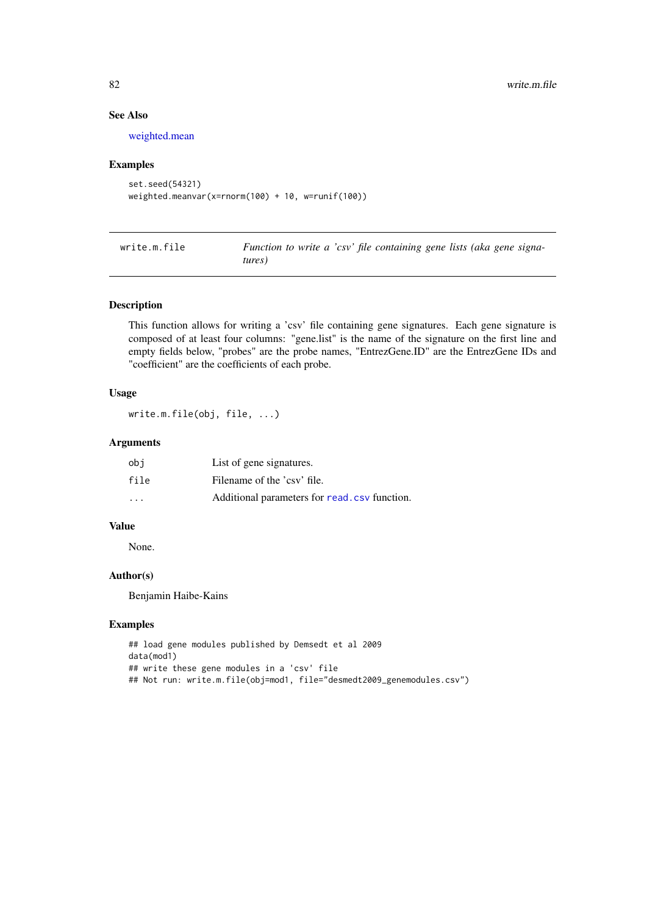### See Also

weighted.mean

### Examples

```
set.seed(54321)
weighted.meanvar(x=rnorm(100) + 10, w=runif(100))
```

---

## write.m.file — *Function to write a 'csv' file containing gene lists (aka gene signatures)*

---

### Description

This function allows for writing a 'csv' file containing gene signatures. Each gene signature is composed of at least four columns: "gene.list" is the name of the signature on the first line and empty fields below, "probes" are the probe names, "EntrezGene.ID" are the EntrezGene IDs and "coefficient" are the coefficients of each probe.

### Usage

```
write.m.file(obj, file, ...)
```

### Arguments

| | |
|---|---|
| obj | List of gene signatures. |
| file | Filename of the 'csv' file. |
| ... | Additional parameters for read.csv function. |

### Value

None.

### Author(s)

Benjamin Haibe-Kains

### Examples

```
## load gene modules published by Demsedt et al 2009
data(mod1)
## write these gene modules in a 'csv' file
## Not run: write.m.file(obj=mod1, file="desmedt2009_genemodules.csv")
```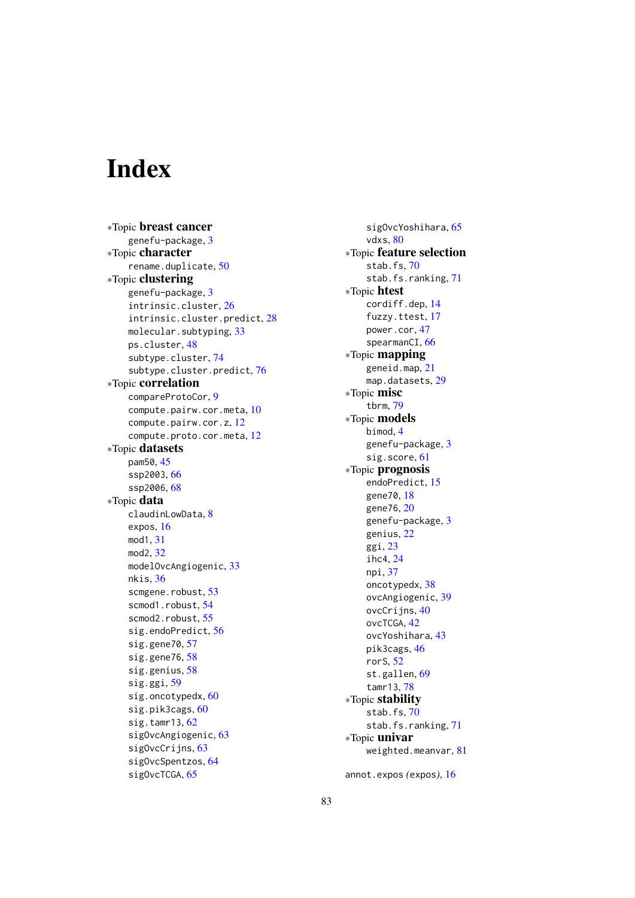# Index

*Topic **breast cancer**
- genefu-package, 3

*Topic **character**
- rename.duplicate, 50

*Topic **clustering**
- genefu-package, 3
- intrinsic.cluster, 26
- intrinsic.cluster.predict, 28
- molecular.subtyping, 33
- ps.cluster, 48
- subtype.cluster, 74
- subtype.cluster.predict, 76

*Topic **correlation**
- compareProtoCor, 9
- compute.pairw.cor.meta, 10
- compute.pairw.cor.z, 12
- compute.proto.cor.meta, 12

*Topic **datasets**
- pam50, 45
- ssp2003, 66
- ssp2006, 68

*Topic **data**
- claudinLowData, 8
- expos, 16
- mod1, 31
- mod2, 32
- modelOvcAngiogenic, 33
- nkis, 36
- scmgene.robust, 53
- scmod1.robust, 54
- scmod2.robust, 55
- sig.endoPredict, 56
- sig.gene70, 57
- sig.gene76, 58
- sig.genius, 58
- sig.ggi, 59
- sig.oncotypedx, 60
- sig.pik3cags, 60
- sig.tamr13, 62
- sigOvcAngiogenic, 63
- sigOvcCrijns, 63
- sigOvcSpentzos, 64
- sigOvcTCGA, 65
- sigOvcYoshihara, 65
- vdxs, 80

*Topic **feature selection**
- stab.fs, 70
- stab.fs.ranking, 71

*Topic **htest**
- cordiff.dep, 14
- fuzzy.ttest, 17
- power.cor, 47
- spearmanCI, 66

*Topic **mapping**
- geneid.map, 21
- map.datasets, 29

*Topic **misc**
- tbrm, 79

*Topic **models**
- bimod, 4
- genefu-package, 3
- sig.score, 61

*Topic **prognosis**
- endoPredict, 15
- gene70, 18
- gene76, 20
- genefu-package, 3
- genius, 22
- ggi, 23
- ihc4, 24
- npi, 37
- oncotypedx, 38
- ovcAngiogenic, 39
- ovcCrijns, 40
- ovcTCGA, 42
- ovcYoshihara, 43
- pik3cags, 46
- rorS, 52
- st.gallen, 69
- tamr13, 78

*Topic **stability**
- stab.fs, 70
- stab.fs.ranking, 71

*Topic **univar**
- weighted.meanvar, 81

annot.expos (expos), 16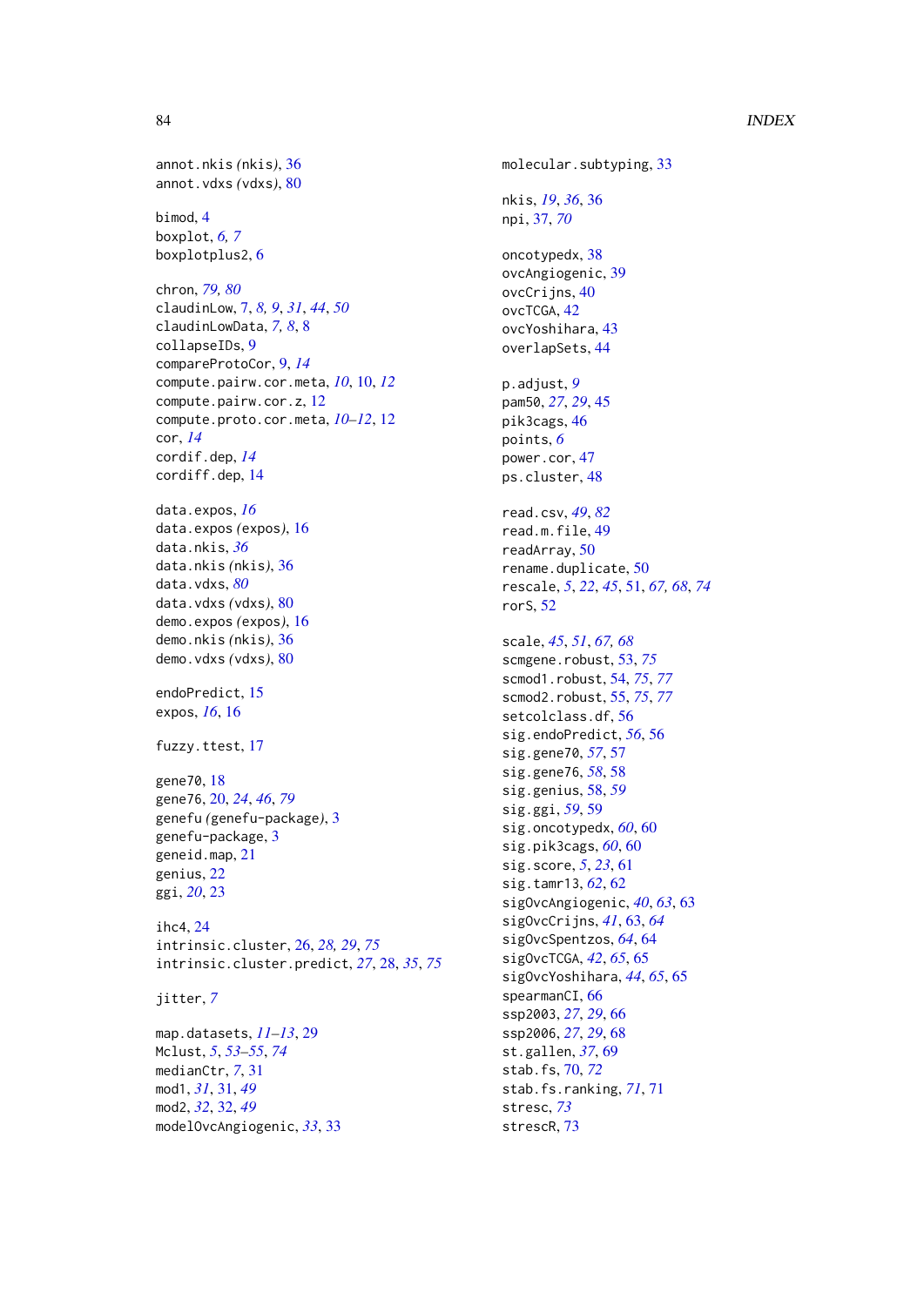annot.nkis (nkis), 36
annot.vdxs (vdxs), 80

bimod, 4
boxplot, *6, 7*
boxplotplus2, 6

chron, *79, 80*
claudinLow, 7, *8, 9*, *31*, *44*, *50*
claudinLowData, *7, 8*, 8
collapseIDs, 9
compareProtoCor, 9, *14*
compute.pairw.cor.meta, *10*, 10, *12*
compute.pairw.cor.z, 12
compute.proto.cor.meta, *10–12*, 12
cor, *14*
cordif.dep, *14*
cordiff.dep, 14

data.expos, *16*
data.expos (expos), 16
data.nkis, *36*
data.nkis (nkis), 36
data.vdxs, *80*
data.vdxs (vdxs), 80
demo.expos (expos), 16
demo.nkis (nkis), 36
demo.vdxs (vdxs), 80

endoPredict, 15
expos, *16*, 16

fuzzy.ttest, 17

gene70, 18
gene76, 20, *24*, *46*, *79*
genefu (genefu-package), 3
genefu-package, 3
geneid.map, 21
genius, 22
ggi, *20*, 23

ihc4, 24
intrinsic.cluster, 26, *28, 29*, *75*
intrinsic.cluster.predict, *27*, 28, *35*, *75*

jitter, *7*

map.datasets, *11–13*, 29
Mclust, *5*, *53–55*, *74*
medianCtr, *7*, 31
mod1, *31*, 31, *49*
mod2, *32*, 32, *49*
modelOvcAngiogenic, *33*, 33

molecular.subtyping, 33

nkis, *19*, *36*, 36
npi, 37, *70*

oncotypedx, 38
ovcAngiogenic, 39
ovcCrijns, 40
ovcTCGA, 42
ovcYoshihara, 43
overlapSets, 44

p.adjust, *9*
pam50, *27*, *29*, 45
pik3cags, 46
points, *6*
power.cor, 47
ps.cluster, 48

read.csv, *49*, *82*
read.m.file, 49
readArray, 50
rename.duplicate, 50
rescale, *5*, *22*, *45*, 51, *67, 68*, *74*
rorS, 52

scale, *45*, *51*, *67*, *68*
scmgene.robust, 53, *75*
scmod1.robust, 54, *75*, *77*
scmod2.robust, 55, *75*, *77*
setcolclass.df, 56
sig.endoPredict, *56*, 56
sig.gene70, *57*, 57
sig.gene76, *58*, 58
sig.genius, 58, *59*
sig.ggi, *59*, 59
sig.oncotypedx, *60*, 60
sig.pik3cags, *60*, 60
sig.score, *5*, *23*, 61
sig.tamr13, *62*, 62
sigOvcAngiogenic, *40*, *63*, 63
sigOvcCrijns, *41*, 63, *64*
sigOvcSpentzos, *64*, 64
sigOvcTCGA, *42*, *65*, 65
sigOvcYoshihara, *44*, *65*, 65
spearmanCI, 66
ssp2003, *27*, *29*, 66
ssp2006, *27*, *29*, 68
st.gallen, *37*, 69
stab.fs, 70, *72*
stab.fs.ranking, *71*, 71
stresc, *73*
strescR, 73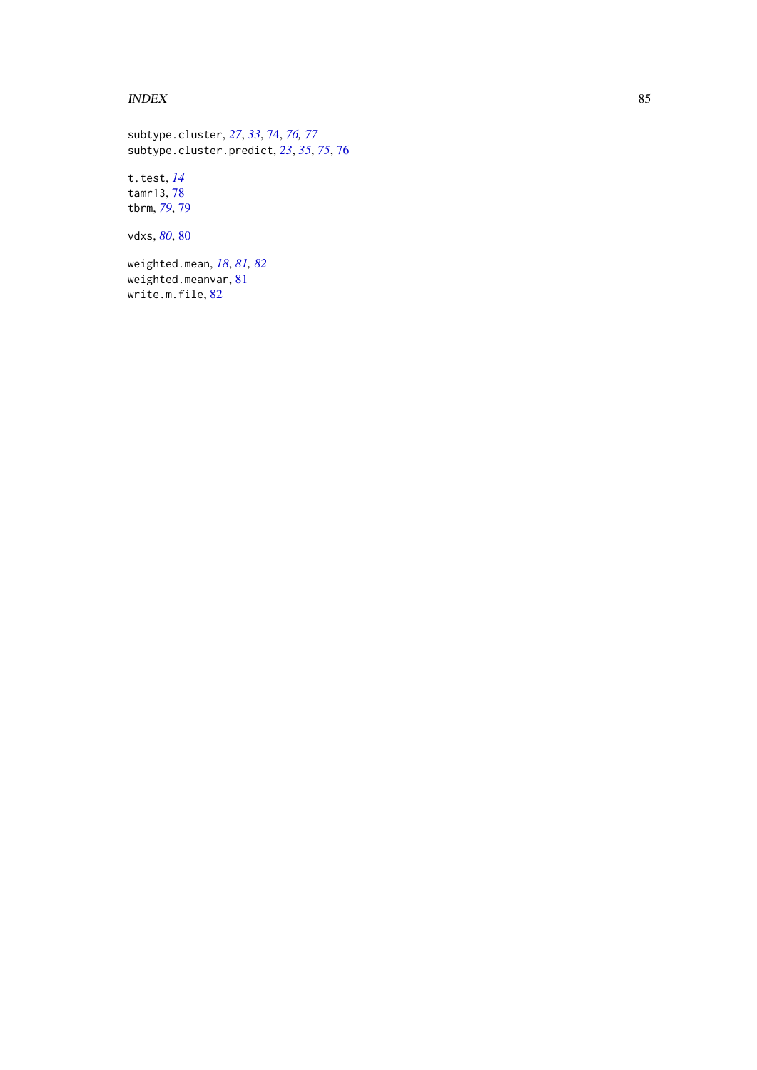subtype.cluster, *27*, *33*, 74, *76, 77*
subtype.cluster.predict, *23*, *35*, *75*, 76

t.test, *14*
tamr13, 78
tbrm, *79*, 79

vdxs, *80*, 80

weighted.mean, *18*, *81, 82*
weighted.meanvar, 81
write.m.file, 82